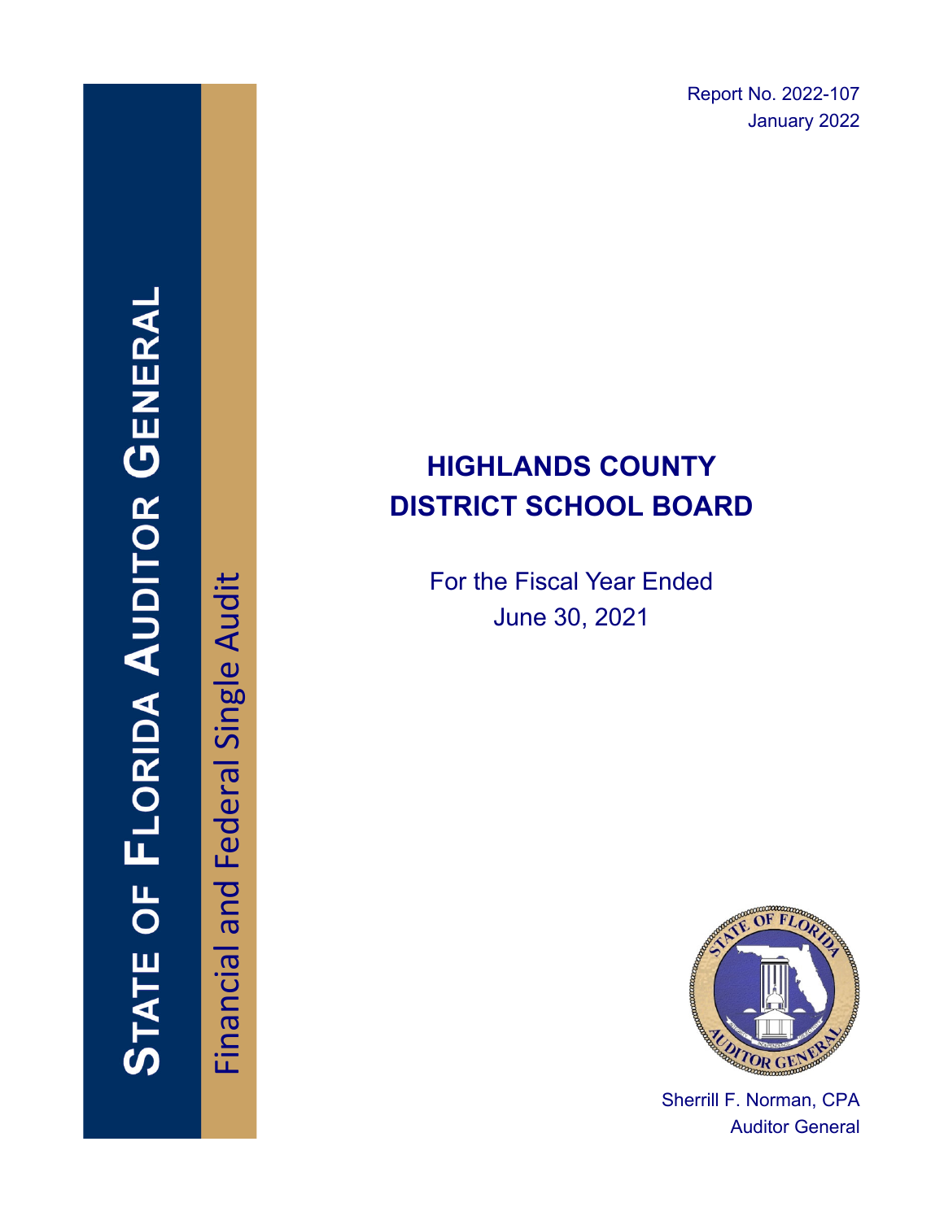Report No. 2022-107
January 2022

STATE OF FLORIDA AUDITOR GENERAL

Financial and Federal Single Audit

# HIGHLANDS COUNTY DISTRICT SCHOOL BOARD

For the Fiscal Year Ended
June 30, 2021

Sherrill F. Norman, CPA
Auditor General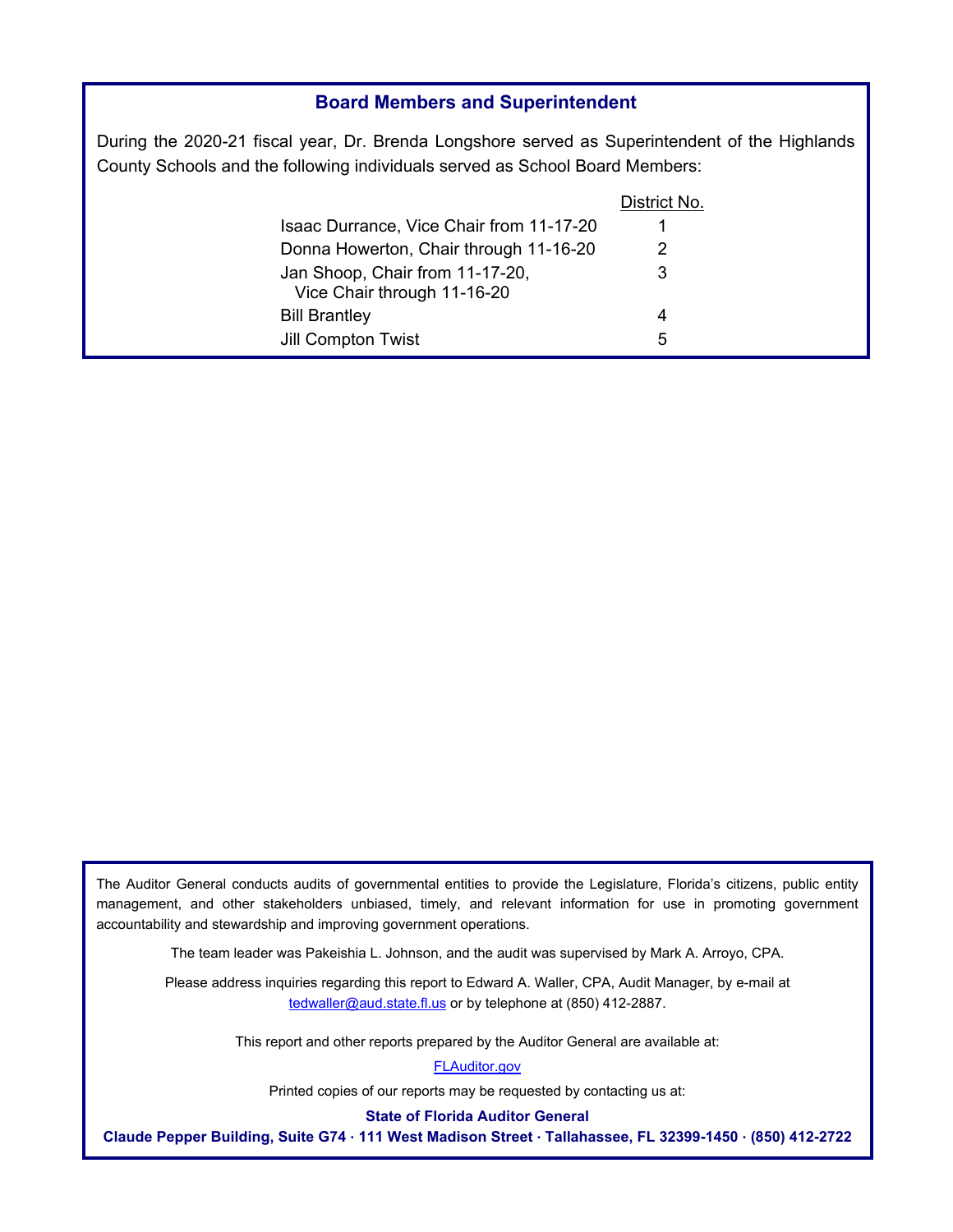## Board Members and Superintendent

During the 2020-21 fiscal year, Dr. Brenda Longshore served as Superintendent of the Highlands County Schools and the following individuals served as School Board Members:

| | District No. |
|---|---|
| Isaac Durrance, Vice Chair from 11-17-20 | 1 |
| Donna Howerton, Chair through 11-16-20 | 2 |
| Jan Shoop, Chair from 11-17-20, Vice Chair through 11-16-20 | 3 |
| Bill Brantley | 4 |
| Jill Compton Twist | 5 |

The Auditor General conducts audits of governmental entities to provide the Legislature, Florida's citizens, public entity management, and other stakeholders unbiased, timely, and relevant information for use in promoting government accountability and stewardship and improving government operations.

The team leader was Pakeishia L. Johnson, and the audit was supervised by Mark A. Arroyo, CPA.

Please address inquiries regarding this report to Edward A. Waller, CPA, Audit Manager, by e-mail at tedwaller@aud.state.fl.us or by telephone at (850) 412-2887.

This report and other reports prepared by the Auditor General are available at:

FLAuditor.gov

Printed copies of our reports may be requested by contacting us at:

**State of Florida Auditor General**

**Claude Pepper Building, Suite G74 · 111 West Madison Street · Tallahassee, FL 32399-1450 · (850) 412-2722**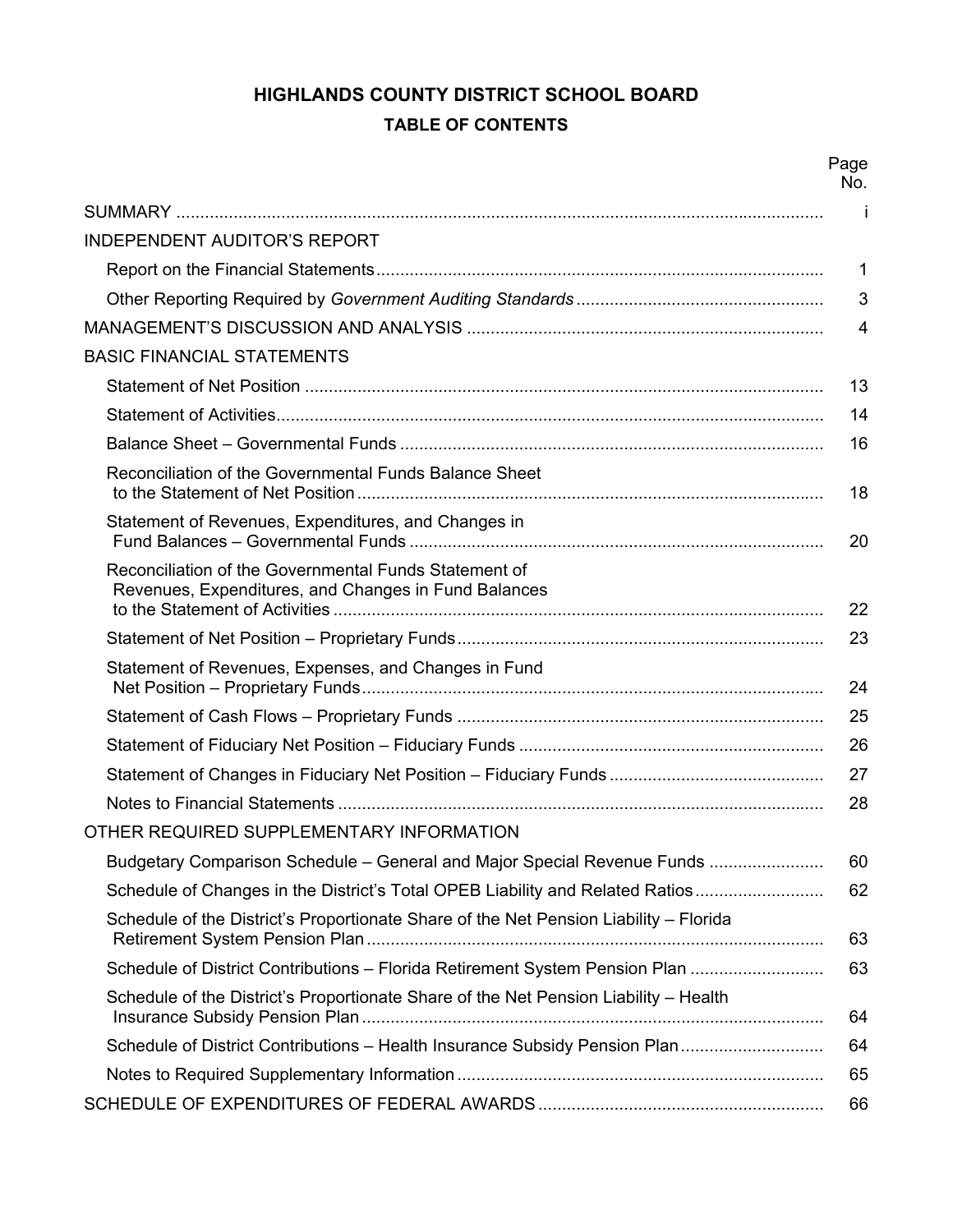# HIGHLANDS COUNTY DISTRICT SCHOOL BOARD

## TABLE OF CONTENTS

| | Page No. |
|---|---|
| SUMMARY | i |
| INDEPENDENT AUDITOR'S REPORT | |
| Report on the Financial Statements | 1 |
| Other Reporting Required by *Government Auditing Standards* | 3 |
| MANAGEMENT'S DISCUSSION AND ANALYSIS | 4 |
| BASIC FINANCIAL STATEMENTS | |
| Statement of Net Position | 13 |
| Statement of Activities | 14 |
| Balance Sheet – Governmental Funds | 16 |
| Reconciliation of the Governmental Funds Balance Sheet to the Statement of Net Position | 18 |
| Statement of Revenues, Expenditures, and Changes in Fund Balances – Governmental Funds | 20 |
| Reconciliation of the Governmental Funds Statement of Revenues, Expenditures, and Changes in Fund Balances to the Statement of Activities | 22 |
| Statement of Net Position – Proprietary Funds | 23 |
| Statement of Revenues, Expenses, and Changes in Fund Net Position – Proprietary Funds | 24 |
| Statement of Cash Flows – Proprietary Funds | 25 |
| Statement of Fiduciary Net Position – Fiduciary Funds | 26 |
| Statement of Changes in Fiduciary Net Position – Fiduciary Funds | 27 |
| Notes to Financial Statements | 28 |
| OTHER REQUIRED SUPPLEMENTARY INFORMATION | |
| Budgetary Comparison Schedule – General and Major Special Revenue Funds | 60 |
| Schedule of Changes in the District's Total OPEB Liability and Related Ratios | 62 |
| Schedule of the District's Proportionate Share of the Net Pension Liability – Florida Retirement System Pension Plan | 63 |
| Schedule of District Contributions – Florida Retirement System Pension Plan | 63 |
| Schedule of the District's Proportionate Share of the Net Pension Liability – Health Insurance Subsidy Pension Plan | 64 |
| Schedule of District Contributions – Health Insurance Subsidy Pension Plan | 64 |
| Notes to Required Supplementary Information | 65 |
| SCHEDULE OF EXPENDITURES OF FEDERAL AWARDS | 66 |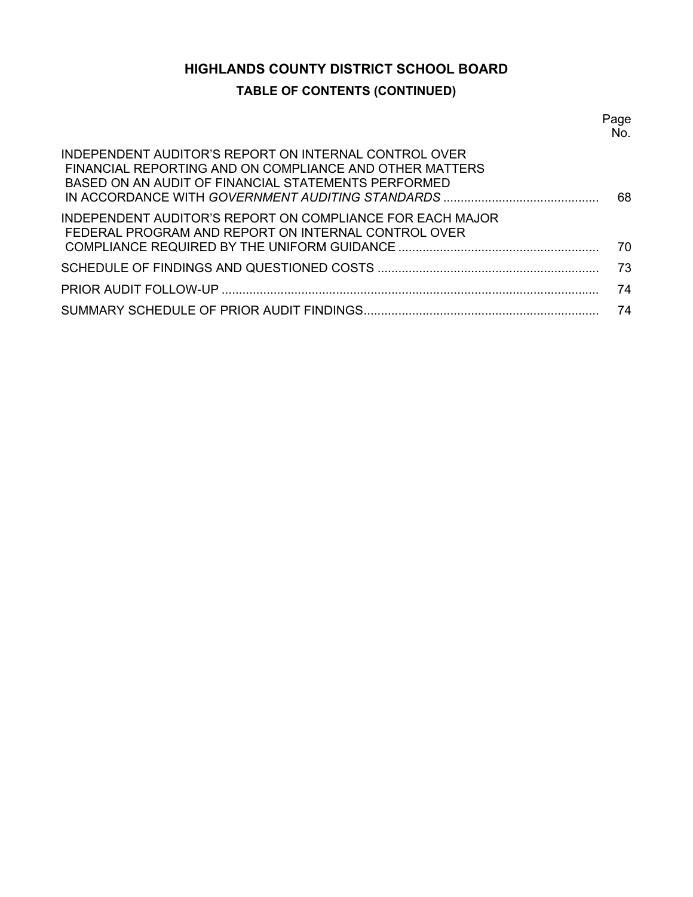# HIGHLANDS COUNTY DISTRICT SCHOOL BOARD

## TABLE OF CONTENTS (CONTINUED)

| | Page No. |
|---|---|
| INDEPENDENT AUDITOR'S REPORT ON INTERNAL CONTROL OVER FINANCIAL REPORTING AND ON COMPLIANCE AND OTHER MATTERS BASED ON AN AUDIT OF FINANCIAL STATEMENTS PERFORMED IN ACCORDANCE WITH *GOVERNMENT AUDITING STANDARDS* | 68 |
| INDEPENDENT AUDITOR'S REPORT ON COMPLIANCE FOR EACH MAJOR FEDERAL PROGRAM AND REPORT ON INTERNAL CONTROL OVER COMPLIANCE REQUIRED BY THE UNIFORM GUIDANCE | 70 |
| SCHEDULE OF FINDINGS AND QUESTIONED COSTS | 73 |
| PRIOR AUDIT FOLLOW-UP | 74 |
| SUMMARY SCHEDULE OF PRIOR AUDIT FINDINGS | 74 |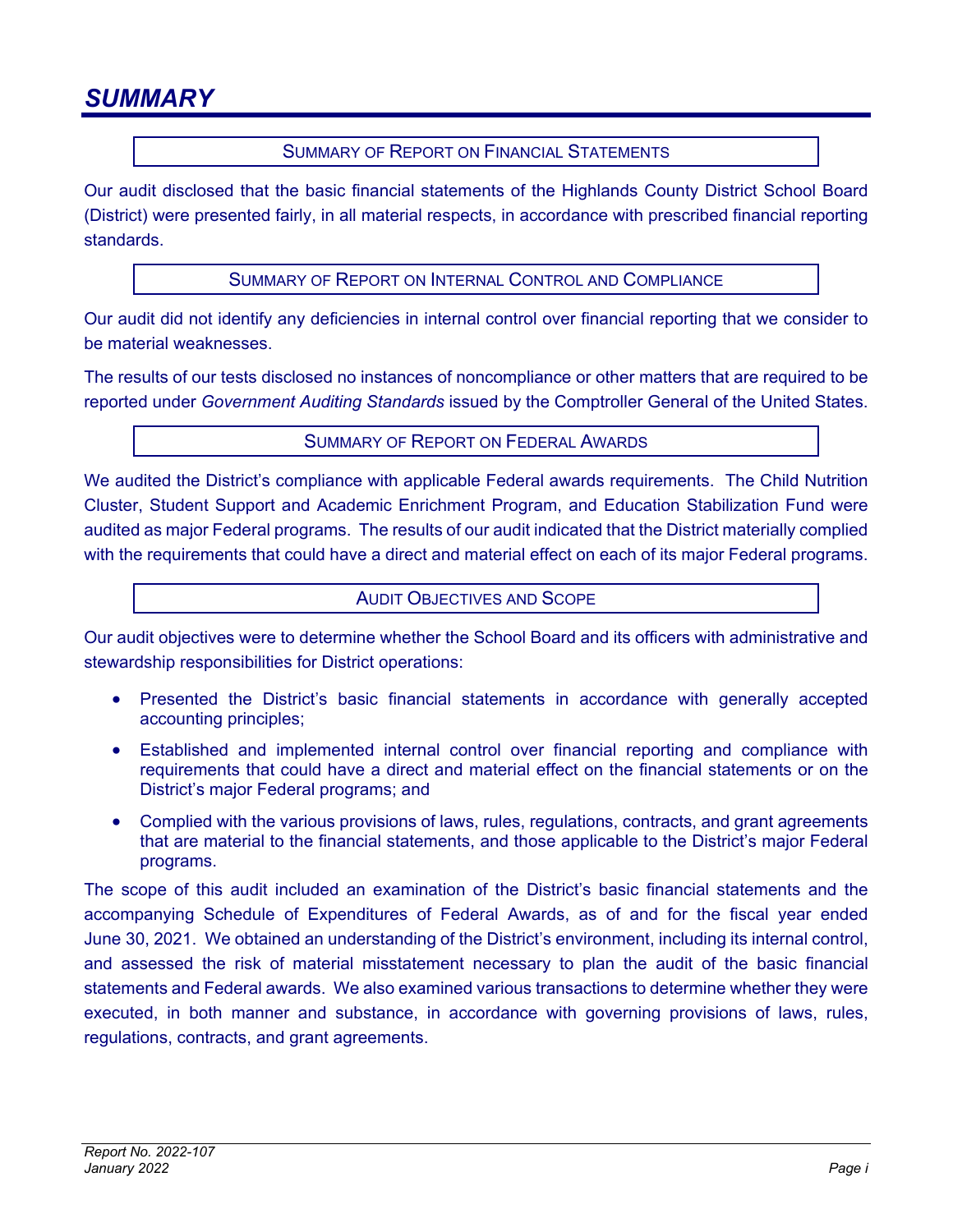# SUMMARY

## SUMMARY OF REPORT ON FINANCIAL STATEMENTS

Our audit disclosed that the basic financial statements of the Highlands County District School Board (District) were presented fairly, in all material respects, in accordance with prescribed financial reporting standards.

## SUMMARY OF REPORT ON INTERNAL CONTROL AND COMPLIANCE

Our audit did not identify any deficiencies in internal control over financial reporting that we consider to be material weaknesses.

The results of our tests disclosed no instances of noncompliance or other matters that are required to be reported under *Government Auditing Standards* issued by the Comptroller General of the United States.

## SUMMARY OF REPORT ON FEDERAL AWARDS

We audited the District's compliance with applicable Federal awards requirements. The Child Nutrition Cluster, Student Support and Academic Enrichment Program, and Education Stabilization Fund were audited as major Federal programs. The results of our audit indicated that the District materially complied with the requirements that could have a direct and material effect on each of its major Federal programs.

## AUDIT OBJECTIVES AND SCOPE

Our audit objectives were to determine whether the School Board and its officers with administrative and stewardship responsibilities for District operations:

- Presented the District's basic financial statements in accordance with generally accepted accounting principles;
- Established and implemented internal control over financial reporting and compliance with requirements that could have a direct and material effect on the financial statements or on the District's major Federal programs; and
- Complied with the various provisions of laws, rules, regulations, contracts, and grant agreements that are material to the financial statements, and those applicable to the District's major Federal programs.

The scope of this audit included an examination of the District's basic financial statements and the accompanying Schedule of Expenditures of Federal Awards, as of and for the fiscal year ended June 30, 2021. We obtained an understanding of the District's environment, including its internal control, and assessed the risk of material misstatement necessary to plan the audit of the basic financial statements and Federal awards. We also examined various transactions to determine whether they were executed, in both manner and substance, in accordance with governing provisions of laws, rules, regulations, contracts, and grant agreements.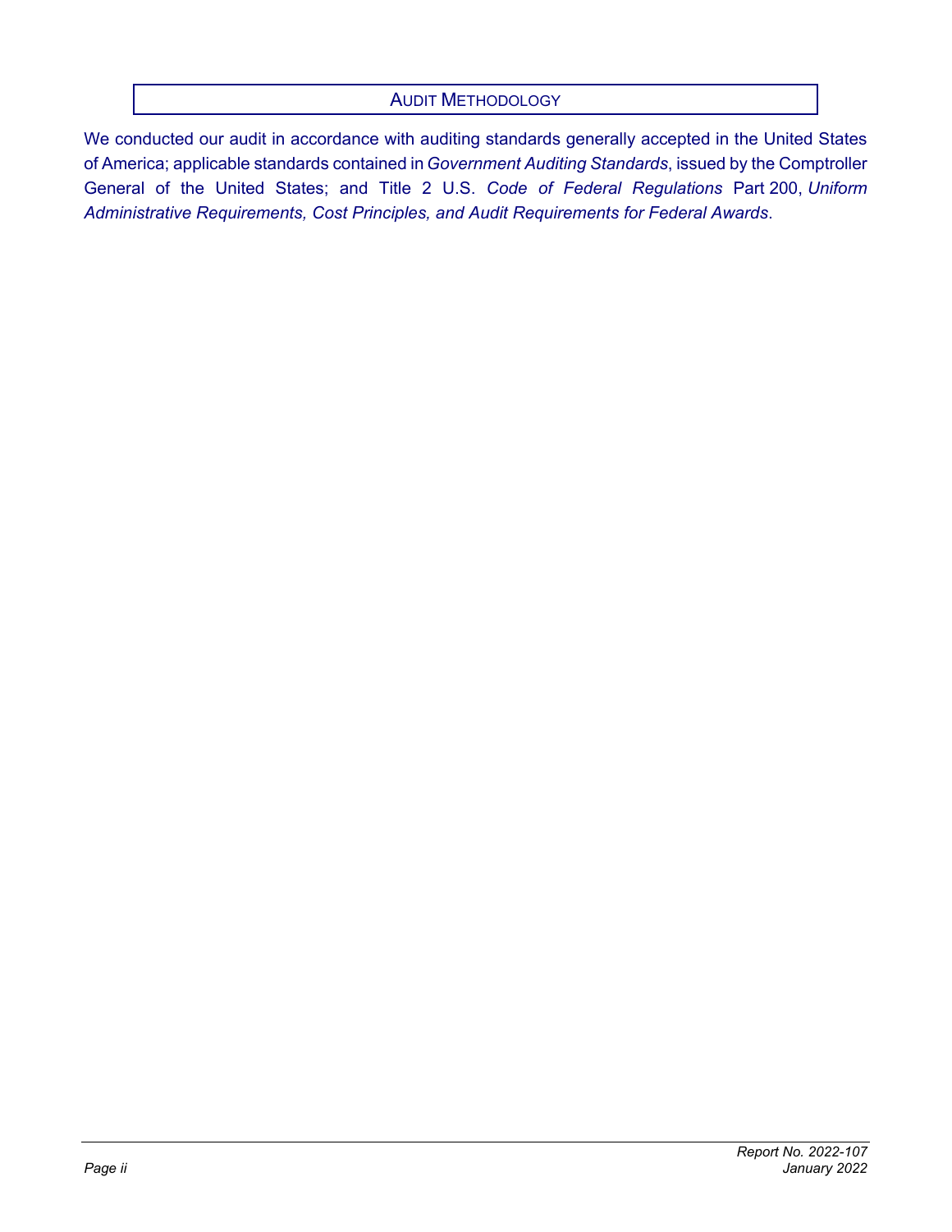## AUDIT METHODOLOGY

We conducted our audit in accordance with auditing standards generally accepted in the United States of America; applicable standards contained in *Government Auditing Standards*, issued by the Comptroller General of the United States; and Title 2 U.S. *Code of Federal Regulations* Part 200, *Uniform Administrative Requirements, Cost Principles, and Audit Requirements for Federal Awards*.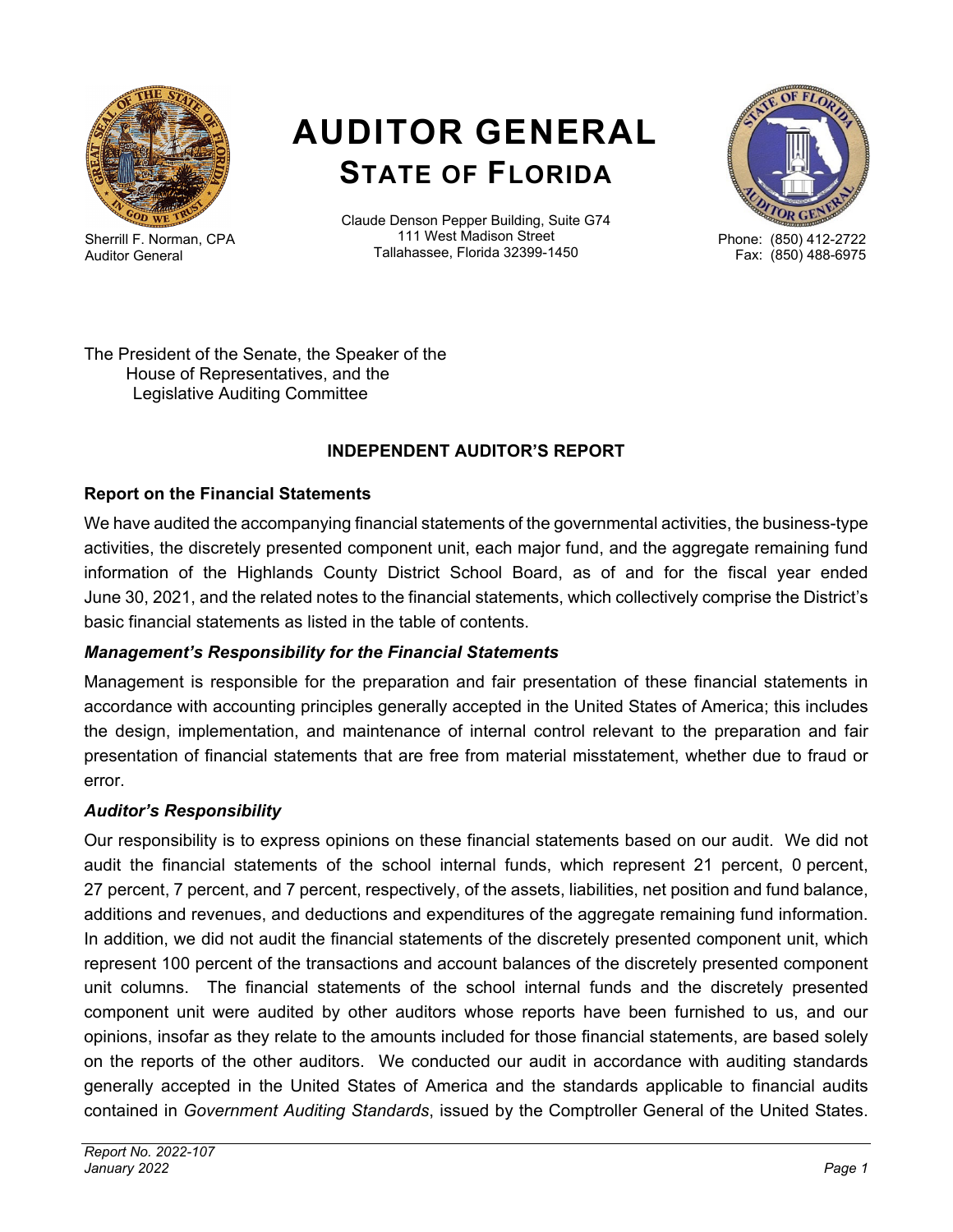# AUDITOR GENERAL
## STATE OF FLORIDA

Sherrill F. Norman, CPA
Auditor General

Claude Denson Pepper Building, Suite G74
111 West Madison Street
Tallahassee, Florida 32399-1450

Phone: (850) 412-2722
Fax: (850) 488-6975

The President of the Senate, the Speaker of the House of Representatives, and the Legislative Auditing Committee

### INDEPENDENT AUDITOR'S REPORT

#### Report on the Financial Statements

We have audited the accompanying financial statements of the governmental activities, the business-type activities, the discretely presented component unit, each major fund, and the aggregate remaining fund information of the Highlands County District School Board, as of and for the fiscal year ended June 30, 2021, and the related notes to the financial statements, which collectively comprise the District's basic financial statements as listed in the table of contents.

#### *Management's Responsibility for the Financial Statements*

Management is responsible for the preparation and fair presentation of these financial statements in accordance with accounting principles generally accepted in the United States of America; this includes the design, implementation, and maintenance of internal control relevant to the preparation and fair presentation of financial statements that are free from material misstatement, whether due to fraud or error.

#### *Auditor's Responsibility*

Our responsibility is to express opinions on these financial statements based on our audit. We did not audit the financial statements of the school internal funds, which represent 21 percent, 0 percent, 27 percent, 7 percent, and 7 percent, respectively, of the assets, liabilities, net position and fund balance, additions and revenues, and deductions and expenditures of the aggregate remaining fund information. In addition, we did not audit the financial statements of the discretely presented component unit, which represent 100 percent of the transactions and account balances of the discretely presented component unit columns. The financial statements of the school internal funds and the discretely presented component unit were audited by other auditors whose reports have been furnished to us, and our opinions, insofar as they relate to the amounts included for those financial statements, are based solely on the reports of the other auditors. We conducted our audit in accordance with auditing standards generally accepted in the United States of America and the standards applicable to financial audits contained in *Government Auditing Standards*, issued by the Comptroller General of the United States.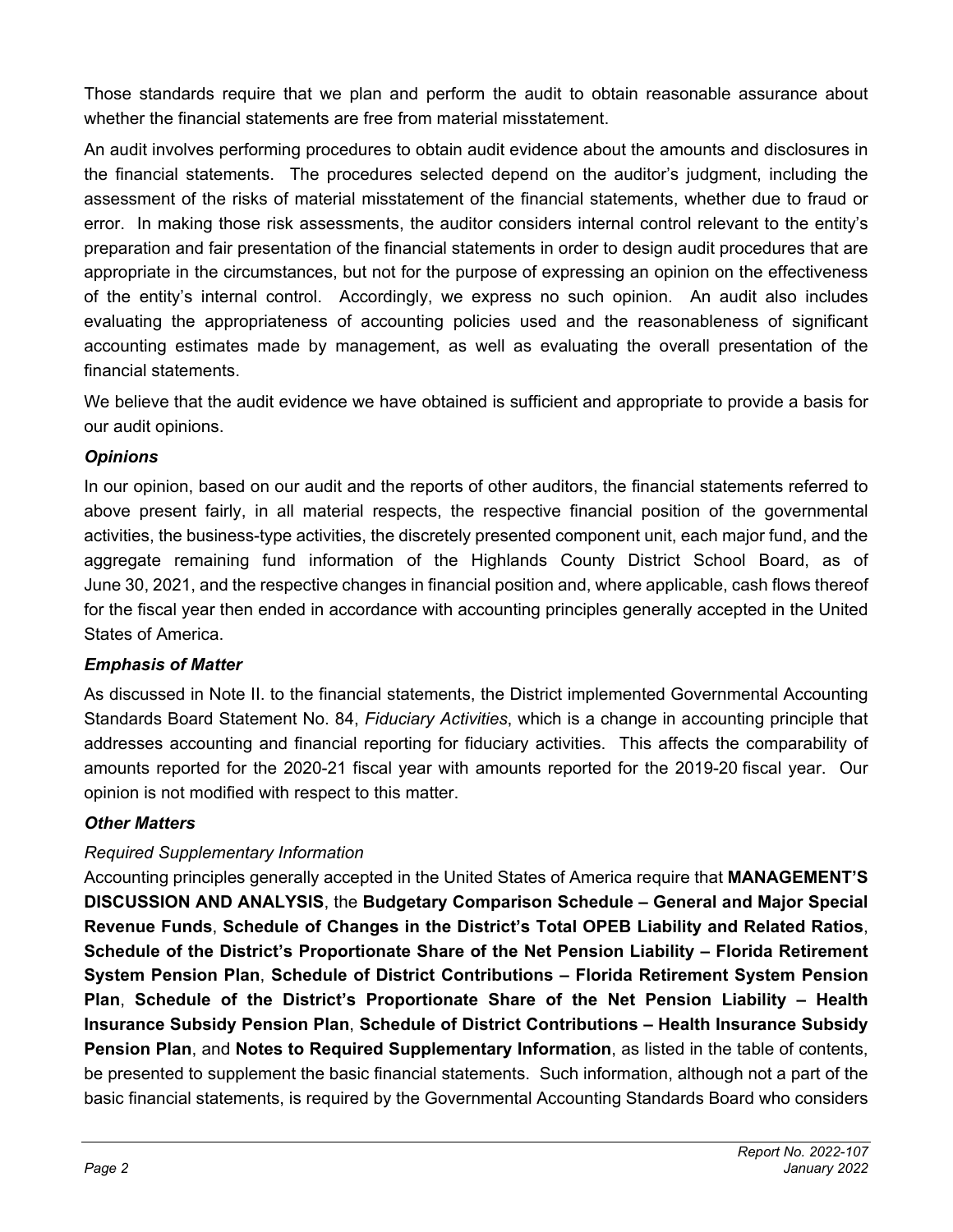Those standards require that we plan and perform the audit to obtain reasonable assurance about whether the financial statements are free from material misstatement.

An audit involves performing procedures to obtain audit evidence about the amounts and disclosures in the financial statements. The procedures selected depend on the auditor's judgment, including the assessment of the risks of material misstatement of the financial statements, whether due to fraud or error. In making those risk assessments, the auditor considers internal control relevant to the entity's preparation and fair presentation of the financial statements in order to design audit procedures that are appropriate in the circumstances, but not for the purpose of expressing an opinion on the effectiveness of the entity's internal control. Accordingly, we express no such opinion. An audit also includes evaluating the appropriateness of accounting policies used and the reasonableness of significant accounting estimates made by management, as well as evaluating the overall presentation of the financial statements.

We believe that the audit evidence we have obtained is sufficient and appropriate to provide a basis for our audit opinions.

### *Opinions*

In our opinion, based on our audit and the reports of other auditors, the financial statements referred to above present fairly, in all material respects, the respective financial position of the governmental activities, the business-type activities, the discretely presented component unit, each major fund, and the aggregate remaining fund information of the Highlands County District School Board, as of June 30, 2021, and the respective changes in financial position and, where applicable, cash flows thereof for the fiscal year then ended in accordance with accounting principles generally accepted in the United States of America.

### *Emphasis of Matter*

As discussed in Note II. to the financial statements, the District implemented Governmental Accounting Standards Board Statement No. 84, *Fiduciary Activities*, which is a change in accounting principle that addresses accounting and financial reporting for fiduciary activities. This affects the comparability of amounts reported for the 2020-21 fiscal year with amounts reported for the 2019-20 fiscal year. Our opinion is not modified with respect to this matter.

### *Other Matters*

*Required Supplementary Information*

Accounting principles generally accepted in the United States of America require that **MANAGEMENT'S DISCUSSION AND ANALYSIS**, the **Budgetary Comparison Schedule – General and Major Special Revenue Funds**, **Schedule of Changes in the District's Total OPEB Liability and Related Ratios**, **Schedule of the District's Proportionate Share of the Net Pension Liability – Florida Retirement System Pension Plan**, **Schedule of District Contributions – Florida Retirement System Pension Plan**, **Schedule of the District's Proportionate Share of the Net Pension Liability – Health Insurance Subsidy Pension Plan**, **Schedule of District Contributions – Health Insurance Subsidy Pension Plan**, and **Notes to Required Supplementary Information**, as listed in the table of contents, be presented to supplement the basic financial statements. Such information, although not a part of the basic financial statements, is required by the Governmental Accounting Standards Board who considers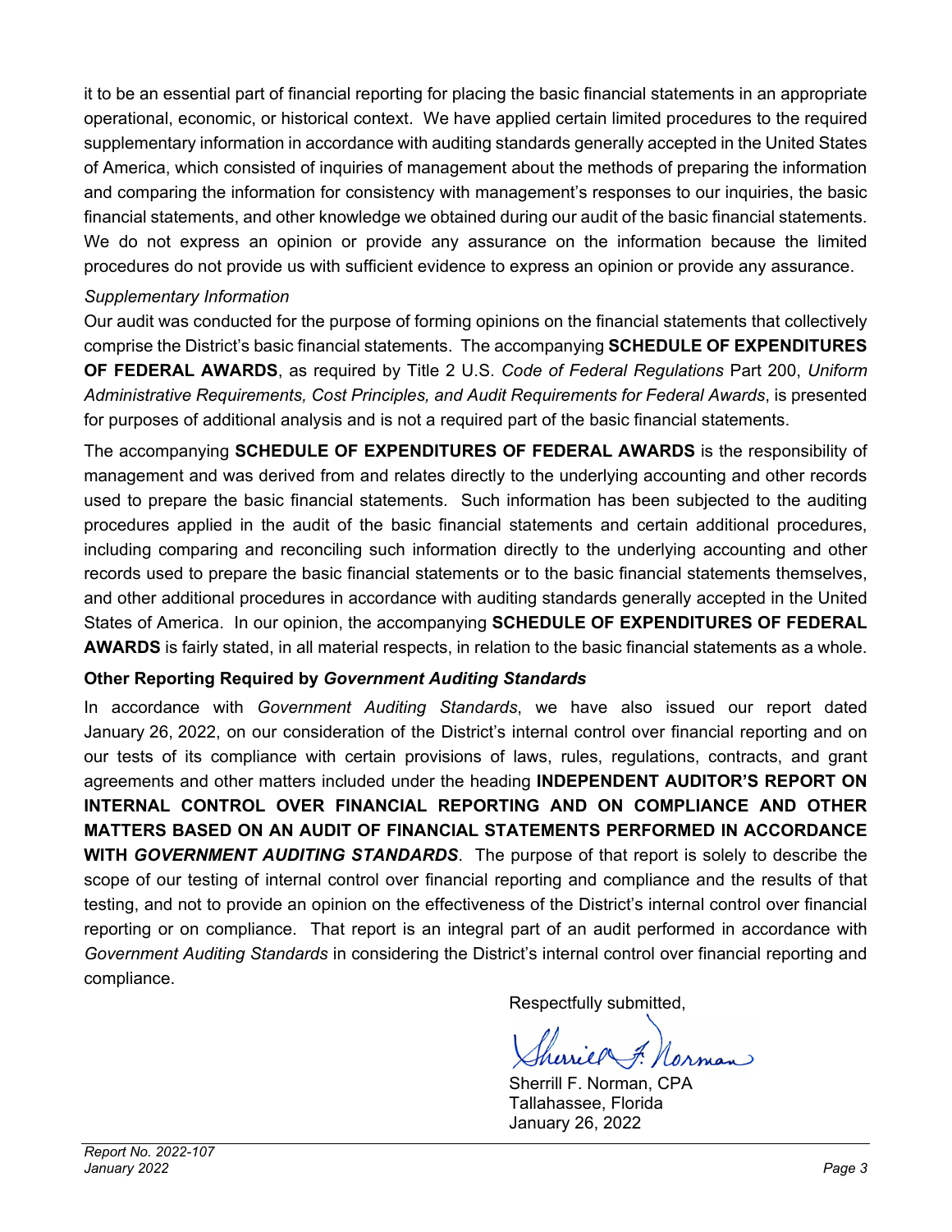it to be an essential part of financial reporting for placing the basic financial statements in an appropriate operational, economic, or historical context. We have applied certain limited procedures to the required supplementary information in accordance with auditing standards generally accepted in the United States of America, which consisted of inquiries of management about the methods of preparing the information and comparing the information for consistency with management's responses to our inquiries, the basic financial statements, and other knowledge we obtained during our audit of the basic financial statements. We do not express an opinion or provide any assurance on the information because the limited procedures do not provide us with sufficient evidence to express an opinion or provide any assurance.

*Supplementary Information*

Our audit was conducted for the purpose of forming opinions on the financial statements that collectively comprise the District's basic financial statements. The accompanying **SCHEDULE OF EXPENDITURES OF FEDERAL AWARDS**, as required by Title 2 U.S. *Code of Federal Regulations* Part 200, *Uniform Administrative Requirements, Cost Principles, and Audit Requirements for Federal Awards*, is presented for purposes of additional analysis and is not a required part of the basic financial statements.

The accompanying **SCHEDULE OF EXPENDITURES OF FEDERAL AWARDS** is the responsibility of management and was derived from and relates directly to the underlying accounting and other records used to prepare the basic financial statements. Such information has been subjected to the auditing procedures applied in the audit of the basic financial statements and certain additional procedures, including comparing and reconciling such information directly to the underlying accounting and other records used to prepare the basic financial statements or to the basic financial statements themselves, and other additional procedures in accordance with auditing standards generally accepted in the United States of America. In our opinion, the accompanying **SCHEDULE OF EXPENDITURES OF FEDERAL AWARDS** is fairly stated, in all material respects, in relation to the basic financial statements as a whole.

**Other Reporting Required by *Government Auditing Standards***

In accordance with *Government Auditing Standards*, we have also issued our report dated January 26, 2022, on our consideration of the District's internal control over financial reporting and on our tests of its compliance with certain provisions of laws, rules, regulations, contracts, and grant agreements and other matters included under the heading **INDEPENDENT AUDITOR'S REPORT ON INTERNAL CONTROL OVER FINANCIAL REPORTING AND ON COMPLIANCE AND OTHER MATTERS BASED ON AN AUDIT OF FINANCIAL STATEMENTS PERFORMED IN ACCORDANCE WITH *GOVERNMENT AUDITING STANDARDS***. The purpose of that report is solely to describe the scope of our testing of internal control over financial reporting and compliance and the results of that testing, and not to provide an opinion on the effectiveness of the District's internal control over financial reporting or on compliance. That report is an integral part of an audit performed in accordance with *Government Auditing Standards* in considering the District's internal control over financial reporting and compliance.

Respectfully submitted,

Sherrill F. Norman, CPA
Tallahassee, Florida
January 26, 2022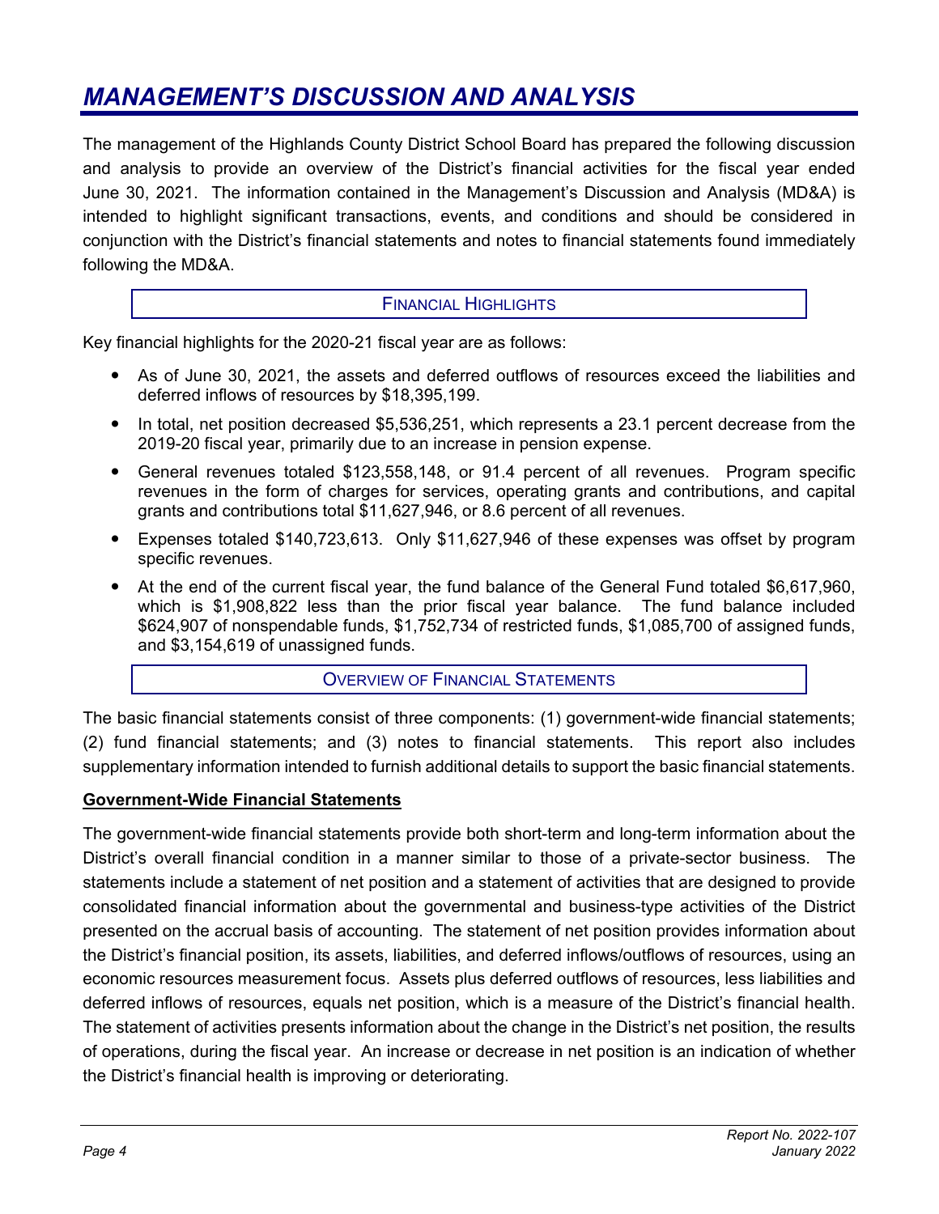# *MANAGEMENT'S DISCUSSION AND ANALYSIS*

The management of the Highlands County District School Board has prepared the following discussion and analysis to provide an overview of the District's financial activities for the fiscal year ended June 30, 2021. The information contained in the Management's Discussion and Analysis (MD&A) is intended to highlight significant transactions, events, and conditions and should be considered in conjunction with the District's financial statements and notes to financial statements found immediately following the MD&A.

## FINANCIAL HIGHLIGHTS

Key financial highlights for the 2020-21 fiscal year are as follows:

- As of June 30, 2021, the assets and deferred outflows of resources exceed the liabilities and deferred inflows of resources by $18,395,199.
- In total, net position decreased $5,536,251, which represents a 23.1 percent decrease from the 2019-20 fiscal year, primarily due to an increase in pension expense.
- General revenues totaled $123,558,148, or 91.4 percent of all revenues. Program specific revenues in the form of charges for services, operating grants and contributions, and capital grants and contributions total $11,627,946, or 8.6 percent of all revenues.
- Expenses totaled $140,723,613. Only $11,627,946 of these expenses was offset by program specific revenues.
- At the end of the current fiscal year, the fund balance of the General Fund totaled $6,617,960, which is $1,908,822 less than the prior fiscal year balance. The fund balance included $624,907 of nonspendable funds, $1,752,734 of restricted funds, $1,085,700 of assigned funds, and $3,154,619 of unassigned funds.

## OVERVIEW OF FINANCIAL STATEMENTS

The basic financial statements consist of three components: (1) government-wide financial statements; (2) fund financial statements; and (3) notes to financial statements. This report also includes supplementary information intended to furnish additional details to support the basic financial statements.

### **Government-Wide Financial Statements**

The government-wide financial statements provide both short-term and long-term information about the District's overall financial condition in a manner similar to those of a private-sector business. The statements include a statement of net position and a statement of activities that are designed to provide consolidated financial information about the governmental and business-type activities of the District presented on the accrual basis of accounting. The statement of net position provides information about the District's financial position, its assets, liabilities, and deferred inflows/outflows of resources, using an economic resources measurement focus. Assets plus deferred outflows of resources, less liabilities and deferred inflows of resources, equals net position, which is a measure of the District's financial health. The statement of activities presents information about the change in the District's net position, the results of operations, during the fiscal year. An increase or decrease in net position is an indication of whether the District's financial health is improving or deteriorating.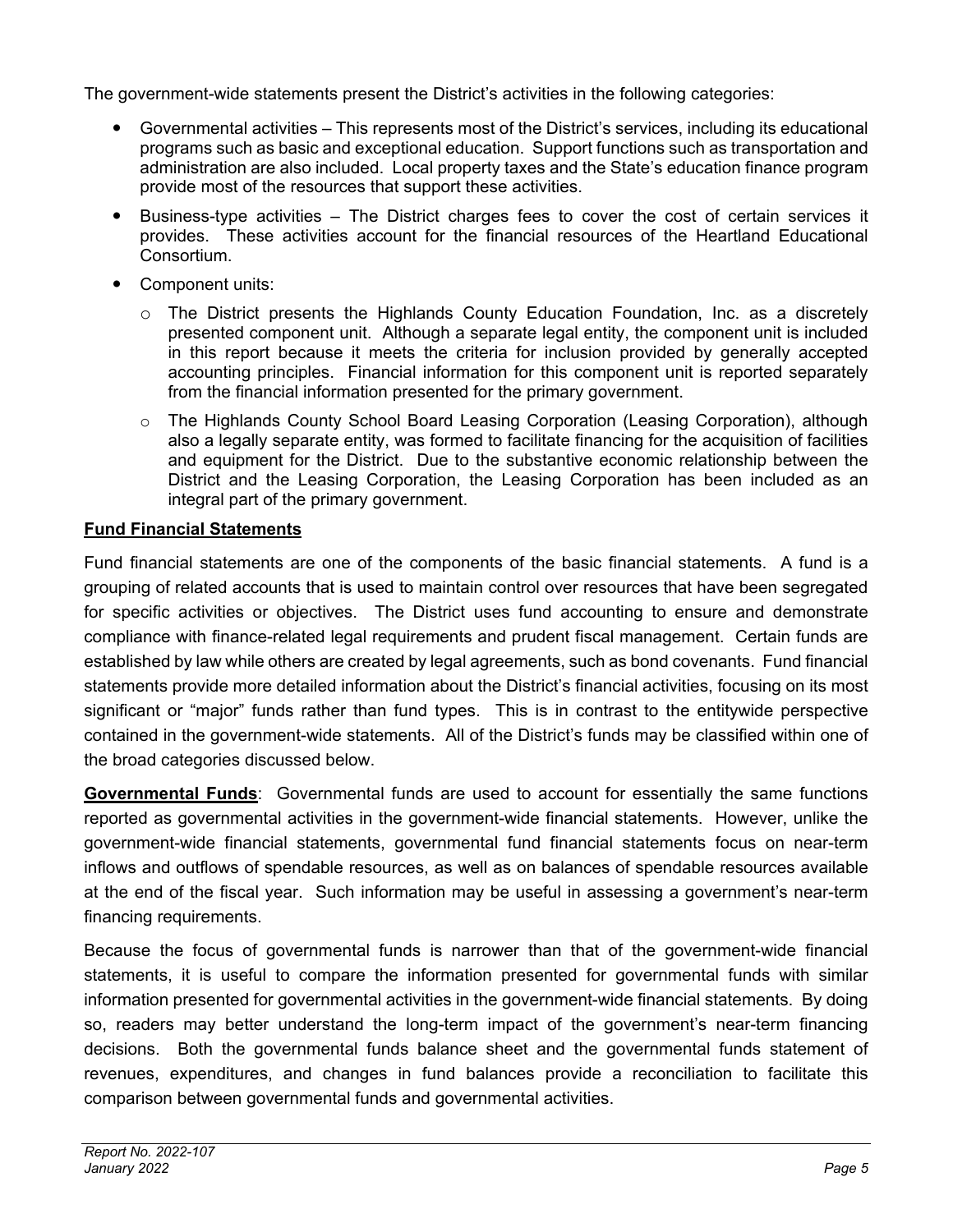The government-wide statements present the District's activities in the following categories:

- Governmental activities – This represents most of the District's services, including its educational programs such as basic and exceptional education. Support functions such as transportation and administration are also included. Local property taxes and the State's education finance program provide most of the resources that support these activities.
- Business-type activities – The District charges fees to cover the cost of certain services it provides. These activities account for the financial resources of the Heartland Educational Consortium.
- Component units:
  - The District presents the Highlands County Education Foundation, Inc. as a discretely presented component unit. Although a separate legal entity, the component unit is included in this report because it meets the criteria for inclusion provided by generally accepted accounting principles. Financial information for this component unit is reported separately from the financial information presented for the primary government.
  - The Highlands County School Board Leasing Corporation (Leasing Corporation), although also a legally separate entity, was formed to facilitate financing for the acquisition of facilities and equipment for the District. Due to the substantive economic relationship between the District and the Leasing Corporation, the Leasing Corporation has been included as an integral part of the primary government.

**Fund Financial Statements**

Fund financial statements are one of the components of the basic financial statements. A fund is a grouping of related accounts that is used to maintain control over resources that have been segregated for specific activities or objectives. The District uses fund accounting to ensure and demonstrate compliance with finance-related legal requirements and prudent fiscal management. Certain funds are established by law while others are created by legal agreements, such as bond covenants. Fund financial statements provide more detailed information about the District's financial activities, focusing on its most significant or "major" funds rather than fund types. This is in contrast to the entitywide perspective contained in the government-wide statements. All of the District's funds may be classified within one of the broad categories discussed below.

**Governmental Funds**: Governmental funds are used to account for essentially the same functions reported as governmental activities in the government-wide financial statements. However, unlike the government-wide financial statements, governmental fund financial statements focus on near-term inflows and outflows of spendable resources, as well as on balances of spendable resources available at the end of the fiscal year. Such information may be useful in assessing a government's near-term financing requirements.

Because the focus of governmental funds is narrower than that of the government-wide financial statements, it is useful to compare the information presented for governmental funds with similar information presented for governmental activities in the government-wide financial statements. By doing so, readers may better understand the long-term impact of the government's near-term financing decisions. Both the governmental funds balance sheet and the governmental funds statement of revenues, expenditures, and changes in fund balances provide a reconciliation to facilitate this comparison between governmental funds and governmental activities.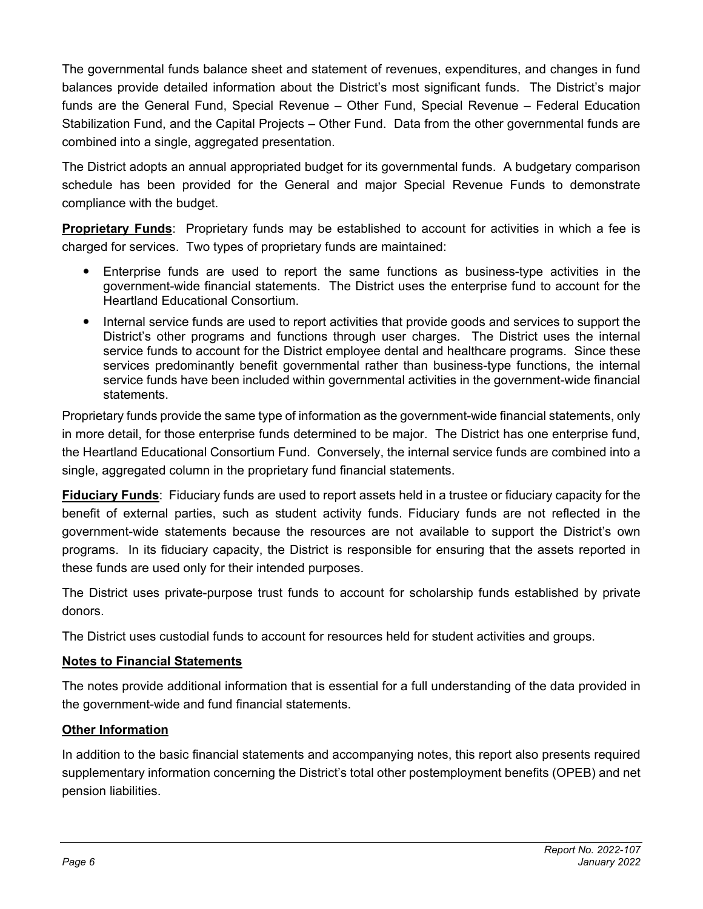The governmental funds balance sheet and statement of revenues, expenditures, and changes in fund balances provide detailed information about the District's most significant funds. The District's major funds are the General Fund, Special Revenue – Other Fund, Special Revenue – Federal Education Stabilization Fund, and the Capital Projects – Other Fund. Data from the other governmental funds are combined into a single, aggregated presentation.

The District adopts an annual appropriated budget for its governmental funds. A budgetary comparison schedule has been provided for the General and major Special Revenue Funds to demonstrate compliance with the budget.

**Proprietary Funds**: Proprietary funds may be established to account for activities in which a fee is charged for services. Two types of proprietary funds are maintained:

- Enterprise funds are used to report the same functions as business-type activities in the government-wide financial statements. The District uses the enterprise fund to account for the Heartland Educational Consortium.
- Internal service funds are used to report activities that provide goods and services to support the District's other programs and functions through user charges. The District uses the internal service funds to account for the District employee dental and healthcare programs. Since these services predominantly benefit governmental rather than business-type functions, the internal service funds have been included within governmental activities in the government-wide financial statements.

Proprietary funds provide the same type of information as the government-wide financial statements, only in more detail, for those enterprise funds determined to be major. The District has one enterprise fund, the Heartland Educational Consortium Fund. Conversely, the internal service funds are combined into a single, aggregated column in the proprietary fund financial statements.

**Fiduciary Funds**: Fiduciary funds are used to report assets held in a trustee or fiduciary capacity for the benefit of external parties, such as student activity funds. Fiduciary funds are not reflected in the government-wide statements because the resources are not available to support the District's own programs. In its fiduciary capacity, the District is responsible for ensuring that the assets reported in these funds are used only for their intended purposes.

The District uses private-purpose trust funds to account for scholarship funds established by private donors.

The District uses custodial funds to account for resources held for student activities and groups.

**Notes to Financial Statements**

The notes provide additional information that is essential for a full understanding of the data provided in the government-wide and fund financial statements.

**Other Information**

In addition to the basic financial statements and accompanying notes, this report also presents required supplementary information concerning the District's total other postemployment benefits (OPEB) and net pension liabilities.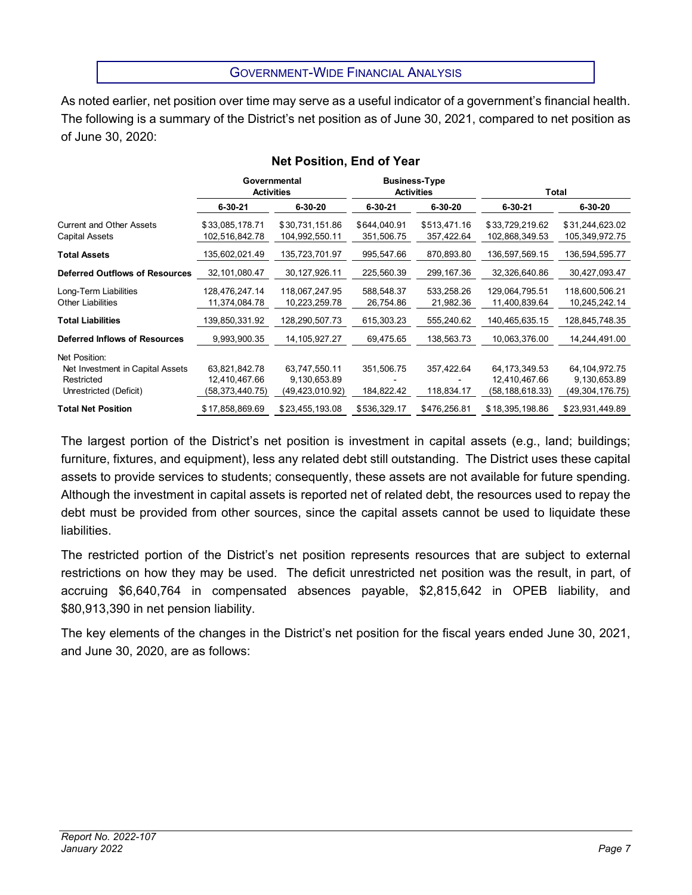## Government-Wide Financial Analysis

As noted earlier, net position over time may serve as a useful indicator of a government's financial health. The following is a summary of the District's net position as of June 30, 2021, compared to net position as of June 30, 2020:

**Net Position, End of Year**

| | Governmental Activities | | Business-Type Activities | | Total | |
|---|---|---|---|---|---|---|
| | **6-30-21** | **6-30-20** | **6-30-21** | **6-30-20** | **6-30-21** | **6-30-20** |
| Current and Other Assets | $33,085,178.71 | $30,731,151.86 | $644,040.91 | $513,471.16 | $33,729,219.62 | $31,244,623.02 |
| Capital Assets | 102,516,842.78 | 104,992,550.11 | 351,506.75 | 357,422.64 | 102,868,349.53 | 105,349,972.75 |
| **Total Assets** | 135,602,021.49 | 135,723,701.97 | 995,547.66 | 870,893.80 | 136,597,569.15 | 136,594,595.77 |
| **Deferred Outflows of Resources** | 32,101,080.47 | 30,127,926.11 | 225,560.39 | 299,167.36 | 32,326,640.86 | 30,427,093.47 |
| Long-Term Liabilities | 128,476,247.14 | 118,067,247.95 | 588,548.37 | 533,258.26 | 129,064,795.51 | 118,600,506.21 |
| Other Liabilities | 11,374,084.78 | 10,223,259.78 | 26,754.86 | 21,982.36 | 11,400,839.64 | 10,245,242.14 |
| **Total Liabilities** | 139,850,331.92 | 128,290,507.73 | 615,303.23 | 555,240.62 | 140,465,635.15 | 128,845,748.35 |
| **Deferred Inflows of Resources** | 9,993,900.35 | 14,105,927.27 | 69,475.65 | 138,563.73 | 10,063,376.00 | 14,244,491.00 |
| Net Position: | | | | | | |
| Net Investment in Capital Assets | 63,821,842.78 | 63,747,550.11 | 351,506.75 | 357,422.64 | 64,173,349.53 | 64,104,972.75 |
| Restricted | 12,410,467.66 | 9,130,653.89 | - | - | 12,410,467.66 | 9,130,653.89 |
| Unrestricted (Deficit) | (58,373,440.75) | (49,423,010.92) | 184,822.42 | 118,834.17 | (58,188,618.33) | (49,304,176.75) |
| **Total Net Position** | $17,858,869.69 | $23,455,193.08 | $536,329.17 | $476,256.81 | $18,395,198.86 | $23,931,449.89 |

The largest portion of the District's net position is investment in capital assets (e.g., land; buildings; furniture, fixtures, and equipment), less any related debt still outstanding. The District uses these capital assets to provide services to students; consequently, these assets are not available for future spending. Although the investment in capital assets is reported net of related debt, the resources used to repay the debt must be provided from other sources, since the capital assets cannot be used to liquidate these liabilities.

The restricted portion of the District's net position represents resources that are subject to external restrictions on how they may be used. The deficit unrestricted net position was the result, in part, of accruing $6,640,764 in compensated absences payable, $2,815,642 in OPEB liability, and $80,913,390 in net pension liability.

The key elements of the changes in the District's net position for the fiscal years ended June 30, 2021, and June 30, 2020, are as follows: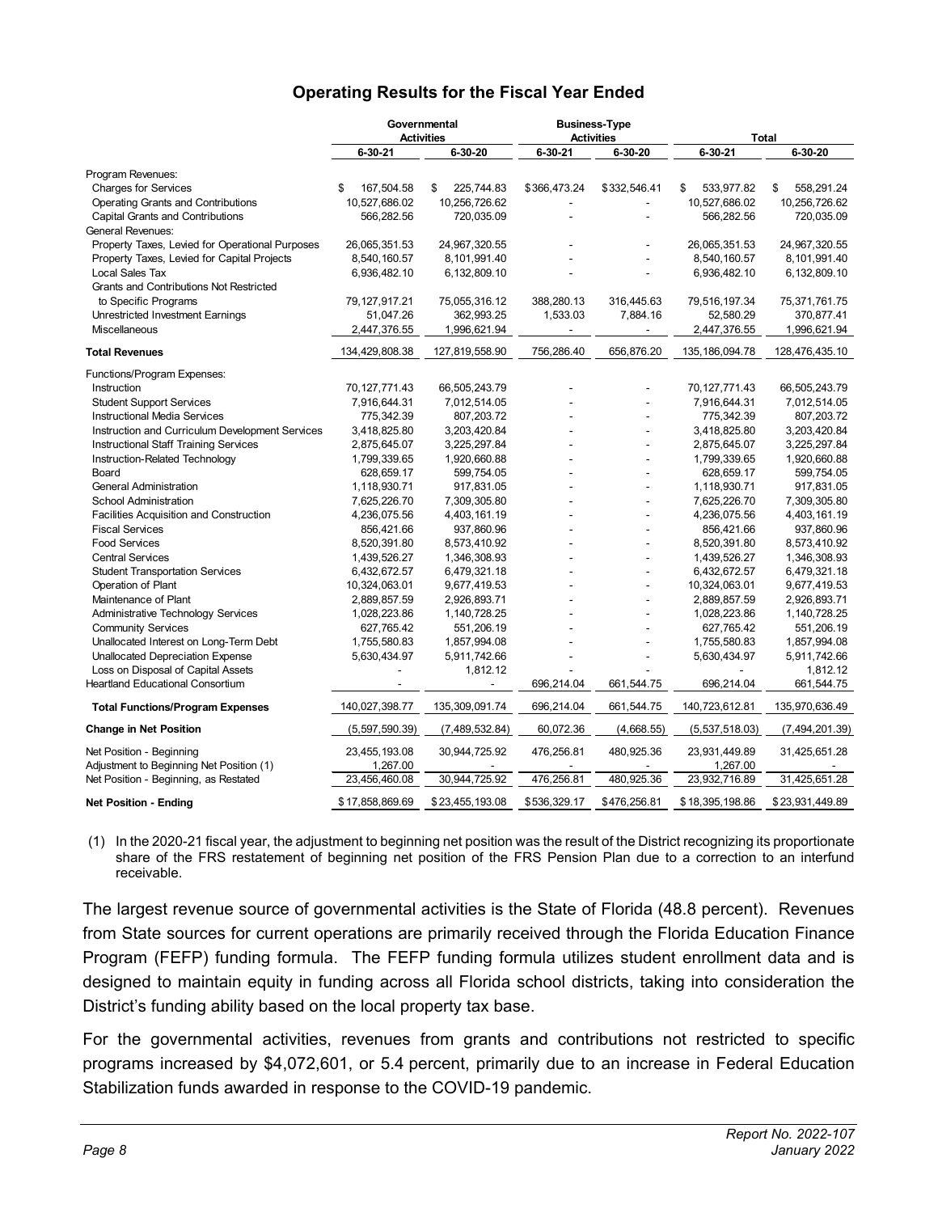### Operating Results for the Fiscal Year Ended

| | Governmental Activities | | Business-Type Activities | | Total | |
|---|---|---|---|---|---|---|
| | 6-30-21 | 6-30-20 | 6-30-21 | 6-30-20 | 6-30-21 | 6-30-20 |
| Program Revenues: | | | | | | |
| Charges for Services | $ 167,504.58 | $ 225,744.83 | $366,473.24 | $332,546.41 | $ 533,977.82 | $ 558,291.24 |
| Operating Grants and Contributions | 10,527,686.02 | 10,256,726.62 | - | - | 10,527,686.02 | 10,256,726.62 |
| Capital Grants and Contributions | 566,282.56 | 720,035.09 | - | - | 566,282.56 | 720,035.09 |
| General Revenues: | | | | | | |
| Property Taxes, Levied for Operational Purposes | 26,065,351.53 | 24,967,320.55 | - | - | 26,065,351.53 | 24,967,320.55 |
| Property Taxes, Levied for Capital Projects | 8,540,160.57 | 8,101,991.40 | - | - | 8,540,160.57 | 8,101,991.40 |
| Local Sales Tax | 6,936,482.10 | 6,132,809.10 | - | - | 6,936,482.10 | 6,132,809.10 |
| Grants and Contributions Not Restricted to Specific Programs | 79,127,917.21 | 75,055,316.12 | 388,280.13 | 316,445.63 | 79,516,197.34 | 75,371,761.75 |
| Unrestricted Investment Earnings | 51,047.26 | 362,993.25 | 1,533.03 | 7,884.16 | 52,580.29 | 370,877.41 |
| Miscellaneous | 2,447,376.55 | 1,996,621.94 | - | - | 2,447,376.55 | 1,996,621.94 |
| **Total Revenues** | 134,429,808.38 | 127,819,558.90 | 756,286.40 | 656,876.20 | 135,186,094.78 | 128,476,435.10 |
| Functions/Program Expenses: | | | | | | |
| Instruction | 70,127,771.43 | 66,505,243.79 | - | - | 70,127,771.43 | 66,505,243.79 |
| Student Support Services | 7,916,644.31 | 7,012,514.05 | - | - | 7,916,644.31 | 7,012,514.05 |
| Instructional Media Services | 775,342.39 | 807,203.72 | - | - | 775,342.39 | 807,203.72 |
| Instruction and Curriculum Development Services | 3,418,825.80 | 3,203,420.84 | - | - | 3,418,825.80 | 3,203,420.84 |
| Instructional Staff Training Services | 2,875,645.07 | 3,225,297.84 | - | - | 2,875,645.07 | 3,225,297.84 |
| Instruction-Related Technology | 1,799,339.65 | 1,920,660.88 | - | - | 1,799,339.65 | 1,920,660.88 |
| Board | 628,659.17 | 599,754.05 | - | - | 628,659.17 | 599,754.05 |
| General Administration | 1,118,930.71 | 917,831.05 | - | - | 1,118,930.71 | 917,831.05 |
| School Administration | 7,625,226.70 | 7,309,305.80 | - | - | 7,625,226.70 | 7,309,305.80 |
| Facilities Acquisition and Construction | 4,236,075.56 | 4,403,161.19 | - | - | 4,236,075.56 | 4,403,161.19 |
| Fiscal Services | 856,421.66 | 937,860.96 | - | - | 856,421.66 | 937,860.96 |
| Food Services | 8,520,391.80 | 8,573,410.92 | - | - | 8,520,391.80 | 8,573,410.92 |
| Central Services | 1,439,526.27 | 1,346,308.93 | - | - | 1,439,526.27 | 1,346,308.93 |
| Student Transportation Services | 6,432,672.57 | 6,479,321.18 | - | - | 6,432,672.57 | 6,479,321.18 |
| Operation of Plant | 10,324,063.01 | 9,677,419.53 | - | - | 10,324,063.01 | 9,677,419.53 |
| Maintenance of Plant | 2,889,857.59 | 2,926,893.71 | - | - | 2,889,857.59 | 2,926,893.71 |
| Administrative Technology Services | 1,028,223.86 | 1,140,728.25 | - | - | 1,028,223.86 | 1,140,728.25 |
| Community Services | 627,765.42 | 551,206.19 | - | - | 627,765.42 | 551,206.19 |
| Unallocated Interest on Long-Term Debt | 1,755,580.83 | 1,857,994.08 | - | - | 1,755,580.83 | 1,857,994.08 |
| Unallocated Depreciation Expense | 5,630,434.97 | 5,911,742.66 | - | - | 5,630,434.97 | 5,911,742.66 |
| Loss on Disposal of Capital Assets | - | 1,812.12 | - | - | - | 1,812.12 |
| Heartland Educational Consortium | - | - | 696,214.04 | 661,544.75 | 696,214.04 | 661,544.75 |
| **Total Functions/Program Expenses** | 140,027,398.77 | 135,309,091.74 | 696,214.04 | 661,544.75 | 140,723,612.81 | 135,970,636.49 |
| **Change in Net Position** | (5,597,590.39) | (7,489,532.84) | 60,072.36 | (4,668.55) | (5,537,518.03) | (7,494,201.39) |
| Net Position - Beginning | 23,455,193.08 | 30,944,725.92 | 476,256.81 | 480,925.36 | 23,931,449.89 | 31,425,651.28 |
| Adjustment to Beginning Net Position (1) | 1,267.00 | - | - | - | 1,267.00 | - |
| Net Position - Beginning, as Restated | 23,456,460.08 | 30,944,725.92 | 476,256.81 | 480,925.36 | 23,932,716.89 | 31,425,651.28 |
| **Net Position - Ending** | $17,858,869.69 | $23,455,193.08 | $536,329.17 | $476,256.81 | $18,395,198.86 | $23,931,449.89 |

(1) In the 2020-21 fiscal year, the adjustment to beginning net position was the result of the District recognizing its proportionate share of the FRS restatement of beginning net position of the FRS Pension Plan due to a correction to an interfund receivable.

The largest revenue source of governmental activities is the State of Florida (48.8 percent). Revenues from State sources for current operations are primarily received through the Florida Education Finance Program (FEFP) funding formula. The FEFP funding formula utilizes student enrollment data and is designed to maintain equity in funding across all Florida school districts, taking into consideration the District's funding ability based on the local property tax base.

For the governmental activities, revenues from grants and contributions not restricted to specific programs increased by $4,072,601, or 5.4 percent, primarily due to an increase in Federal Education Stabilization funds awarded in response to the COVID-19 pandemic.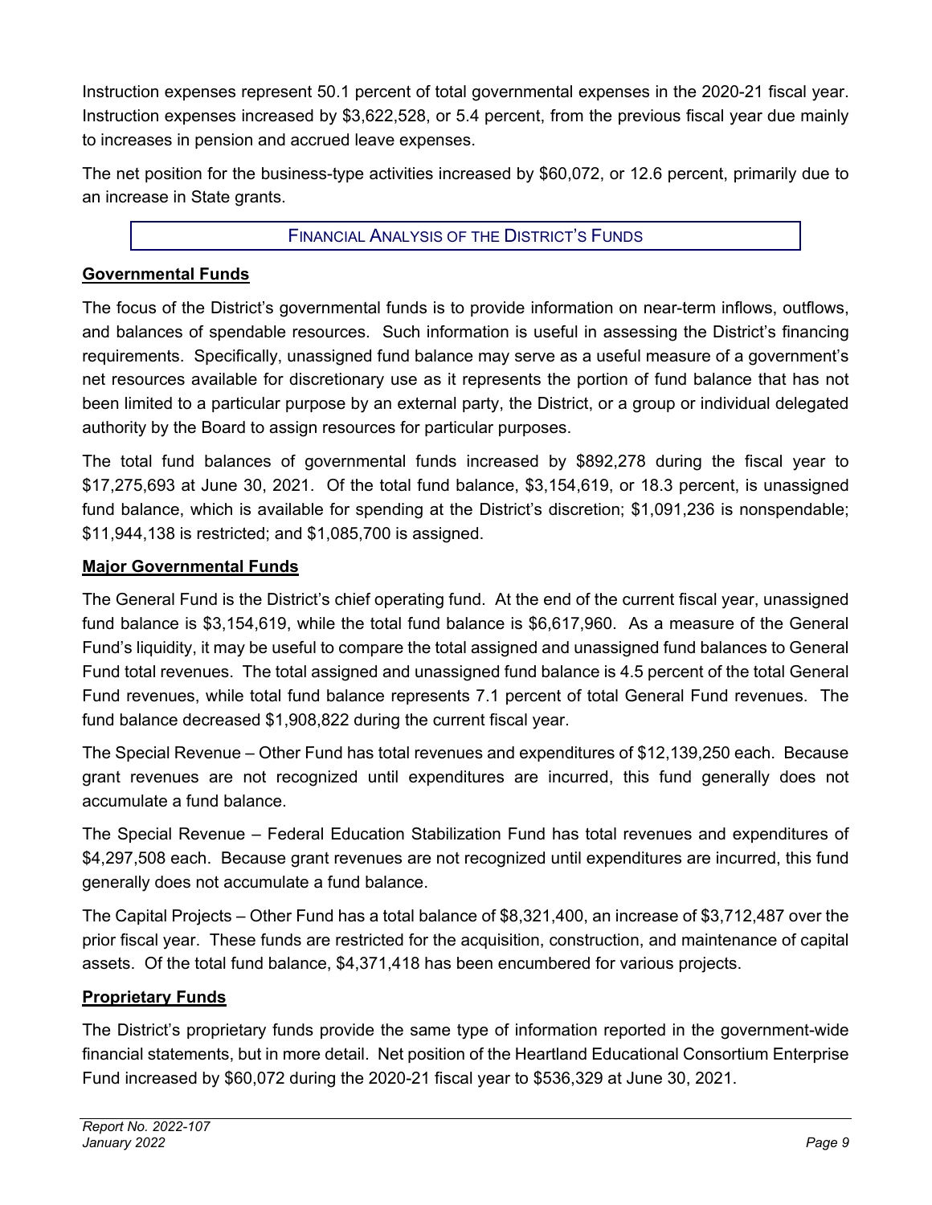Instruction expenses represent 50.1 percent of total governmental expenses in the 2020-21 fiscal year. Instruction expenses increased by $3,622,528, or 5.4 percent, from the previous fiscal year due mainly to increases in pension and accrued leave expenses.

The net position for the business-type activities increased by $60,072, or 12.6 percent, primarily due to an increase in State grants.

## FINANCIAL ANALYSIS OF THE DISTRICT'S FUNDS

### Governmental Funds

The focus of the District's governmental funds is to provide information on near-term inflows, outflows, and balances of spendable resources. Such information is useful in assessing the District's financing requirements. Specifically, unassigned fund balance may serve as a useful measure of a government's net resources available for discretionary use as it represents the portion of fund balance that has not been limited to a particular purpose by an external party, the District, or a group or individual delegated authority by the Board to assign resources for particular purposes.

The total fund balances of governmental funds increased by $892,278 during the fiscal year to $17,275,693 at June 30, 2021. Of the total fund balance, $3,154,619, or 18.3 percent, is unassigned fund balance, which is available for spending at the District's discretion; $1,091,236 is nonspendable; $11,944,138 is restricted; and $1,085,700 is assigned.

### Major Governmental Funds

The General Fund is the District's chief operating fund. At the end of the current fiscal year, unassigned fund balance is $3,154,619, while the total fund balance is $6,617,960. As a measure of the General Fund's liquidity, it may be useful to compare the total assigned and unassigned fund balances to General Fund total revenues. The total assigned and unassigned fund balance is 4.5 percent of the total General Fund revenues, while total fund balance represents 7.1 percent of total General Fund revenues. The fund balance decreased $1,908,822 during the current fiscal year.

The Special Revenue – Other Fund has total revenues and expenditures of $12,139,250 each. Because grant revenues are not recognized until expenditures are incurred, this fund generally does not accumulate a fund balance.

The Special Revenue – Federal Education Stabilization Fund has total revenues and expenditures of $4,297,508 each. Because grant revenues are not recognized until expenditures are incurred, this fund generally does not accumulate a fund balance.

The Capital Projects – Other Fund has a total balance of $8,321,400, an increase of $3,712,487 over the prior fiscal year. These funds are restricted for the acquisition, construction, and maintenance of capital assets. Of the total fund balance, $4,371,418 has been encumbered for various projects.

### Proprietary Funds

The District's proprietary funds provide the same type of information reported in the government-wide financial statements, but in more detail. Net position of the Heartland Educational Consortium Enterprise Fund increased by $60,072 during the 2020-21 fiscal year to $536,329 at June 30, 2021.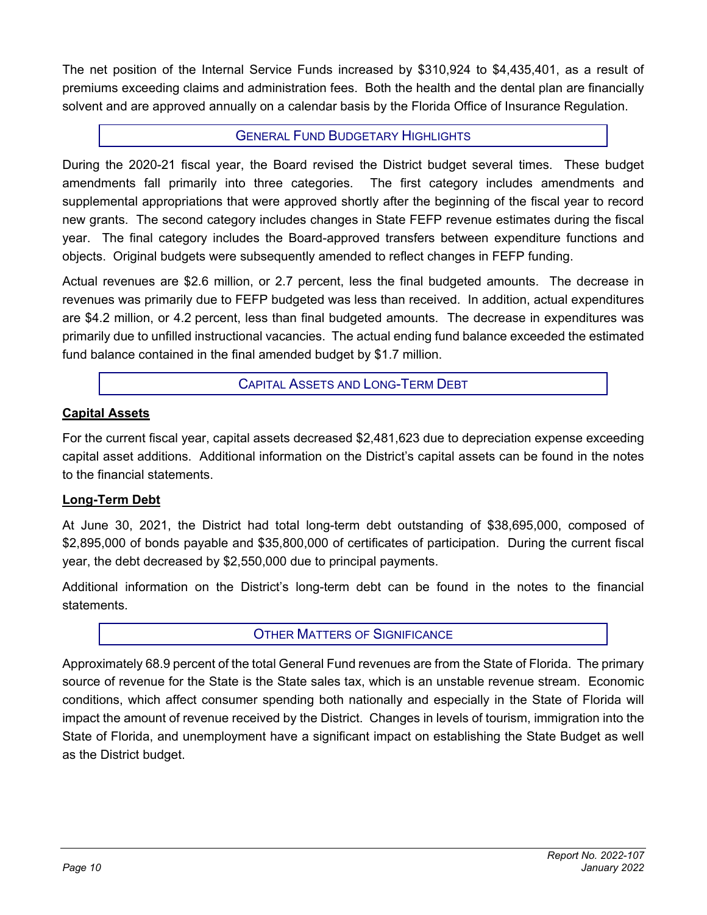The net position of the Internal Service Funds increased by $310,924 to $4,435,401, as a result of premiums exceeding claims and administration fees. Both the health and the dental plan are financially solvent and are approved annually on a calendar basis by the Florida Office of Insurance Regulation.

## General Fund Budgetary Highlights

During the 2020-21 fiscal year, the Board revised the District budget several times. These budget amendments fall primarily into three categories. The first category includes amendments and supplemental appropriations that were approved shortly after the beginning of the fiscal year to record new grants. The second category includes changes in State FEFP revenue estimates during the fiscal year. The final category includes the Board-approved transfers between expenditure functions and objects. Original budgets were subsequently amended to reflect changes in FEFP funding.

Actual revenues are $2.6 million, or 2.7 percent, less the final budgeted amounts. The decrease in revenues was primarily due to FEFP budgeted was less than received. In addition, actual expenditures are $4.2 million, or 4.2 percent, less than final budgeted amounts. The decrease in expenditures was primarily due to unfilled instructional vacancies. The actual ending fund balance exceeded the estimated fund balance contained in the final amended budget by $1.7 million.

## Capital Assets and Long-Term Debt

### Capital Assets

For the current fiscal year, capital assets decreased $2,481,623 due to depreciation expense exceeding capital asset additions. Additional information on the District's capital assets can be found in the notes to the financial statements.

### Long-Term Debt

At June 30, 2021, the District had total long-term debt outstanding of $38,695,000, composed of $2,895,000 of bonds payable and $35,800,000 of certificates of participation. During the current fiscal year, the debt decreased by $2,550,000 due to principal payments.

Additional information on the District's long-term debt can be found in the notes to the financial statements.

## Other Matters of Significance

Approximately 68.9 percent of the total General Fund revenues are from the State of Florida. The primary source of revenue for the State is the State sales tax, which is an unstable revenue stream. Economic conditions, which affect consumer spending both nationally and especially in the State of Florida will impact the amount of revenue received by the District. Changes in levels of tourism, immigration into the State of Florida, and unemployment have a significant impact on establishing the State Budget as well as the District budget.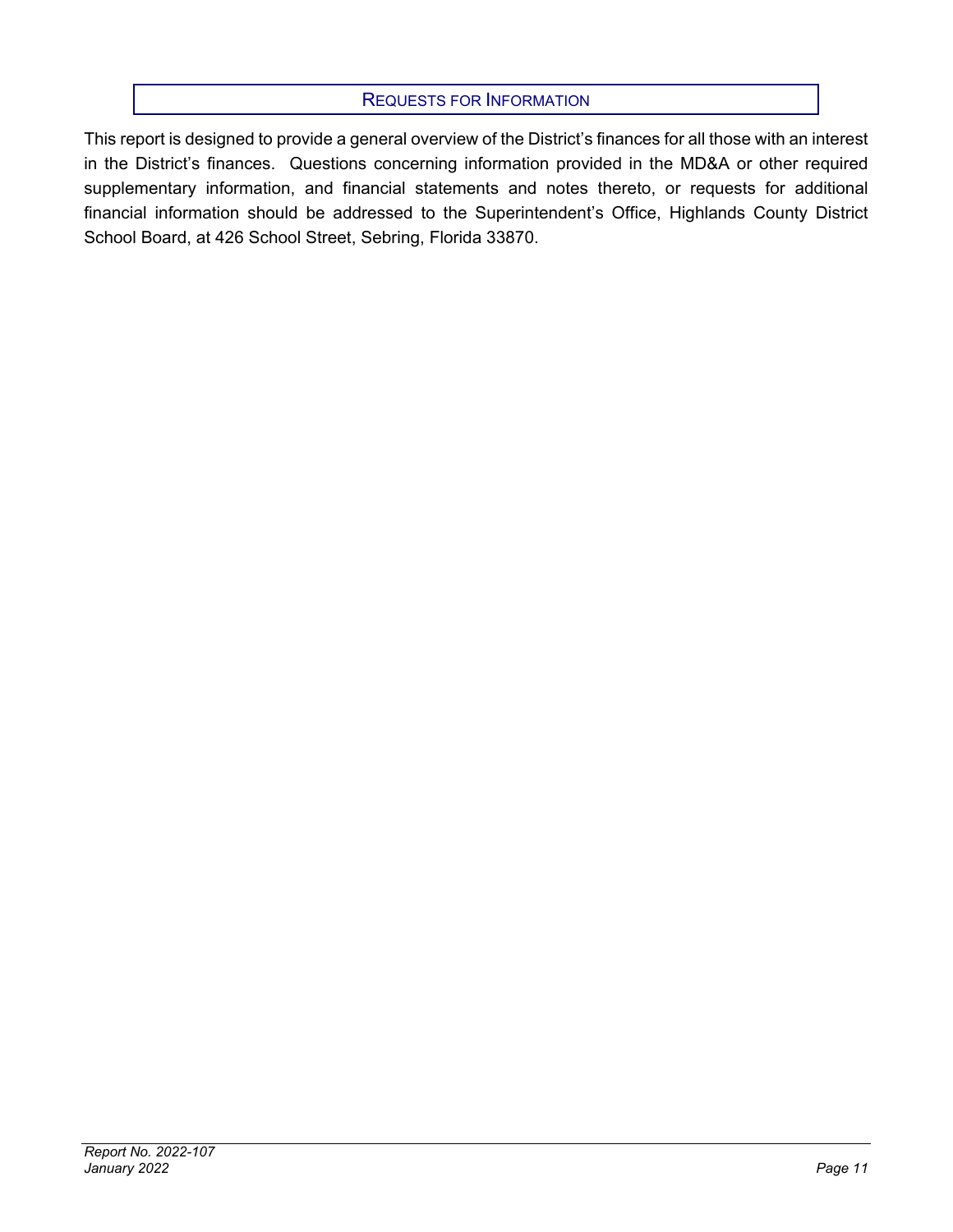## Requests for Information

This report is designed to provide a general overview of the District's finances for all those with an interest in the District's finances. Questions concerning information provided in the MD&A or other required supplementary information, and financial statements and notes thereto, or requests for additional financial information should be addressed to the Superintendent's Office, Highlands County District School Board, at 426 School Street, Sebring, Florida 33870.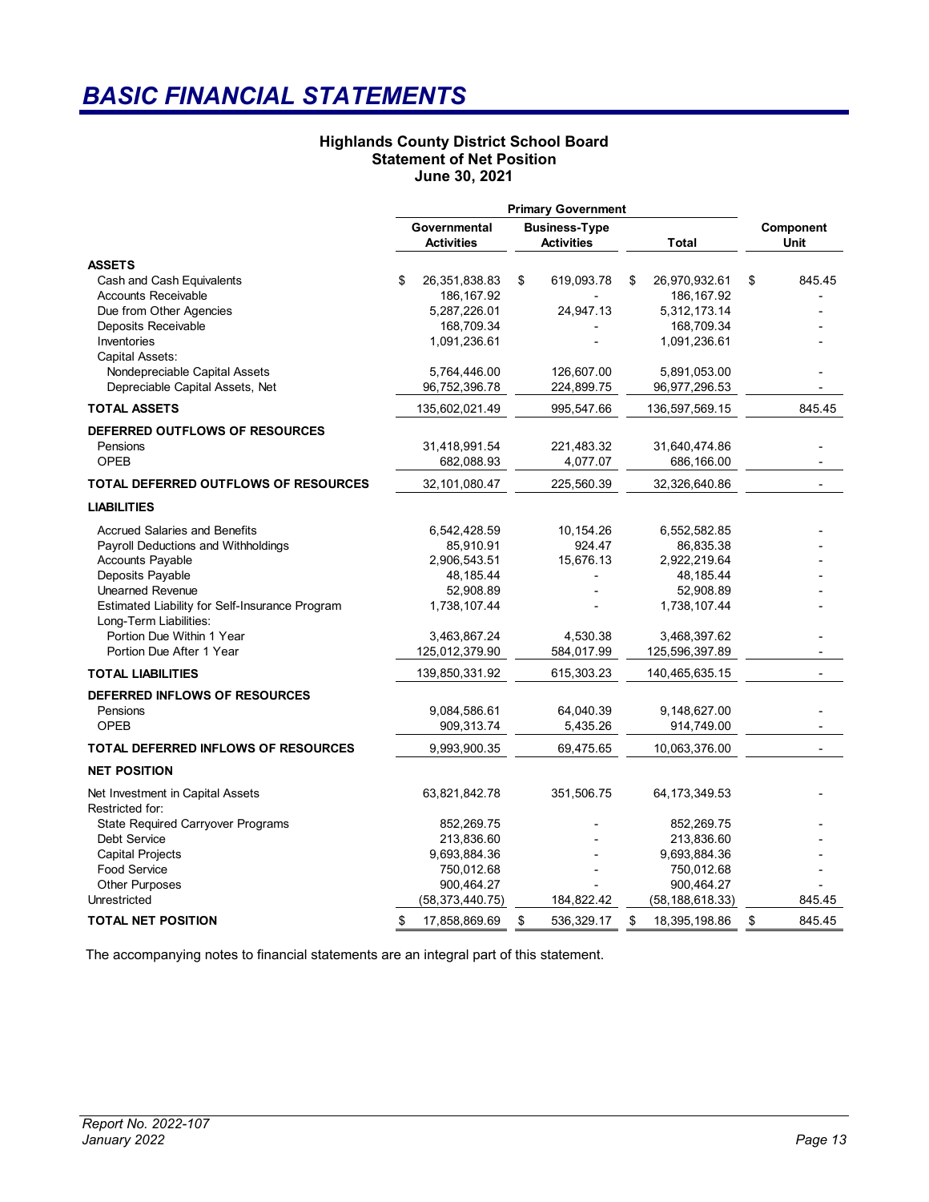# BASIC FINANCIAL STATEMENTS

### Highlands County District School Board
### Statement of Net Position
### June 30, 2021

| | Primary Government | | | |
|---|---|---|---|---|
| | Governmental Activities | Business-Type Activities | Total | Component Unit |
| **ASSETS** | | | | |
| Cash and Cash Equivalents | $ 26,351,838.83 | $ 619,093.78 | $ 26,970,932.61 | $ 845.45 |
| Accounts Receivable | 186,167.92 | - | 186,167.92 | - |
| Due from Other Agencies | 5,287,226.01 | 24,947.13 | 5,312,173.14 | - |
| Deposits Receivable | 168,709.34 | - | 168,709.34 | - |
| Inventories | 1,091,236.61 | - | 1,091,236.61 | - |
| Capital Assets: | | | | |
| Nondepreciable Capital Assets | 5,764,446.00 | 126,607.00 | 5,891,053.00 | - |
| Depreciable Capital Assets, Net | 96,752,396.78 | 224,899.75 | 96,977,296.53 | - |
| **TOTAL ASSETS** | 135,602,021.49 | 995,547.66 | 136,597,569.15 | 845.45 |
| **DEFERRED OUTFLOWS OF RESOURCES** | | | | |
| Pensions | 31,418,991.54 | 221,483.32 | 31,640,474.86 | - |
| OPEB | 682,088.93 | 4,077.07 | 686,166.00 | - |
| **TOTAL DEFERRED OUTFLOWS OF RESOURCES** | 32,101,080.47 | 225,560.39 | 32,326,640.86 | - |
| **LIABILITIES** | | | | |
| Accrued Salaries and Benefits | 6,542,428.59 | 10,154.26 | 6,552,582.85 | - |
| Payroll Deductions and Withholdings | 85,910.91 | 924.47 | 86,835.38 | - |
| Accounts Payable | 2,906,543.51 | 15,676.13 | 2,922,219.64 | - |
| Deposits Payable | 48,185.44 | - | 48,185.44 | - |
| Unearned Revenue | 52,908.89 | - | 52,908.89 | - |
| Estimated Liability for Self-Insurance Program | 1,738,107.44 | - | 1,738,107.44 | - |
| Long-Term Liabilities: | | | | |
| Portion Due Within 1 Year | 3,463,867.24 | 4,530.38 | 3,468,397.62 | - |
| Portion Due After 1 Year | 125,012,379.90 | 584,017.99 | 125,596,397.89 | - |
| **TOTAL LIABILITIES** | 139,850,331.92 | 615,303.23 | 140,465,635.15 | - |
| **DEFERRED INFLOWS OF RESOURCES** | | | | |
| Pensions | 9,084,586.61 | 64,040.39 | 9,148,627.00 | - |
| OPEB | 909,313.74 | 5,435.26 | 914,749.00 | - |
| **TOTAL DEFERRED INFLOWS OF RESOURCES** | 9,993,900.35 | 69,475.65 | 10,063,376.00 | - |
| **NET POSITION** | | | | |
| Net Investment in Capital Assets | 63,821,842.78 | 351,506.75 | 64,173,349.53 | - |
| Restricted for: | | | | |
| State Required Carryover Programs | 852,269.75 | - | 852,269.75 | - |
| Debt Service | 213,836.60 | - | 213,836.60 | - |
| Capital Projects | 9,693,884.36 | - | 9,693,884.36 | - |
| Food Service | 750,012.68 | - | 750,012.68 | - |
| Other Purposes | 900,464.27 | - | 900,464.27 | - |
| Unrestricted | (58,373,440.75) | 184,822.42 | (58,188,618.33) | 845.45 |
| **TOTAL NET POSITION** | $ 17,858,869.69 | $ 536,329.17 | $ 18,395,198.86 | $ 845.45 |

The accompanying notes to financial statements are an integral part of this statement.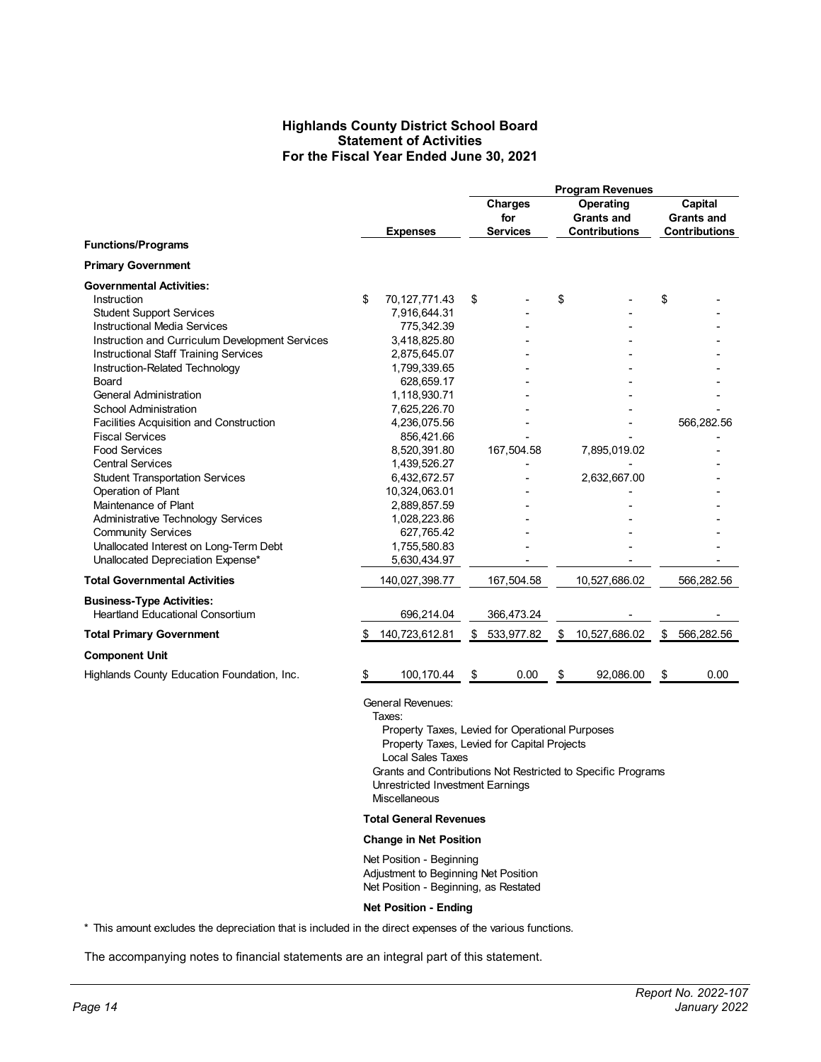# Highlands County District School Board
## Statement of Activities
### For the Fiscal Year Ended June 30, 2021

| Functions/Programs | Expenses | Program Revenues: Charges for Services | Program Revenues: Operating Grants and Contributions | Program Revenues: Capital Grants and Contributions |
|---|---|---|---|---|
| **Primary Government** | | | | |
| **Governmental Activities:** | | | | |
| Instruction | $ 70,127,771.43 | $ - | $ - | $ - |
| Student Support Services | 7,916,644.31 | - | - | - |
| Instructional Media Services | 775,342.39 | - | - | - |
| Instruction and Curriculum Development Services | 3,418,825.80 | - | - | - |
| Instructional Staff Training Services | 2,875,645.07 | - | - | - |
| Instruction-Related Technology | 1,799,339.65 | - | - | - |
| Board | 628,659.17 | - | - | - |
| General Administration | 1,118,930.71 | - | - | - |
| School Administration | 7,625,226.70 | - | - | - |
| Facilities Acquisition and Construction | 4,236,075.56 | - | - | 566,282.56 |
| Fiscal Services | 856,421.66 | - | - | - |
| Food Services | 8,520,391.80 | 167,504.58 | 7,895,019.02 | - |
| Central Services | 1,439,526.27 | - | - | - |
| Student Transportation Services | 6,432,672.57 | - | 2,632,667.00 | - |
| Operation of Plant | 10,324,063.01 | - | - | - |
| Maintenance of Plant | 2,889,857.59 | - | - | - |
| Administrative Technology Services | 1,028,223.86 | - | - | - |
| Community Services | 627,765.42 | - | - | - |
| Unallocated Interest on Long-Term Debt | 1,755,580.83 | - | - | - |
| Unallocated Depreciation Expense* | 5,630,434.97 | - | - | - |
| **Total Governmental Activities** | 140,027,398.77 | 167,504.58 | 10,527,686.02 | 566,282.56 |
| **Business-Type Activities:** | | | | |
| Heartland Educational Consortium | 696,214.04 | 366,473.24 | - | - |
| **Total Primary Government** | $ 140,723,612.81 | $ 533,977.82 | $ 10,527,686.02 | $ 566,282.56 |
| **Component Unit** | | | | |
| Highlands County Education Foundation, Inc. | $ 100,170.44 | $ 0.00 | $ 92,086.00 | $ 0.00 |

General Revenues:
- Taxes:
  - Property Taxes, Levied for Operational Purposes
  - Property Taxes, Levied for Capital Projects
  - Local Sales Taxes
- Grants and Contributions Not Restricted to Specific Programs
- Unrestricted Investment Earnings
- Miscellaneous

**Total General Revenues**

**Change in Net Position**

Net Position - Beginning
Adjustment to Beginning Net Position
Net Position - Beginning, as Restated

**Net Position - Ending**

\* This amount excludes the depreciation that is included in the direct expenses of the various functions.

The accompanying notes to financial statements are an integral part of this statement.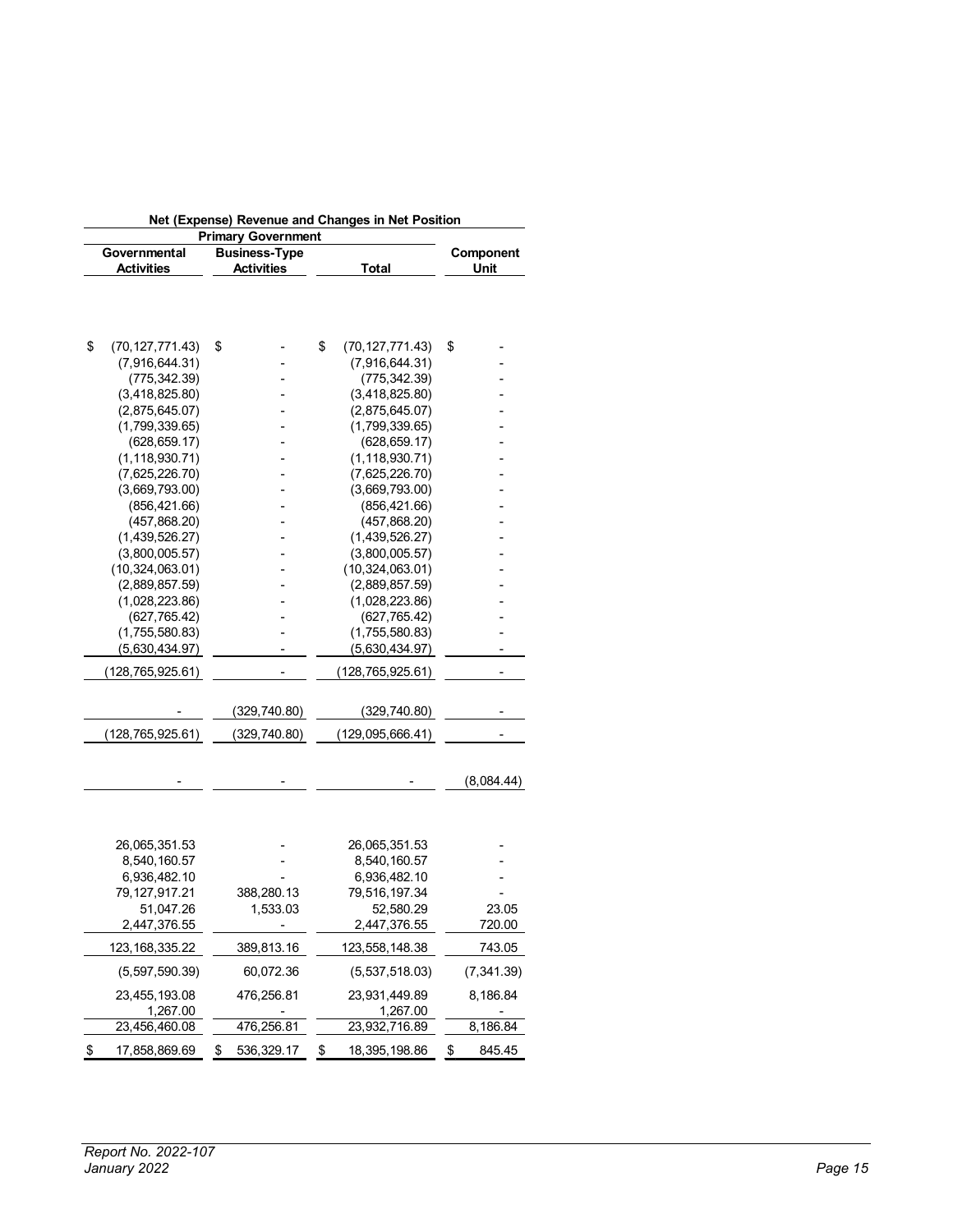| Net (Expense) Revenue and Changes in Net Position | | | |
|---|---|---|---|
| Primary Government | | | |
| Governmental Activities | Business-Type Activities | Total | Component Unit |
| | | | |
| $ (70,127,771.43) | $ - | $ (70,127,771.43) | $ - |
| (7,916,644.31) | - | (7,916,644.31) | - |
| (775,342.39) | - | (775,342.39) | - |
| (3,418,825.80) | - | (3,418,825.80) | - |
| (2,875,645.07) | - | (2,875,645.07) | - |
| (1,799,339.65) | - | (1,799,339.65) | - |
| (628,659.17) | - | (628,659.17) | - |
| (1,118,930.71) | - | (1,118,930.71) | - |
| (7,625,226.70) | - | (7,625,226.70) | - |
| (3,669,793.00) | - | (3,669,793.00) | - |
| (856,421.66) | - | (856,421.66) | - |
| (457,868.20) | - | (457,868.20) | - |
| (1,439,526.27) | - | (1,439,526.27) | - |
| (3,800,005.57) | - | (3,800,005.57) | - |
| (10,324,063.01) | - | (10,324,063.01) | - |
| (2,889,857.59) | - | (2,889,857.59) | - |
| (1,028,223.86) | - | (1,028,223.86) | - |
| (627,765.42) | - | (627,765.42) | - |
| (1,755,580.83) | - | (1,755,580.83) | - |
| (5,630,434.97) | - | (5,630,434.97) | - |
| (128,765,925.61) | - | (128,765,925.61) | - |
| | | | |
| - | (329,740.80) | (329,740.80) | - |
| (128,765,925.61) | (329,740.80) | (129,095,666.41) | - |
| | | | |
| - | - | - | (8,084.44) |
| | | | |
| 26,065,351.53 | - | 26,065,351.53 | - |
| 8,540,160.57 | - | 8,540,160.57 | - |
| 6,936,482.10 | - | 6,936,482.10 | - |
| 79,127,917.21 | 388,280.13 | 79,516,197.34 | - |
| 51,047.26 | 1,533.03 | 52,580.29 | 23.05 |
| 2,447,376.55 | - | 2,447,376.55 | 720.00 |
| 123,168,335.22 | 389,813.16 | 123,558,148.38 | 743.05 |
| (5,597,590.39) | 60,072.36 | (5,537,518.03) | (7,341.39) |
| 23,455,193.08 | 476,256.81 | 23,931,449.89 | 8,186.84 |
| 1,267.00 | - | 1,267.00 | - |
| 23,456,460.08 | 476,256.81 | 23,932,716.89 | 8,186.84 |
| $ 17,858,869.69 | $ 536,329.17 | $ 18,395,198.86 | $ 845.45 |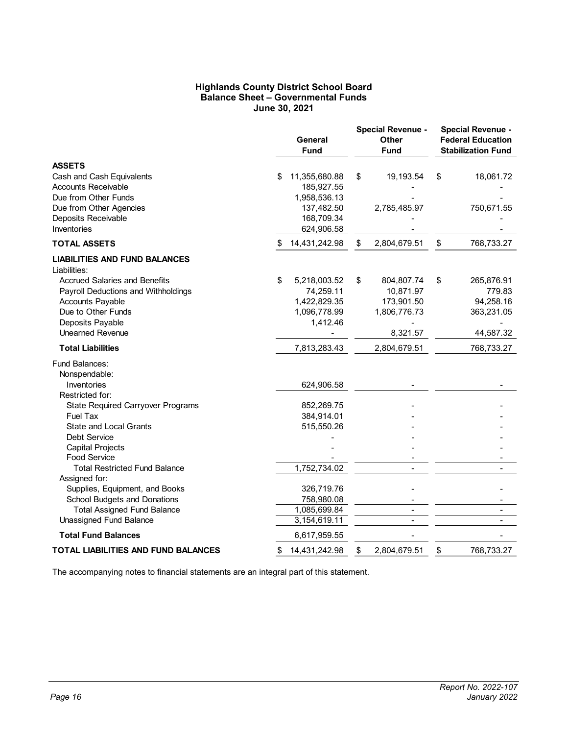**Highlands County District School Board**
**Balance Sheet – Governmental Funds**
**June 30, 2021**

| | General Fund | Special Revenue - Other Fund | Special Revenue - Federal Education Stabilization Fund |
|---|---|---|---|
| **ASSETS** | | | |
| Cash and Cash Equivalents | $ 11,355,680.88 | $ 19,193.54 | $ 18,061.72 |
| Accounts Receivable | 185,927.55 | - | - |
| Due from Other Funds | 1,958,536.13 | - | - |
| Due from Other Agencies | 137,482.50 | 2,785,485.97 | 750,671.55 |
| Deposits Receivable | 168,709.34 | - | - |
| Inventories | 624,906.58 | - | - |
| **TOTAL ASSETS** | $ 14,431,242.98 | $ 2,804,679.51 | $ 768,733.27 |
| **LIABILITIES AND FUND BALANCES** | | | |
| Liabilities: | | | |
| Accrued Salaries and Benefits | $ 5,218,003.52 | $ 804,807.74 | $ 265,876.91 |
| Payroll Deductions and Withholdings | 74,259.11 | 10,871.97 | 779.83 |
| Accounts Payable | 1,422,829.35 | 173,901.50 | 94,258.16 |
| Due to Other Funds | 1,096,778.99 | 1,806,776.73 | 363,231.05 |
| Deposits Payable | 1,412.46 | - | - |
| Unearned Revenue | - | 8,321.57 | 44,587.32 |
| **Total Liabilities** | 7,813,283.43 | 2,804,679.51 | 768,733.27 |
| Fund Balances: | | | |
| Nonspendable: | | | |
| Inventories | 624,906.58 | - | - |
| Restricted for: | | | |
| State Required Carryover Programs | 852,269.75 | - | - |
| Fuel Tax | 384,914.01 | - | - |
| State and Local Grants | 515,550.26 | - | - |
| Debt Service | - | - | - |
| Capital Projects | - | - | - |
| Food Service | - | - | - |
| Total Restricted Fund Balance | 1,752,734.02 | - | - |
| Assigned for: | | | |
| Supplies, Equipment, and Books | 326,719.76 | - | - |
| School Budgets and Donations | 758,980.08 | - | - |
| Total Assigned Fund Balance | 1,085,699.84 | - | - |
| Unassigned Fund Balance | 3,154,619.11 | - | - |
| **Total Fund Balances** | 6,617,959.55 | - | - |
| **TOTAL LIABILITIES AND FUND BALANCES** | $ 14,431,242.98 | $ 2,804,679.51 | $ 768,733.27 |

The accompanying notes to financial statements are an integral part of this statement.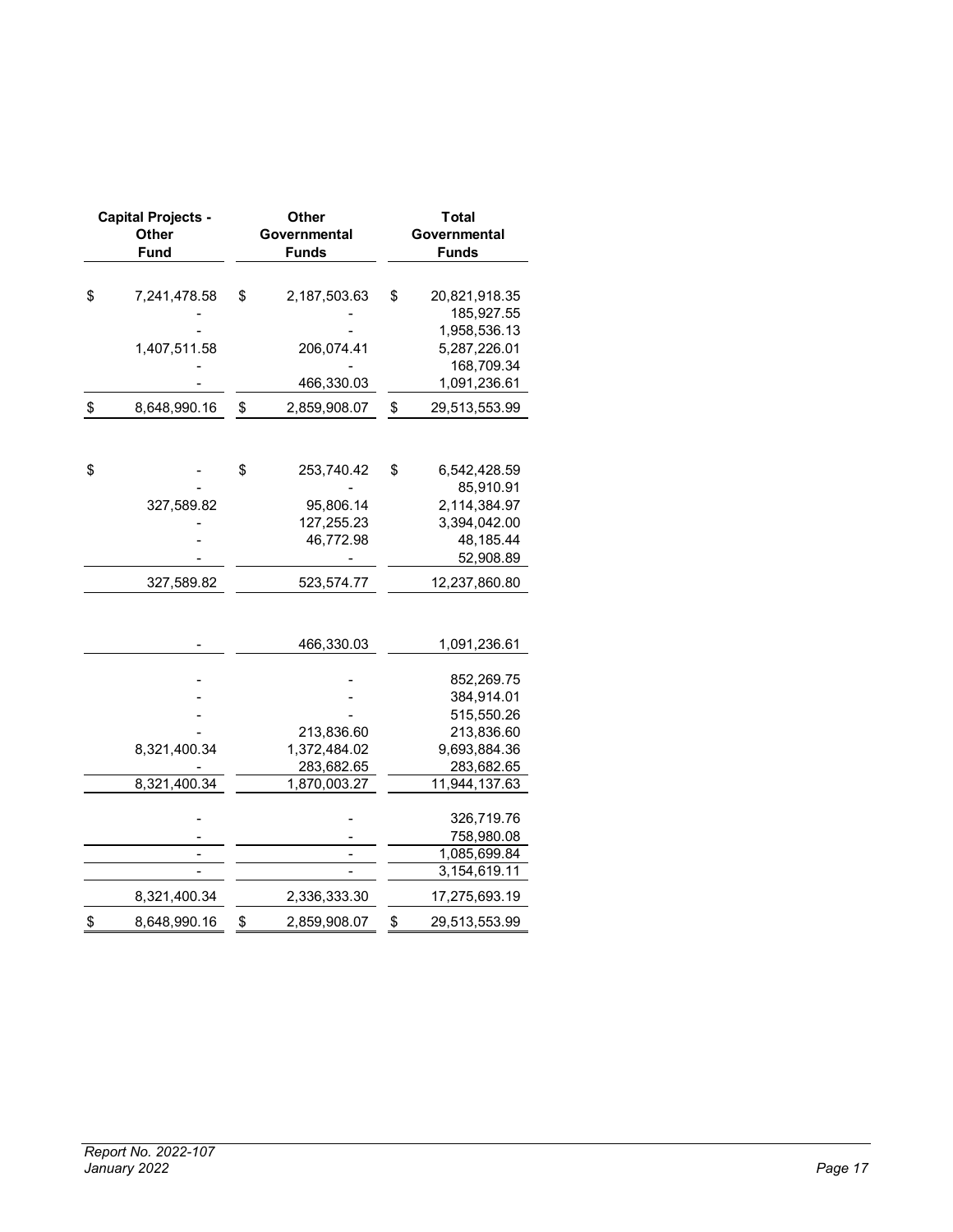| Capital Projects - Other Fund | Other Governmental Funds | Total Governmental Funds |
|---|---|---|
| $ 7,241,478.58 | $ 2,187,503.63 | $ 20,821,918.35 |
| - | - | 185,927.55 |
| - | - | 1,958,536.13 |
| 1,407,511.58 | 206,074.41 | 5,287,226.01 |
| - | - | 168,709.34 |
| - | 466,330.03 | 1,091,236.61 |
| $ 8,648,990.16 | $ 2,859,908.07 | $ 29,513,553.99 |
| | | |
| $ - | $ 253,740.42 | $ 6,542,428.59 |
| - | - | 85,910.91 |
| 327,589.82 | 95,806.14 | 2,114,384.97 |
| - | 127,255.23 | 3,394,042.00 |
| - | 46,772.98 | 48,185.44 |
| - | - | 52,908.89 |
| 327,589.82 | 523,574.77 | 12,237,860.80 |
| | | |
| - | 466,330.03 | 1,091,236.61 |
| | | |
| - | - | 852,269.75 |
| - | - | 384,914.01 |
| - | - | 515,550.26 |
| - | 213,836.60 | 213,836.60 |
| 8,321,400.34 | 1,372,484.02 | 9,693,884.36 |
| - | 283,682.65 | 283,682.65 |
| 8,321,400.34 | 1,870,003.27 | 11,944,137.63 |
| | | |
| - | - | 326,719.76 |
| - | - | 758,980.08 |
| - | - | 1,085,699.84 |
| - | - | 3,154,619.11 |
| 8,321,400.34 | 2,336,333.30 | 17,275,693.19 |
| $ 8,648,990.16 | $ 2,859,908.07 | $ 29,513,553.99 |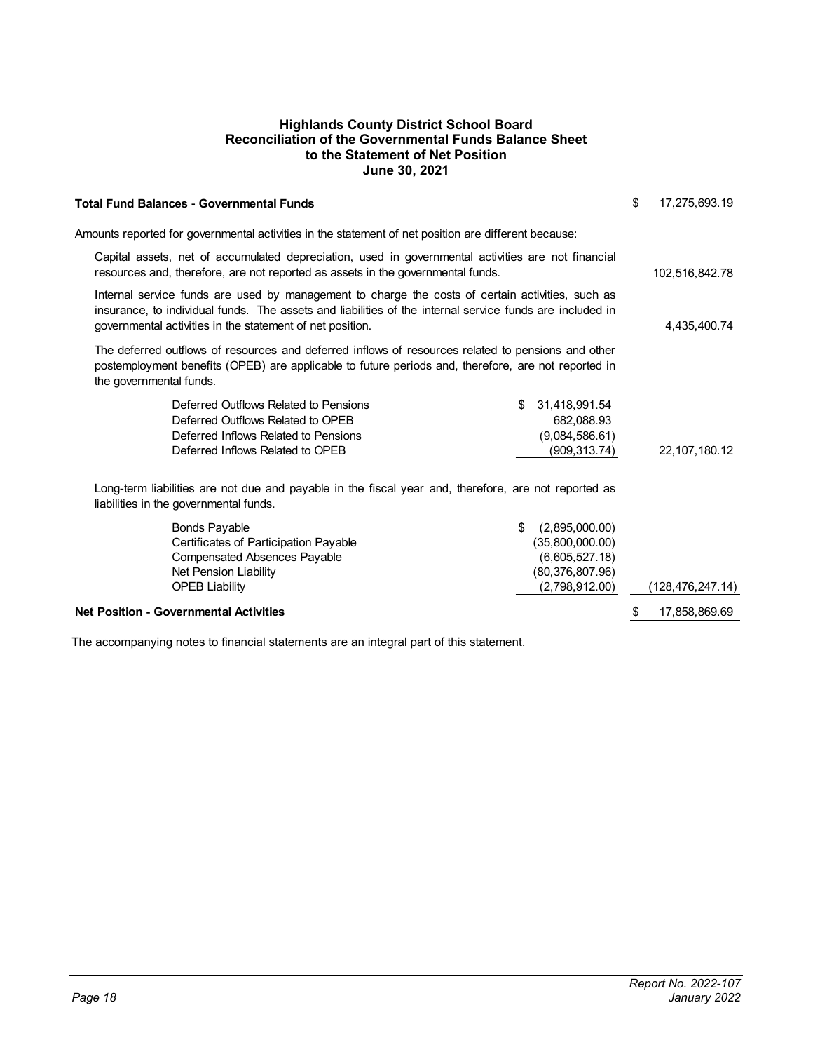# Highlands County District School Board
## Reconciliation of the Governmental Funds Balance Sheet to the Statement of Net Position
### June 30, 2021

| | | |
|---|---|---|
| **Total Fund Balances - Governmental Funds** | | $ 17,275,693.19 |
| Amounts reported for governmental activities in the statement of net position are different because: | | |
| Capital assets, net of accumulated depreciation, used in governmental activities are not financial resources and, therefore, are not reported as assets in the governmental funds. | | 102,516,842.78 |
| Internal service funds are used by management to charge the costs of certain activities, such as insurance, to individual funds. The assets and liabilities of the internal service funds are included in governmental activities in the statement of net position. | | 4,435,400.74 |
| The deferred outflows of resources and deferred inflows of resources related to pensions and other postemployment benefits (OPEB) are applicable to future periods and, therefore, are not reported in the governmental funds. | | |
| Deferred Outflows Related to Pensions | $ 31,418,991.54 | |
| Deferred Outflows Related to OPEB | 682,088.93 | |
| Deferred Inflows Related to Pensions | (9,084,586.61) | |
| Deferred Inflows Related to OPEB | (909,313.74) | 22,107,180.12 |
| Long-term liabilities are not due and payable in the fiscal year and, therefore, are not reported as liabilities in the governmental funds. | | |
| Bonds Payable | $ (2,895,000.00) | |
| Certificates of Participation Payable | (35,800,000.00) | |
| Compensated Absences Payable | (6,605,527.18) | |
| Net Pension Liability | (80,376,807.96) | |
| OPEB Liability | (2,798,912.00) | (128,476,247.14) |
| **Net Position - Governmental Activities** | | $ 17,858,869.69 |

The accompanying notes to financial statements are an integral part of this statement.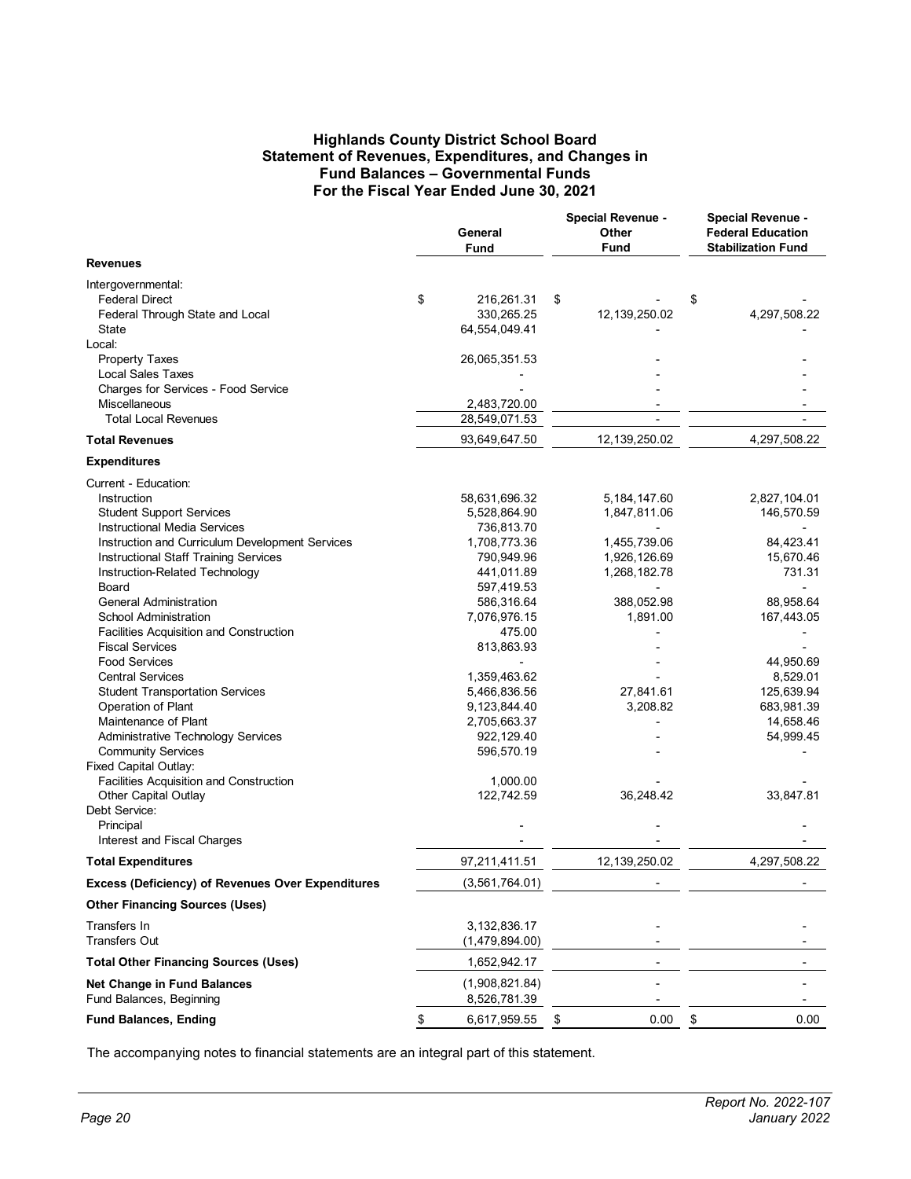# Highlands County District School Board
## Statement of Revenues, Expenditures, and Changes in Fund Balances – Governmental Funds
## For the Fiscal Year Ended June 30, 2021

| | General Fund | Special Revenue - Other Fund | Special Revenue - Federal Education Stabilization Fund |
|---|---|---|---|
| **Revenues** | | | |
| Intergovernmental: | | | |
| Federal Direct | $ 216,261.31 | $ - | $ - |
| Federal Through State and Local | 330,265.25 | 12,139,250.02 | 4,297,508.22 |
| State | 64,554,049.41 | - | - |
| Local: | | | |
| Property Taxes | 26,065,351.53 | - | - |
| Local Sales Taxes | - | - | - |
| Charges for Services - Food Service | - | - | - |
| Miscellaneous | 2,483,720.00 | - | - |
| Total Local Revenues | 28,549,071.53 | - | - |
| **Total Revenues** | 93,649,647.50 | 12,139,250.02 | 4,297,508.22 |
| **Expenditures** | | | |
| Current - Education: | | | |
| Instruction | 58,631,696.32 | 5,184,147.60 | 2,827,104.01 |
| Student Support Services | 5,528,864.90 | 1,847,811.06 | 146,570.59 |
| Instructional Media Services | 736,813.70 | - | - |
| Instruction and Curriculum Development Services | 1,708,773.36 | 1,455,739.06 | 84,423.41 |
| Instructional Staff Training Services | 790,949.96 | 1,926,126.69 | 15,670.46 |
| Instruction-Related Technology | 441,011.89 | 1,268,182.78 | 731.31 |
| Board | 597,419.53 | - | - |
| General Administration | 586,316.64 | 388,052.98 | 88,958.64 |
| School Administration | 7,076,976.15 | 1,891.00 | 167,443.05 |
| Facilities Acquisition and Construction | 475.00 | - | - |
| Fiscal Services | 813,863.93 | - | - |
| Food Services | - | - | 44,950.69 |
| Central Services | 1,359,463.62 | - | 8,529.01 |
| Student Transportation Services | 5,466,836.56 | 27,841.61 | 125,639.94 |
| Operation of Plant | 9,123,844.40 | 3,208.82 | 683,981.39 |
| Maintenance of Plant | 2,705,663.37 | - | 14,658.46 |
| Administrative Technology Services | 922,129.40 | - | 54,999.45 |
| Community Services | 596,570.19 | - | - |
| Fixed Capital Outlay: | | | |
| Facilities Acquisition and Construction | 1,000.00 | - | - |
| Other Capital Outlay | 122,742.59 | 36,248.42 | 33,847.81 |
| Debt Service: | | | |
| Principal | - | - | - |
| Interest and Fiscal Charges | - | - | - |
| **Total Expenditures** | 97,211,411.51 | 12,139,250.02 | 4,297,508.22 |
| **Excess (Deficiency) of Revenues Over Expenditures** | (3,561,764.01) | - | - |
| **Other Financing Sources (Uses)** | | | |
| Transfers In | 3,132,836.17 | - | - |
| Transfers Out | (1,479,894.00) | - | - |
| **Total Other Financing Sources (Uses)** | 1,652,942.17 | - | - |
| **Net Change in Fund Balances** | (1,908,821.84) | - | - |
| Fund Balances, Beginning | 8,526,781.39 | - | - |
| **Fund Balances, Ending** | $ 6,617,959.55 | $ 0.00 | $ 0.00 |

The accompanying notes to financial statements are an integral part of this statement.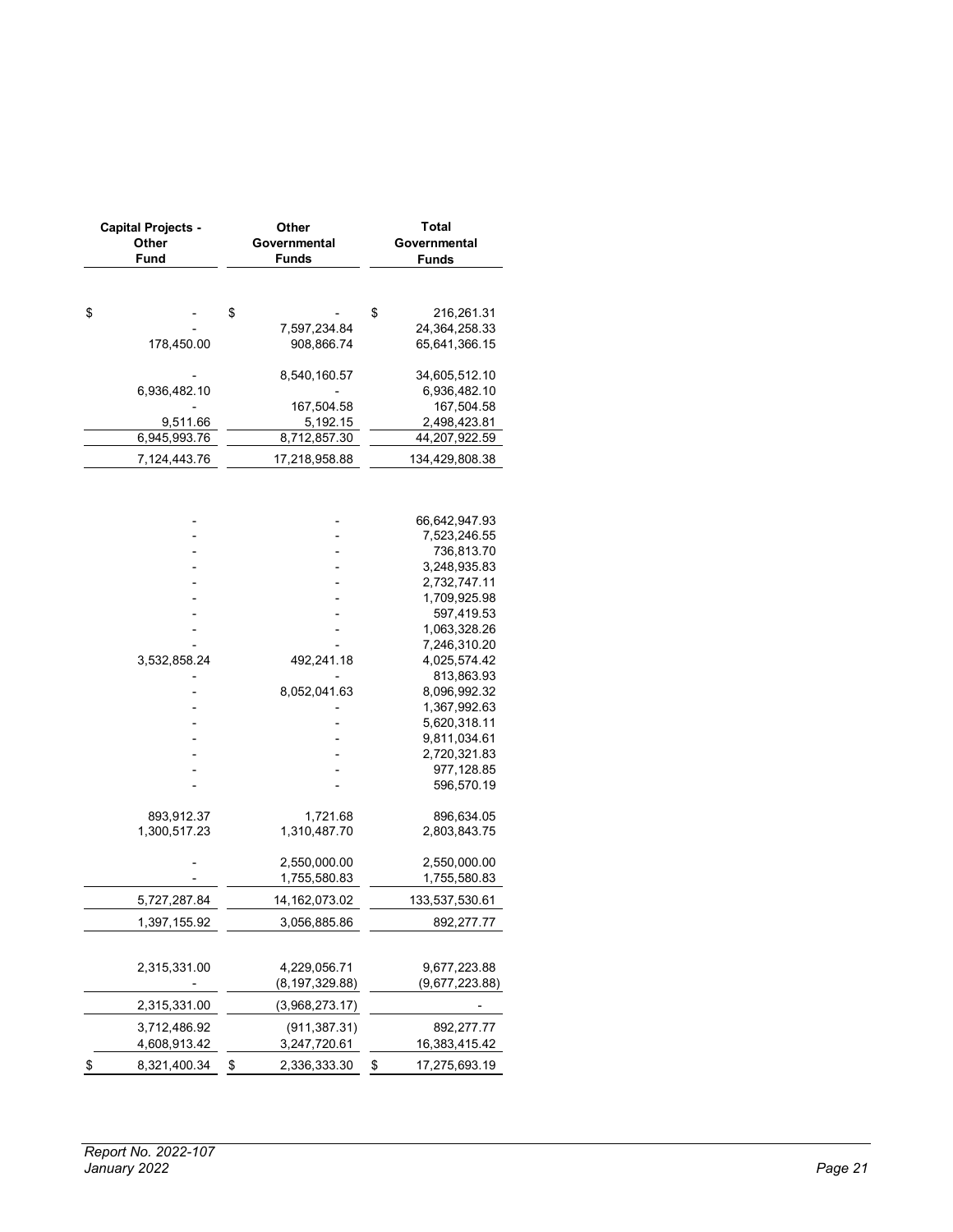| Capital Projects - Other Fund | Other Governmental Funds | Total Governmental Funds |
|---|---|---|
| | | |
| $ - | $ - | $ 216,261.31 |
| - | 7,597,234.84 | 24,364,258.33 |
| 178,450.00 | 908,866.74 | 65,641,366.15 |
| | | |
| - | 8,540,160.57 | 34,605,512.10 |
| 6,936,482.10 | - | 6,936,482.10 |
| - | 167,504.58 | 167,504.58 |
| 9,511.66 | 5,192.15 | 2,498,423.81 |
| 6,945,993.76 | 8,712,857.30 | 44,207,922.59 |
| 7,124,443.76 | 17,218,958.88 | 134,429,808.38 |
| | | |
| - | - | 66,642,947.93 |
| - | - | 7,523,246.55 |
| - | - | 736,813.70 |
| - | - | 3,248,935.83 |
| - | - | 2,732,747.11 |
| - | - | 1,709,925.98 |
| - | - | 597,419.53 |
| - | - | 1,063,328.26 |
| - | - | 7,246,310.20 |
| 3,532,858.24 | 492,241.18 | 4,025,574.42 |
| - | - | 813,863.93 |
| - | 8,052,041.63 | 8,096,992.32 |
| - | - | 1,367,992.63 |
| - | - | 5,620,318.11 |
| - | - | 9,811,034.61 |
| - | - | 2,720,321.83 |
| - | - | 977,128.85 |
| - | - | 596,570.19 |
| | | |
| 893,912.37 | 1,721.68 | 896,634.05 |
| 1,300,517.23 | 1,310,487.70 | 2,803,843.75 |
| | | |
| - | 2,550,000.00 | 2,550,000.00 |
| - | 1,755,580.83 | 1,755,580.83 |
| 5,727,287.84 | 14,162,073.02 | 133,537,530.61 |
| 1,397,155.92 | 3,056,885.86 | 892,277.77 |
| | | |
| 2,315,331.00 | 4,229,056.71 | 9,677,223.88 |
| - | (8,197,329.88) | (9,677,223.88) |
| 2,315,331.00 | (3,968,273.17) | - |
| 3,712,486.92 | (911,387.31) | 892,277.77 |
| 4,608,913.42 | 3,247,720.61 | 16,383,415.42 |
| $ 8,321,400.34 | $ 2,336,333.30 | $ 17,275,693.19 |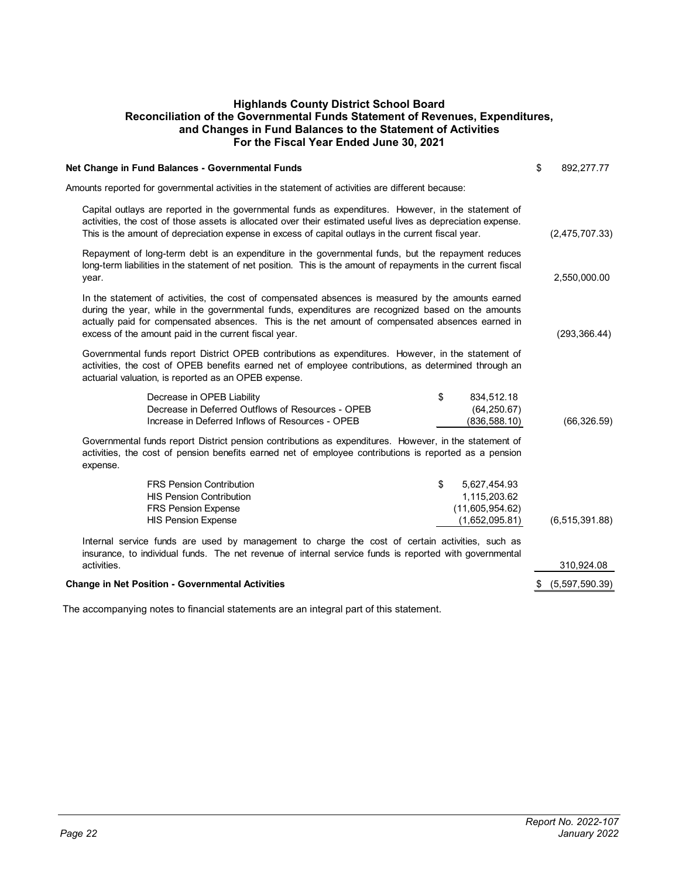# Highlands County District School Board
## Reconciliation of the Governmental Funds Statement of Revenues, Expenditures, and Changes in Fund Balances to the Statement of Activities
### For the Fiscal Year Ended June 30, 2021

| | | |
|---|---|---|
| **Net Change in Fund Balances - Governmental Funds** | | $ 892,277.77 |
| Amounts reported for governmental activities in the statement of activities are different because: | | |
| Capital outlays are reported in the governmental funds as expenditures. However, in the statement of activities, the cost of those assets is allocated over their estimated useful lives as depreciation expense. This is the amount of depreciation expense in excess of capital outlays in the current fiscal year. | | (2,475,707.33) |
| Repayment of long-term debt is an expenditure in the governmental funds, but the repayment reduces long-term liabilities in the statement of net position. This is the amount of repayments in the current fiscal year. | | 2,550,000.00 |
| In the statement of activities, the cost of compensated absences is measured by the amounts earned during the year, while in the governmental funds, expenditures are recognized based on the amounts actually paid for compensated absences. This is the net amount of compensated absences earned in excess of the amount paid in the current fiscal year. | | (293,366.44) |
| Governmental funds report District OPEB contributions as expenditures. However, in the statement of activities, the cost of OPEB benefits earned net of employee contributions, as determined through an actuarial valuation, is reported as an OPEB expense. | | |
| Decrease in OPEB Liability | $ 834,512.18 | |
| Decrease in Deferred Outflows of Resources - OPEB | (64,250.67) | |
| Increase in Deferred Inflows of Resources - OPEB | (836,588.10) | (66,326.59) |
| Governmental funds report District pension contributions as expenditures. However, in the statement of activities, the cost of pension benefits earned net of employee contributions is reported as a pension expense. | | |
| FRS Pension Contribution | $ 5,627,454.93 | |
| HIS Pension Contribution | 1,115,203.62 | |
| FRS Pension Expense | (11,605,954.62) | |
| HIS Pension Expense | (1,652,095.81) | (6,515,391.88) |
| Internal service funds are used by management to charge the cost of certain activities, such as insurance, to individual funds. The net revenue of internal service funds is reported with governmental activities. | | 310,924.08 |
| **Change in Net Position - Governmental Activities** | | $ (5,597,590.39) |

The accompanying notes to financial statements are an integral part of this statement.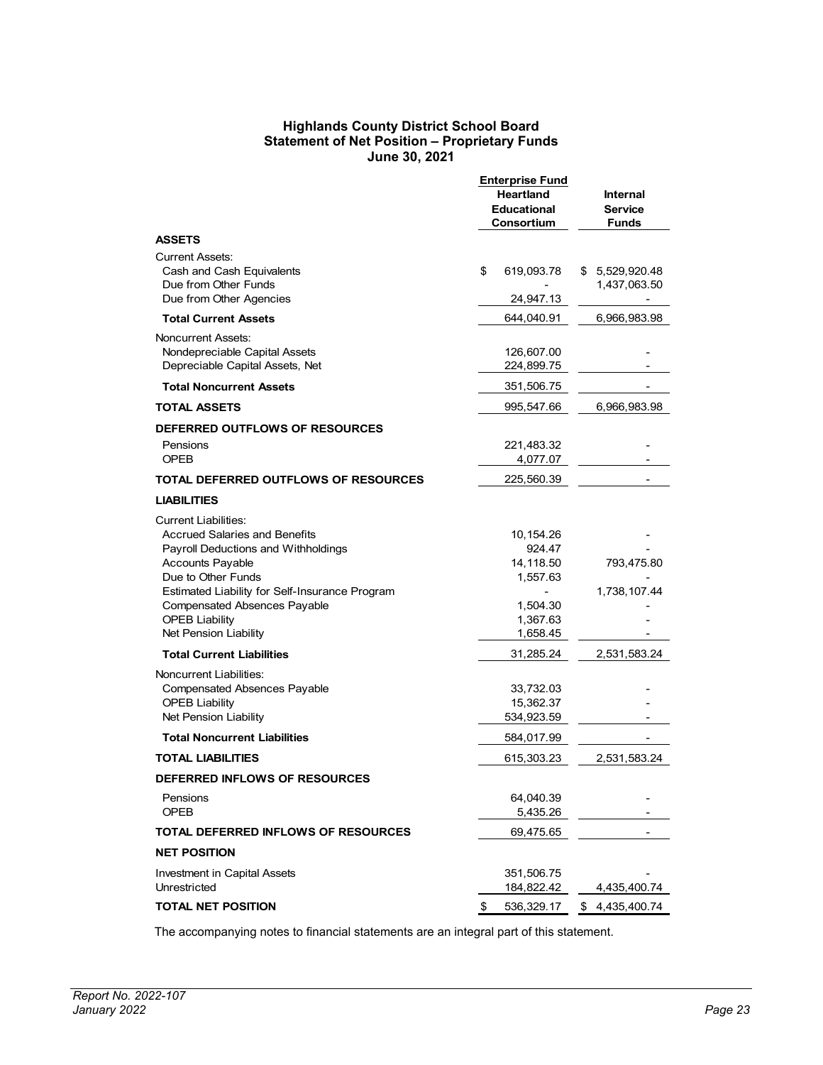## Highlands County District School Board
## Statement of Net Position – Proprietary Funds
## June 30, 2021

| | Enterprise Fund Heartland Educational Consortium | Internal Service Funds |
|---|---|---|
| **ASSETS** | | |
| Current Assets: | | |
| Cash and Cash Equivalents | $ 619,093.78 | $ 5,529,920.48 |
| Due from Other Funds | - | 1,437,063.50 |
| Due from Other Agencies | 24,947.13 | - |
| **Total Current Assets** | 644,040.91 | 6,966,983.98 |
| Noncurrent Assets: | | |
| Nondepreciable Capital Assets | 126,607.00 | - |
| Depreciable Capital Assets, Net | 224,899.75 | - |
| **Total Noncurrent Assets** | 351,506.75 | - |
| **TOTAL ASSETS** | 995,547.66 | 6,966,983.98 |
| **DEFERRED OUTFLOWS OF RESOURCES** | | |
| Pensions | 221,483.32 | - |
| OPEB | 4,077.07 | - |
| **TOTAL DEFERRED OUTFLOWS OF RESOURCES** | 225,560.39 | - |
| **LIABILITIES** | | |
| Current Liabilities: | | |
| Accrued Salaries and Benefits | 10,154.26 | - |
| Payroll Deductions and Withholdings | 924.47 | - |
| Accounts Payable | 14,118.50 | 793,475.80 |
| Due to Other Funds | 1,557.63 | - |
| Estimated Liability for Self-Insurance Program | - | 1,738,107.44 |
| Compensated Absences Payable | 1,504.30 | - |
| OPEB Liability | 1,367.63 | - |
| Net Pension Liability | 1,658.45 | - |
| **Total Current Liabilities** | 31,285.24 | 2,531,583.24 |
| Noncurrent Liabilities: | | |
| Compensated Absences Payable | 33,732.03 | - |
| OPEB Liability | 15,362.37 | - |
| Net Pension Liability | 534,923.59 | - |
| **Total Noncurrent Liabilities** | 584,017.99 | - |
| **TOTAL LIABILITIES** | 615,303.23 | 2,531,583.24 |
| **DEFERRED INFLOWS OF RESOURCES** | | |
| Pensions | 64,040.39 | - |
| OPEB | 5,435.26 | - |
| **TOTAL DEFERRED INFLOWS OF RESOURCES** | 69,475.65 | - |
| **NET POSITION** | | |
| Investment in Capital Assets | 351,506.75 | - |
| Unrestricted | 184,822.42 | 4,435,400.74 |
| **TOTAL NET POSITION** | $ 536,329.17 | $ 4,435,400.74 |

The accompanying notes to financial statements are an integral part of this statement.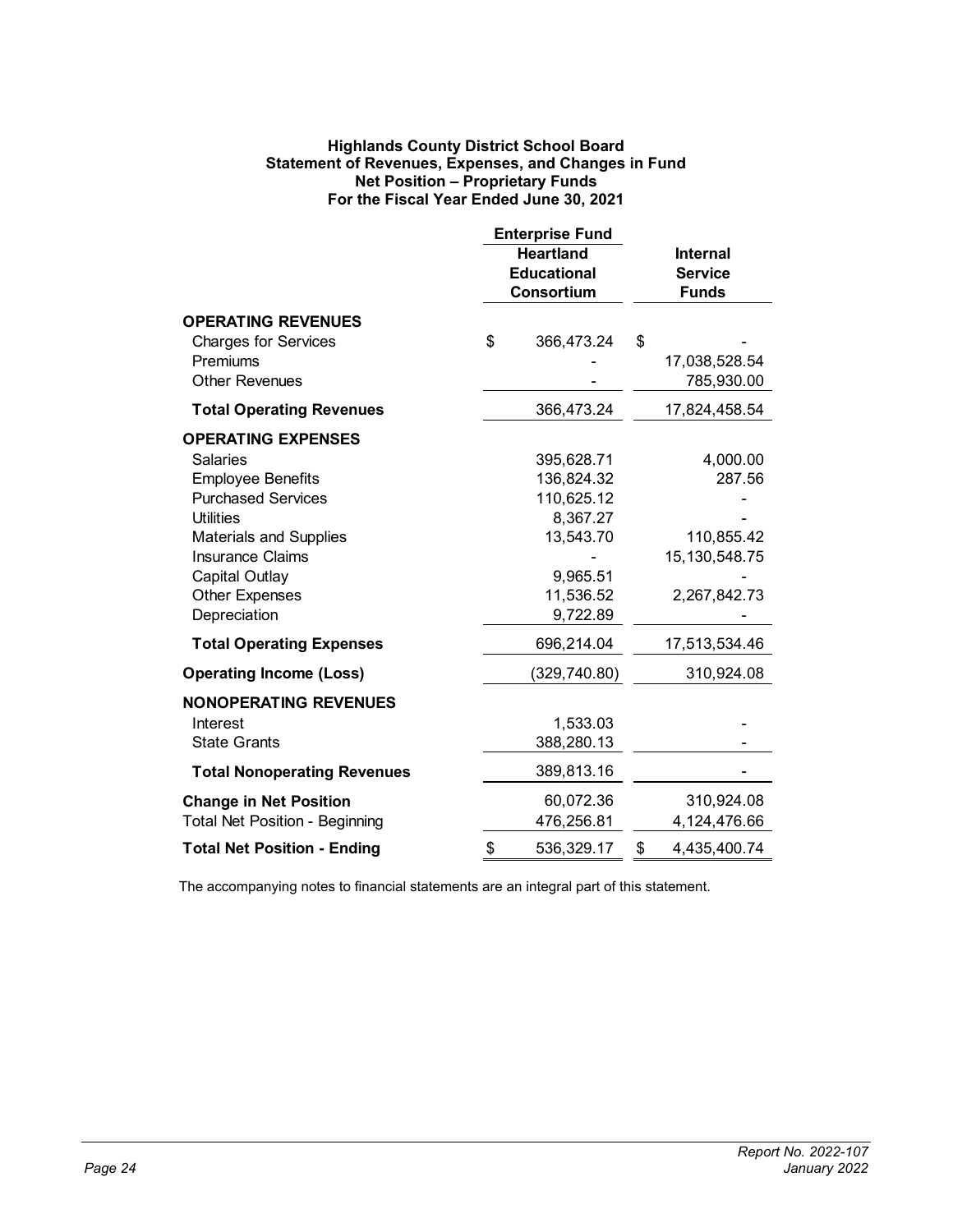**Highlands County District School Board**
**Statement of Revenues, Expenses, and Changes in Fund Net Position – Proprietary Funds**
**For the Fiscal Year Ended June 30, 2021**

| | Enterprise Fund | |
|---|---|---|
| | **Heartland Educational Consortium** | **Internal Service Funds** |
| **OPERATING REVENUES** | | |
| Charges for Services | $ 366,473.24 | $ - |
| Premiums | - | 17,038,528.54 |
| Other Revenues | - | 785,930.00 |
| **Total Operating Revenues** | 366,473.24 | 17,824,458.54 |
| **OPERATING EXPENSES** | | |
| Salaries | 395,628.71 | 4,000.00 |
| Employee Benefits | 136,824.32 | 287.56 |
| Purchased Services | 110,625.12 | - |
| Utilities | 8,367.27 | - |
| Materials and Supplies | 13,543.70 | 110,855.42 |
| Insurance Claims | - | 15,130,548.75 |
| Capital Outlay | 9,965.51 | - |
| Other Expenses | 11,536.52 | 2,267,842.73 |
| Depreciation | 9,722.89 | - |
| **Total Operating Expenses** | 696,214.04 | 17,513,534.46 |
| **Operating Income (Loss)** | (329,740.80) | 310,924.08 |
| **NONOPERATING REVENUES** | | |
| Interest | 1,533.03 | - |
| State Grants | 388,280.13 | - |
| **Total Nonoperating Revenues** | 389,813.16 | - |
| **Change in Net Position** | 60,072.36 | 310,924.08 |
| Total Net Position - Beginning | 476,256.81 | 4,124,476.66 |
| **Total Net Position - Ending** | $ 536,329.17 | $ 4,435,400.74 |

The accompanying notes to financial statements are an integral part of this statement.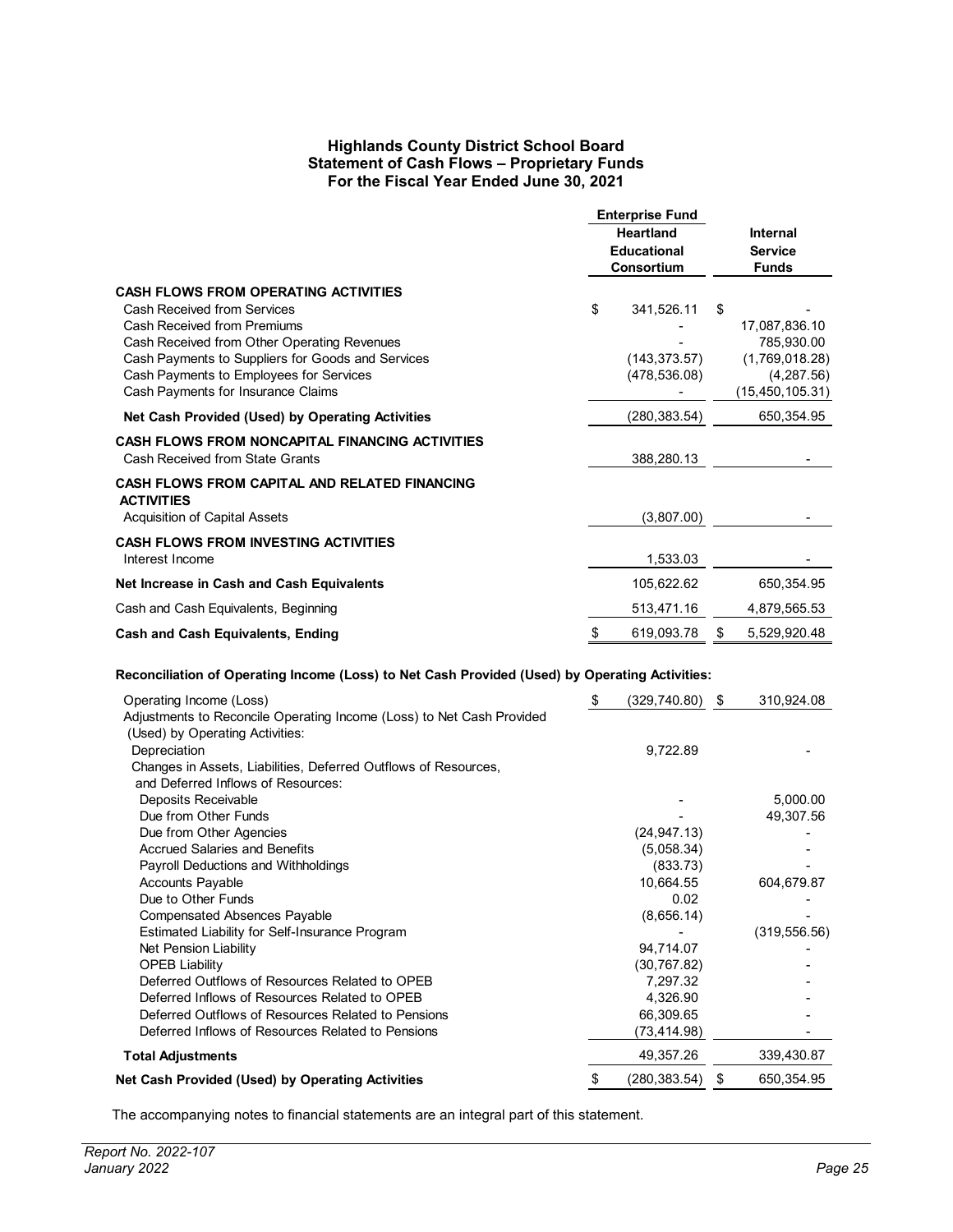# Highlands County District School Board
## Statement of Cash Flows – Proprietary Funds
### For the Fiscal Year Ended June 30, 2021

| | Enterprise Fund Heartland Educational Consortium | Internal Service Funds |
|---|---|---|
| **CASH FLOWS FROM OPERATING ACTIVITIES** | | |
| Cash Received from Services | $ 341,526.11 | $ - |
| Cash Received from Premiums | - | 17,087,836.10 |
| Cash Received from Other Operating Revenues | - | 785,930.00 |
| Cash Payments to Suppliers for Goods and Services | (143,373.57) | (1,769,018.28) |
| Cash Payments to Employees for Services | (478,536.08) | (4,287.56) |
| Cash Payments for Insurance Claims | - | (15,450,105.31) |
| **Net Cash Provided (Used) by Operating Activities** | (280,383.54) | 650,354.95 |
| **CASH FLOWS FROM NONCAPITAL FINANCING ACTIVITIES** | | |
| Cash Received from State Grants | 388,280.13 | - |
| **CASH FLOWS FROM CAPITAL AND RELATED FINANCING ACTIVITIES** | | |
| Acquisition of Capital Assets | (3,807.00) | - |
| **CASH FLOWS FROM INVESTING ACTIVITIES** | | |
| Interest Income | 1,533.03 | - |
| **Net Increase in Cash and Cash Equivalents** | 105,622.62 | 650,354.95 |
| Cash and Cash Equivalents, Beginning | 513,471.16 | 4,879,565.53 |
| **Cash and Cash Equivalents, Ending** | $ 619,093.78 | $ 5,529,920.48 |

**Reconciliation of Operating Income (Loss) to Net Cash Provided (Used) by Operating Activities:**

| | Enterprise Fund Heartland Educational Consortium | Internal Service Funds |
|---|---|---|
| Operating Income (Loss) | $ (329,740.80) | $ 310,924.08 |
| Adjustments to Reconcile Operating Income (Loss) to Net Cash Provided (Used) by Operating Activities: | | |
| Depreciation | 9,722.89 | - |
| Changes in Assets, Liabilities, Deferred Outflows of Resources, and Deferred Inflows of Resources: | | |
| Deposits Receivable | - | 5,000.00 |
| Due from Other Funds | - | 49,307.56 |
| Due from Other Agencies | (24,947.13) | - |
| Accrued Salaries and Benefits | (5,058.34) | - |
| Payroll Deductions and Withholdings | (833.73) | - |
| Accounts Payable | 10,664.55 | 604,679.87 |
| Due to Other Funds | 0.02 | - |
| Compensated Absences Payable | (8,656.14) | - |
| Estimated Liability for Self-Insurance Program | - | (319,556.56) |
| Net Pension Liability | 94,714.07 | - |
| OPEB Liability | (30,767.82) | - |
| Deferred Outflows of Resources Related to OPEB | 7,297.32 | - |
| Deferred Inflows of Resources Related to OPEB | 4,326.90 | - |
| Deferred Outflows of Resources Related to Pensions | 66,309.65 | - |
| Deferred Inflows of Resources Related to Pensions | (73,414.98) | - |
| **Total Adjustments** | 49,357.26 | 339,430.87 |
| **Net Cash Provided (Used) by Operating Activities** | $ (280,383.54) | $ 650,354.95 |

The accompanying notes to financial statements are an integral part of this statement.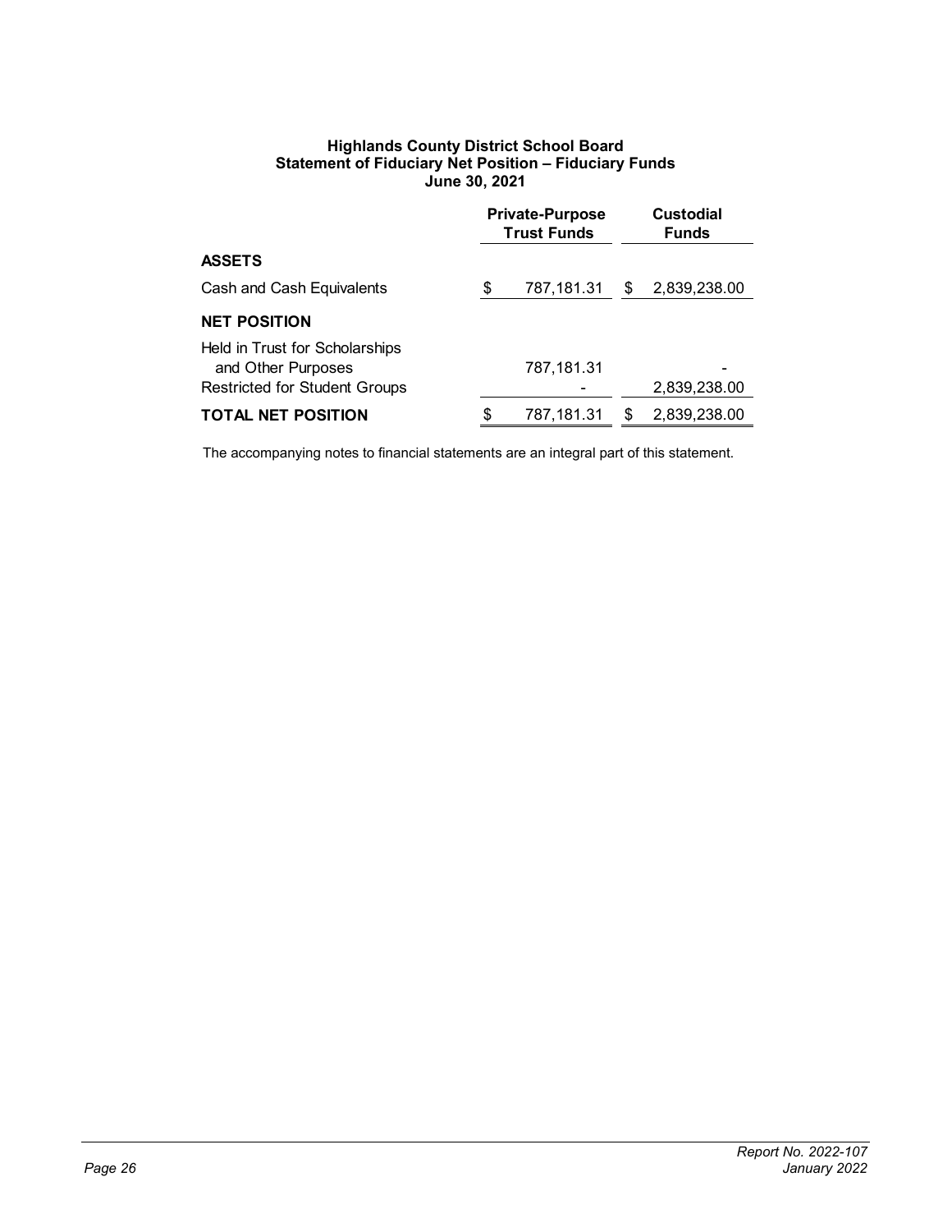**Highlands County District School Board**
**Statement of Fiduciary Net Position – Fiduciary Funds**
**June 30, 2021**

| | Private-Purpose Trust Funds | Custodial Funds |
|---|---|---|
| **ASSETS** | | |
| Cash and Cash Equivalents | $ 787,181.31 | $ 2,839,238.00 |
| **NET POSITION** | | |
| Held in Trust for Scholarships and Other Purposes | 787,181.31 | - |
| Restricted for Student Groups | - | 2,839,238.00 |
| **TOTAL NET POSITION** | $ 787,181.31 | $ 2,839,238.00 |

The accompanying notes to financial statements are an integral part of this statement.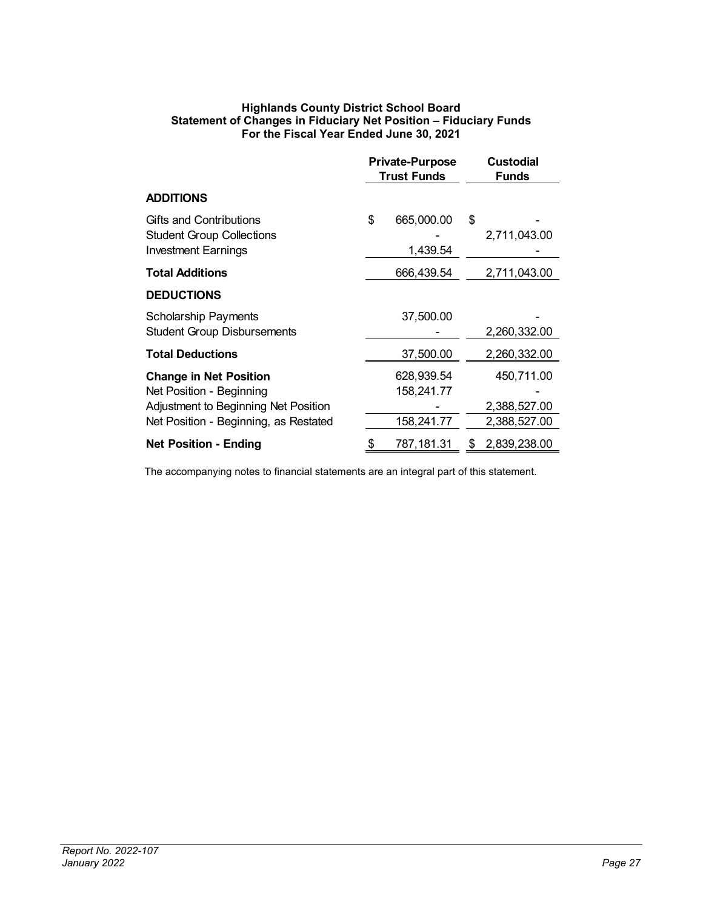**Highlands County District School Board**
**Statement of Changes in Fiduciary Net Position – Fiduciary Funds**
**For the Fiscal Year Ended June 30, 2021**

| | Private-Purpose Trust Funds | Custodial Funds |
|---|---|---|
| **ADDITIONS** | | |
| Gifts and Contributions | $ 665,000.00 | $ - |
| Student Group Collections | - | 2,711,043.00 |
| Investment Earnings | 1,439.54 | - |
| **Total Additions** | 666,439.54 | 2,711,043.00 |
| **DEDUCTIONS** | | |
| Scholarship Payments | 37,500.00 | - |
| Student Group Disbursements | - | 2,260,332.00 |
| **Total Deductions** | 37,500.00 | 2,260,332.00 |
| **Change in Net Position** | 628,939.54 | 450,711.00 |
| Net Position - Beginning | 158,241.77 | - |
| Adjustment to Beginning Net Position | - | 2,388,527.00 |
| Net Position - Beginning, as Restated | 158,241.77 | 2,388,527.00 |
| **Net Position - Ending** | $ 787,181.31 | $ 2,839,238.00 |

The accompanying notes to financial statements are an integral part of this statement.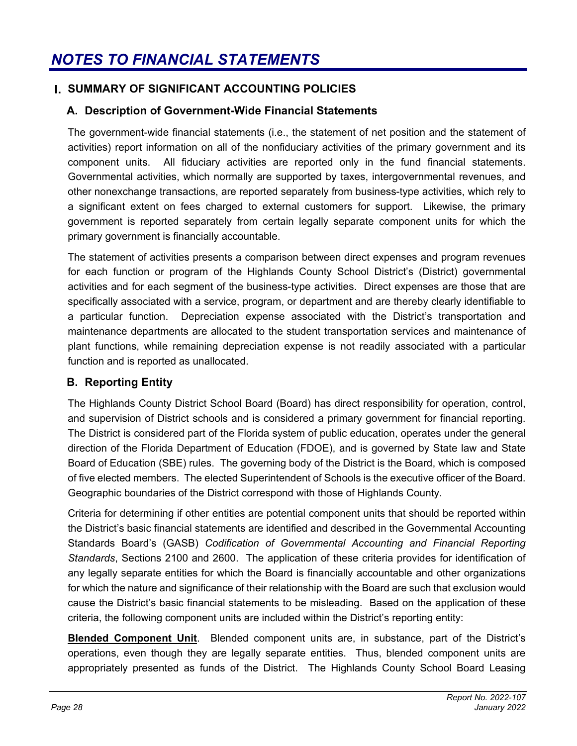# NOTES TO FINANCIAL STATEMENTS

## I. SUMMARY OF SIGNIFICANT ACCOUNTING POLICIES

### A. Description of Government-Wide Financial Statements

The government-wide financial statements (i.e., the statement of net position and the statement of activities) report information on all of the nonfiduciary activities of the primary government and its component units. All fiduciary activities are reported only in the fund financial statements. Governmental activities, which normally are supported by taxes, intergovernmental revenues, and other nonexchange transactions, are reported separately from business-type activities, which rely to a significant extent on fees charged to external customers for support. Likewise, the primary government is reported separately from certain legally separate component units for which the primary government is financially accountable.

The statement of activities presents a comparison between direct expenses and program revenues for each function or program of the Highlands County School District's (District) governmental activities and for each segment of the business-type activities. Direct expenses are those that are specifically associated with a service, program, or department and are thereby clearly identifiable to a particular function. Depreciation expense associated with the District's transportation and maintenance departments are allocated to the student transportation services and maintenance of plant functions, while remaining depreciation expense is not readily associated with a particular function and is reported as unallocated.

### B. Reporting Entity

The Highlands County District School Board (Board) has direct responsibility for operation, control, and supervision of District schools and is considered a primary government for financial reporting. The District is considered part of the Florida system of public education, operates under the general direction of the Florida Department of Education (FDOE), and is governed by State law and State Board of Education (SBE) rules. The governing body of the District is the Board, which is composed of five elected members. The elected Superintendent of Schools is the executive officer of the Board. Geographic boundaries of the District correspond with those of Highlands County.

Criteria for determining if other entities are potential component units that should be reported within the District's basic financial statements are identified and described in the Governmental Accounting Standards Board's (GASB) *Codification of Governmental Accounting and Financial Reporting Standards*, Sections 2100 and 2600. The application of these criteria provides for identification of any legally separate entities for which the Board is financially accountable and other organizations for which the nature and significance of their relationship with the Board are such that exclusion would cause the District's basic financial statements to be misleading. Based on the application of these criteria, the following component units are included within the District's reporting entity:

**Blended Component Unit**. Blended component units are, in substance, part of the District's operations, even though they are legally separate entities. Thus, blended component units are appropriately presented as funds of the District. The Highlands County School Board Leasing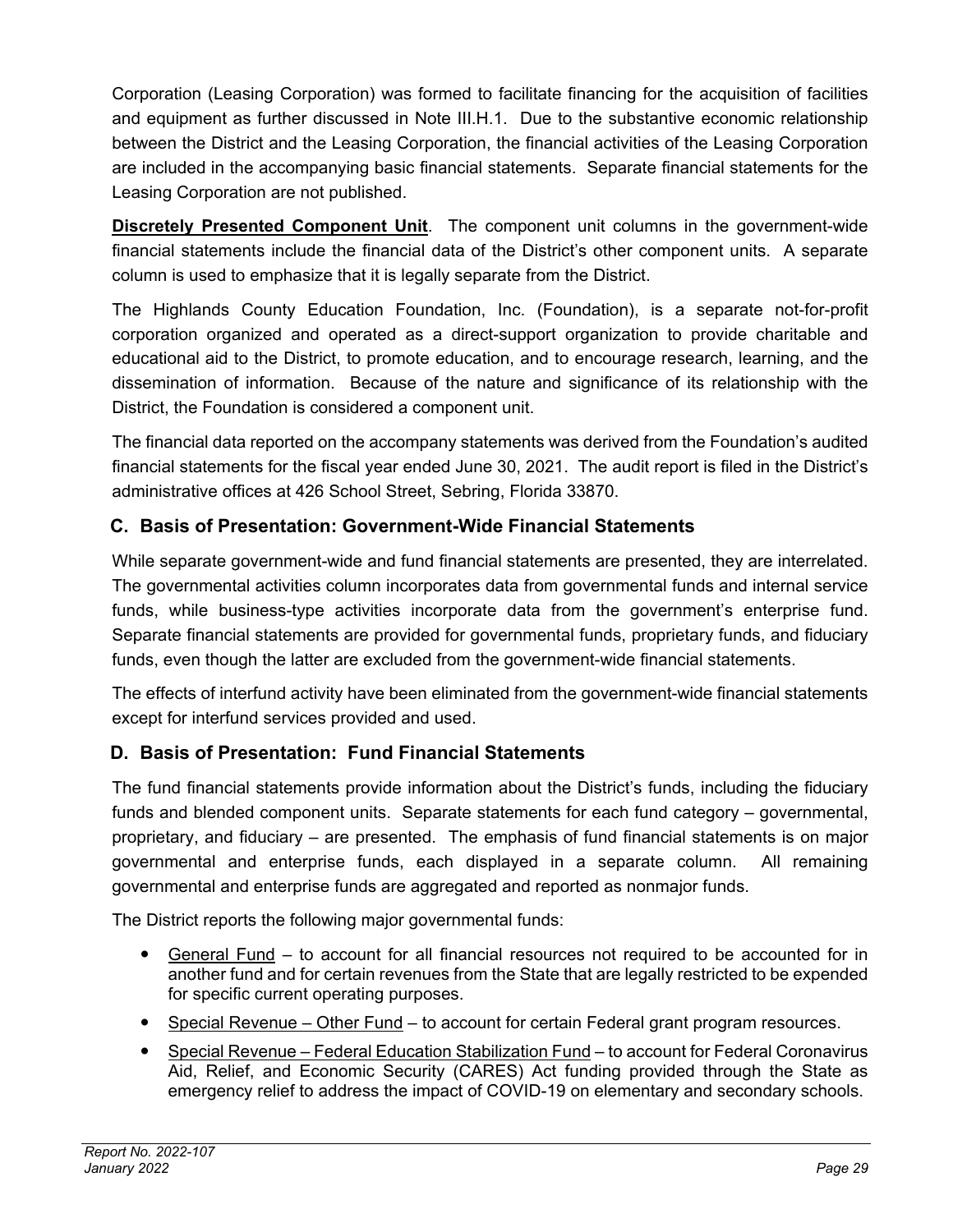Corporation (Leasing Corporation) was formed to facilitate financing for the acquisition of facilities and equipment as further discussed in Note III.H.1. Due to the substantive economic relationship between the District and the Leasing Corporation, the financial activities of the Leasing Corporation are included in the accompanying basic financial statements. Separate financial statements for the Leasing Corporation are not published.

**Discretely Presented Component Unit**. The component unit columns in the government-wide financial statements include the financial data of the District's other component units. A separate column is used to emphasize that it is legally separate from the District.

The Highlands County Education Foundation, Inc. (Foundation), is a separate not-for-profit corporation organized and operated as a direct-support organization to provide charitable and educational aid to the District, to promote education, and to encourage research, learning, and the dissemination of information. Because of the nature and significance of its relationship with the District, the Foundation is considered a component unit.

The financial data reported on the accompany statements was derived from the Foundation's audited financial statements for the fiscal year ended June 30, 2021. The audit report is filed in the District's administrative offices at 426 School Street, Sebring, Florida 33870.

## C. Basis of Presentation: Government-Wide Financial Statements

While separate government-wide and fund financial statements are presented, they are interrelated. The governmental activities column incorporates data from governmental funds and internal service funds, while business-type activities incorporate data from the government's enterprise fund. Separate financial statements are provided for governmental funds, proprietary funds, and fiduciary funds, even though the latter are excluded from the government-wide financial statements.

The effects of interfund activity have been eliminated from the government-wide financial statements except for interfund services provided and used.

## D. Basis of Presentation: Fund Financial Statements

The fund financial statements provide information about the District's funds, including the fiduciary funds and blended component units. Separate statements for each fund category – governmental, proprietary, and fiduciary – are presented. The emphasis of fund financial statements is on major governmental and enterprise funds, each displayed in a separate column. All remaining governmental and enterprise funds are aggregated and reported as nonmajor funds.

The District reports the following major governmental funds:

- General Fund – to account for all financial resources not required to be accounted for in another fund and for certain revenues from the State that are legally restricted to be expended for specific current operating purposes.
- Special Revenue – Other Fund – to account for certain Federal grant program resources.
- Special Revenue – Federal Education Stabilization Fund – to account for Federal Coronavirus Aid, Relief, and Economic Security (CARES) Act funding provided through the State as emergency relief to address the impact of COVID-19 on elementary and secondary schools.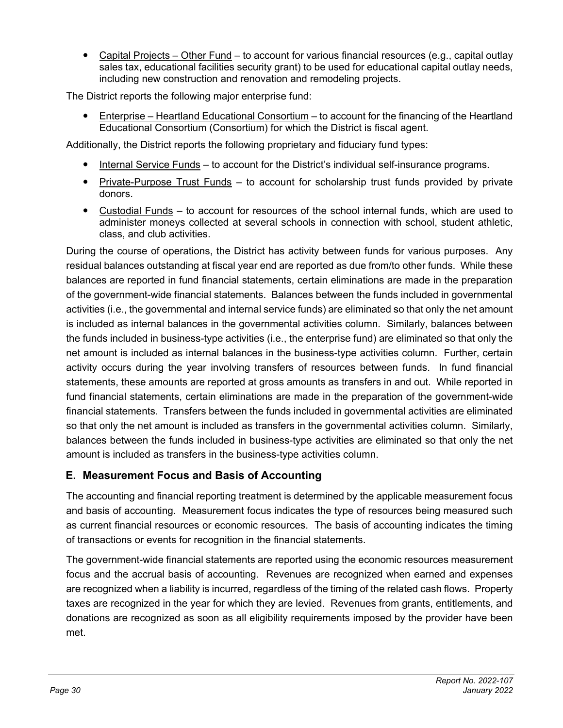- Capital Projects – Other Fund – to account for various financial resources (e.g., capital outlay sales tax, educational facilities security grant) to be used for educational capital outlay needs, including new construction and renovation and remodeling projects.

The District reports the following major enterprise fund:

- Enterprise – Heartland Educational Consortium – to account for the financing of the Heartland Educational Consortium (Consortium) for which the District is fiscal agent.

Additionally, the District reports the following proprietary and fiduciary fund types:

- Internal Service Funds – to account for the District's individual self-insurance programs.
- Private-Purpose Trust Funds – to account for scholarship trust funds provided by private donors.
- Custodial Funds – to account for resources of the school internal funds, which are used to administer moneys collected at several schools in connection with school, student athletic, class, and club activities.

During the course of operations, the District has activity between funds for various purposes. Any residual balances outstanding at fiscal year end are reported as due from/to other funds. While these balances are reported in fund financial statements, certain eliminations are made in the preparation of the government-wide financial statements. Balances between the funds included in governmental activities (i.e., the governmental and internal service funds) are eliminated so that only the net amount is included as internal balances in the governmental activities column. Similarly, balances between the funds included in business-type activities (i.e., the enterprise fund) are eliminated so that only the net amount is included as internal balances in the business-type activities column. Further, certain activity occurs during the year involving transfers of resources between funds. In fund financial statements, these amounts are reported at gross amounts as transfers in and out. While reported in fund financial statements, certain eliminations are made in the preparation of the government-wide financial statements. Transfers between the funds included in governmental activities are eliminated so that only the net amount is included as transfers in the governmental activities column. Similarly, balances between the funds included in business-type activities are eliminated so that only the net amount is included as transfers in the business-type activities column.

## E. Measurement Focus and Basis of Accounting

The accounting and financial reporting treatment is determined by the applicable measurement focus and basis of accounting. Measurement focus indicates the type of resources being measured such as current financial resources or economic resources. The basis of accounting indicates the timing of transactions or events for recognition in the financial statements.

The government-wide financial statements are reported using the economic resources measurement focus and the accrual basis of accounting. Revenues are recognized when earned and expenses are recognized when a liability is incurred, regardless of the timing of the related cash flows. Property taxes are recognized in the year for which they are levied. Revenues from grants, entitlements, and donations are recognized as soon as all eligibility requirements imposed by the provider have been met.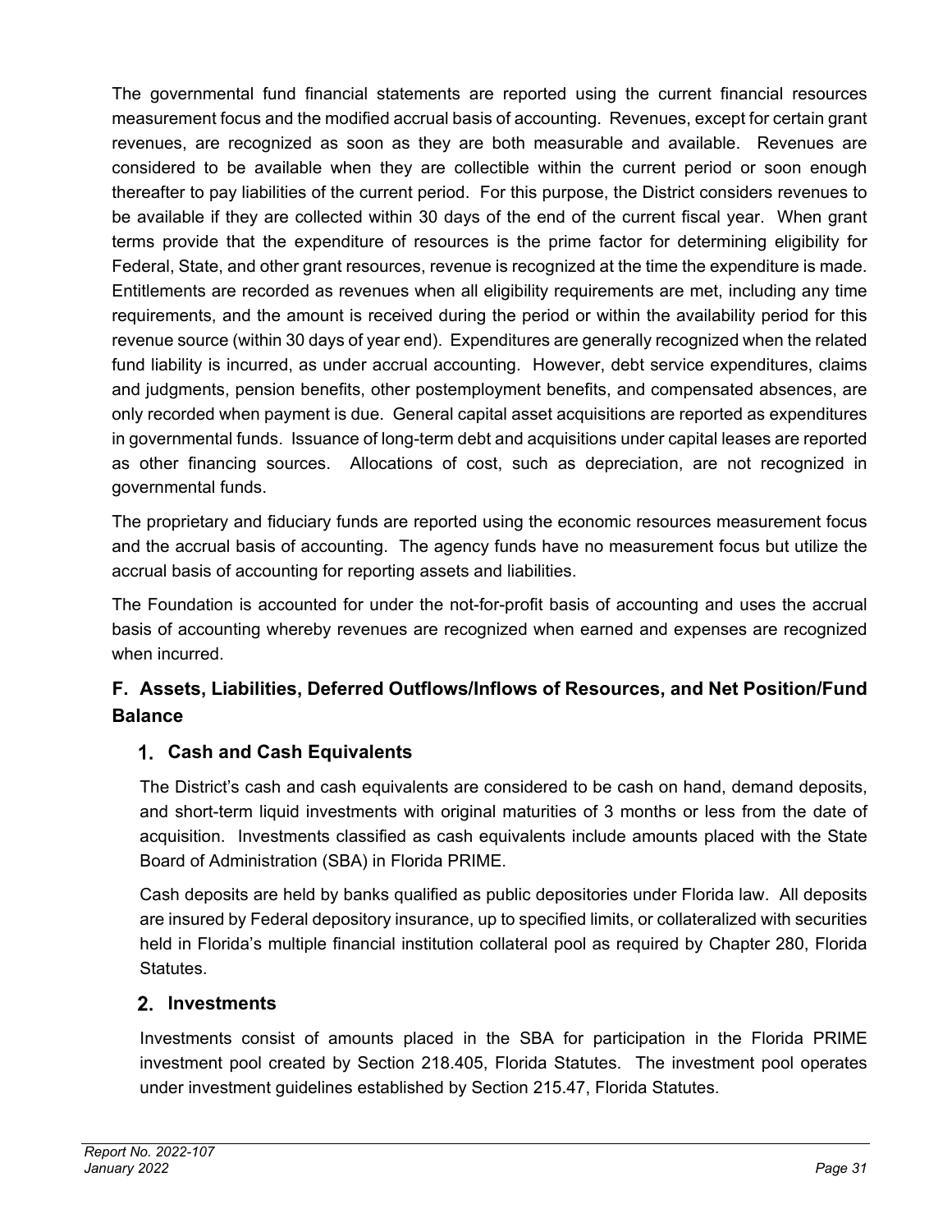The governmental fund financial statements are reported using the current financial resources measurement focus and the modified accrual basis of accounting. Revenues, except for certain grant revenues, are recognized as soon as they are both measurable and available. Revenues are considered to be available when they are collectible within the current period or soon enough thereafter to pay liabilities of the current period. For this purpose, the District considers revenues to be available if they are collected within 30 days of the end of the current fiscal year. When grant terms provide that the expenditure of resources is the prime factor for determining eligibility for Federal, State, and other grant resources, revenue is recognized at the time the expenditure is made. Entitlements are recorded as revenues when all eligibility requirements are met, including any time requirements, and the amount is received during the period or within the availability period for this revenue source (within 30 days of year end). Expenditures are generally recognized when the related fund liability is incurred, as under accrual accounting. However, debt service expenditures, claims and judgments, pension benefits, other postemployment benefits, and compensated absences, are only recorded when payment is due. General capital asset acquisitions are reported as expenditures in governmental funds. Issuance of long-term debt and acquisitions under capital leases are reported as other financing sources. Allocations of cost, such as depreciation, are not recognized in governmental funds.

The proprietary and fiduciary funds are reported using the economic resources measurement focus and the accrual basis of accounting. The agency funds have no measurement focus but utilize the accrual basis of accounting for reporting assets and liabilities.

The Foundation is accounted for under the not-for-profit basis of accounting and uses the accrual basis of accounting whereby revenues are recognized when earned and expenses are recognized when incurred.

## F. Assets, Liabilities, Deferred Outflows/Inflows of Resources, and Net Position/Fund Balance

### 1. Cash and Cash Equivalents

The District's cash and cash equivalents are considered to be cash on hand, demand deposits, and short-term liquid investments with original maturities of 3 months or less from the date of acquisition. Investments classified as cash equivalents include amounts placed with the State Board of Administration (SBA) in Florida PRIME.

Cash deposits are held by banks qualified as public depositories under Florida law. All deposits are insured by Federal depository insurance, up to specified limits, or collateralized with securities held in Florida's multiple financial institution collateral pool as required by Chapter 280, Florida Statutes.

### 2. Investments

Investments consist of amounts placed in the SBA for participation in the Florida PRIME investment pool created by Section 218.405, Florida Statutes. The investment pool operates under investment guidelines established by Section 215.47, Florida Statutes.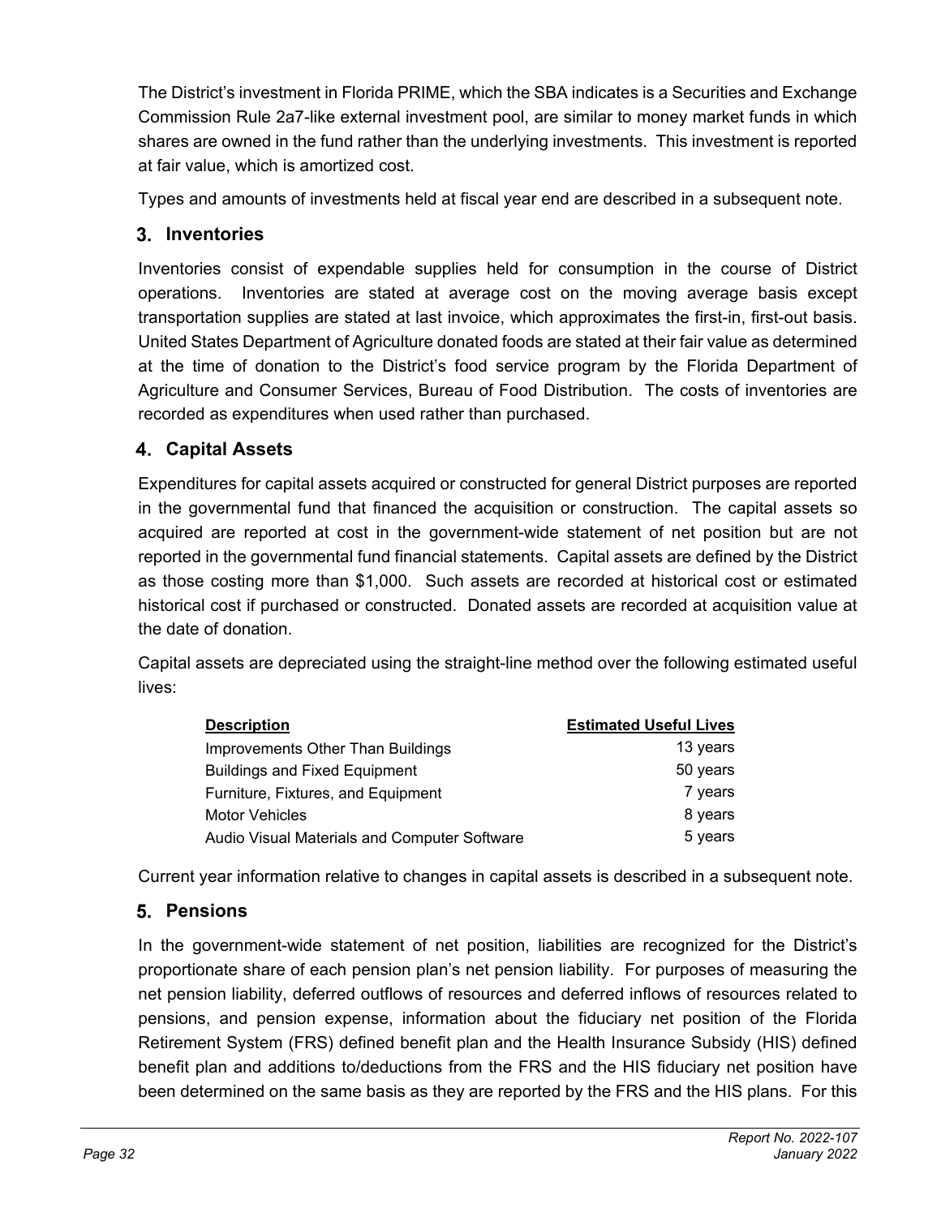The District's investment in Florida PRIME, which the SBA indicates is a Securities and Exchange Commission Rule 2a7-like external investment pool, are similar to money market funds in which shares are owned in the fund rather than the underlying investments. This investment is reported at fair value, which is amortized cost.

Types and amounts of investments held at fiscal year end are described in a subsequent note.

### 3. Inventories

Inventories consist of expendable supplies held for consumption in the course of District operations. Inventories are stated at average cost on the moving average basis except transportation supplies are stated at last invoice, which approximates the first-in, first-out basis. United States Department of Agriculture donated foods are stated at their fair value as determined at the time of donation to the District's food service program by the Florida Department of Agriculture and Consumer Services, Bureau of Food Distribution. The costs of inventories are recorded as expenditures when used rather than purchased.

### 4. Capital Assets

Expenditures for capital assets acquired or constructed for general District purposes are reported in the governmental fund that financed the acquisition or construction. The capital assets so acquired are reported at cost in the government-wide statement of net position but are not reported in the governmental fund financial statements. Capital assets are defined by the District as those costing more than $1,000. Such assets are recorded at historical cost or estimated historical cost if purchased or constructed. Donated assets are recorded at acquisition value at the date of donation.

Capital assets are depreciated using the straight-line method over the following estimated useful lives:

| Description | Estimated Useful Lives |
|---|---|
| Improvements Other Than Buildings | 13 years |
| Buildings and Fixed Equipment | 50 years |
| Furniture, Fixtures, and Equipment | 7 years |
| Motor Vehicles | 8 years |
| Audio Visual Materials and Computer Software | 5 years |

Current year information relative to changes in capital assets is described in a subsequent note.

### 5. Pensions

In the government-wide statement of net position, liabilities are recognized for the District's proportionate share of each pension plan's net pension liability. For purposes of measuring the net pension liability, deferred outflows of resources and deferred inflows of resources related to pensions, and pension expense, information about the fiduciary net position of the Florida Retirement System (FRS) defined benefit plan and the Health Insurance Subsidy (HIS) defined benefit plan and additions to/deductions from the FRS and the HIS fiduciary net position have been determined on the same basis as they are reported by the FRS and the HIS plans. For this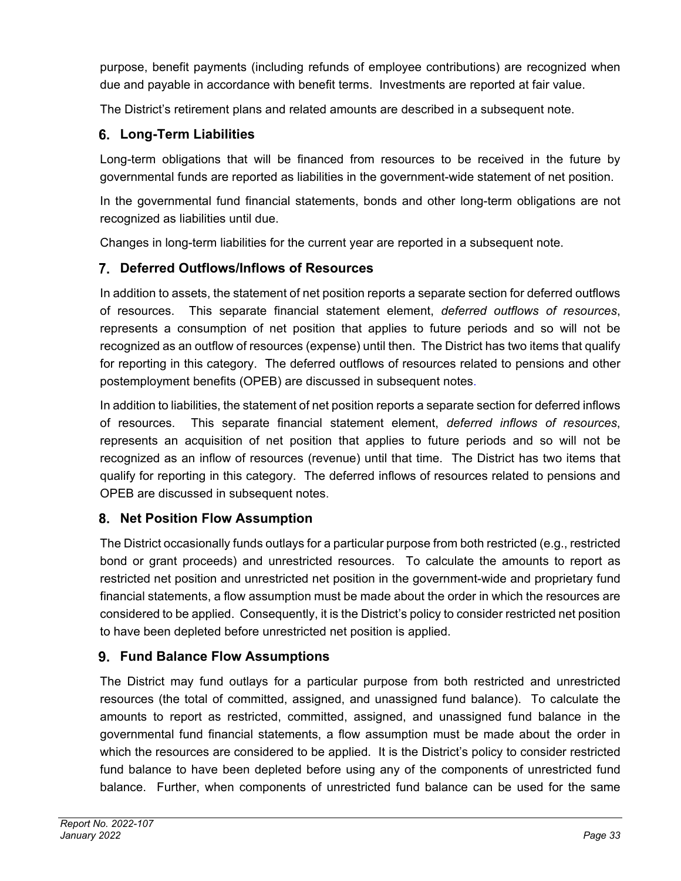purpose, benefit payments (including refunds of employee contributions) are recognized when due and payable in accordance with benefit terms. Investments are reported at fair value.

The District's retirement plans and related amounts are described in a subsequent note.

## 6. Long-Term Liabilities

Long-term obligations that will be financed from resources to be received in the future by governmental funds are reported as liabilities in the government-wide statement of net position.

In the governmental fund financial statements, bonds and other long-term obligations are not recognized as liabilities until due.

Changes in long-term liabilities for the current year are reported in a subsequent note.

## 7. Deferred Outflows/Inflows of Resources

In addition to assets, the statement of net position reports a separate section for deferred outflows of resources. This separate financial statement element, *deferred outflows of resources*, represents a consumption of net position that applies to future periods and so will not be recognized as an outflow of resources (expense) until then. The District has two items that qualify for reporting in this category. The deferred outflows of resources related to pensions and other postemployment benefits (OPEB) are discussed in subsequent notes.

In addition to liabilities, the statement of net position reports a separate section for deferred inflows of resources. This separate financial statement element, *deferred inflows of resources*, represents an acquisition of net position that applies to future periods and so will not be recognized as an inflow of resources (revenue) until that time. The District has two items that qualify for reporting in this category. The deferred inflows of resources related to pensions and OPEB are discussed in subsequent notes.

## 8. Net Position Flow Assumption

The District occasionally funds outlays for a particular purpose from both restricted (e.g., restricted bond or grant proceeds) and unrestricted resources. To calculate the amounts to report as restricted net position and unrestricted net position in the government-wide and proprietary fund financial statements, a flow assumption must be made about the order in which the resources are considered to be applied. Consequently, it is the District's policy to consider restricted net position to have been depleted before unrestricted net position is applied.

## 9. Fund Balance Flow Assumptions

The District may fund outlays for a particular purpose from both restricted and unrestricted resources (the total of committed, assigned, and unassigned fund balance). To calculate the amounts to report as restricted, committed, assigned, and unassigned fund balance in the governmental fund financial statements, a flow assumption must be made about the order in which the resources are considered to be applied. It is the District's policy to consider restricted fund balance to have been depleted before using any of the components of unrestricted fund balance. Further, when components of unrestricted fund balance can be used for the same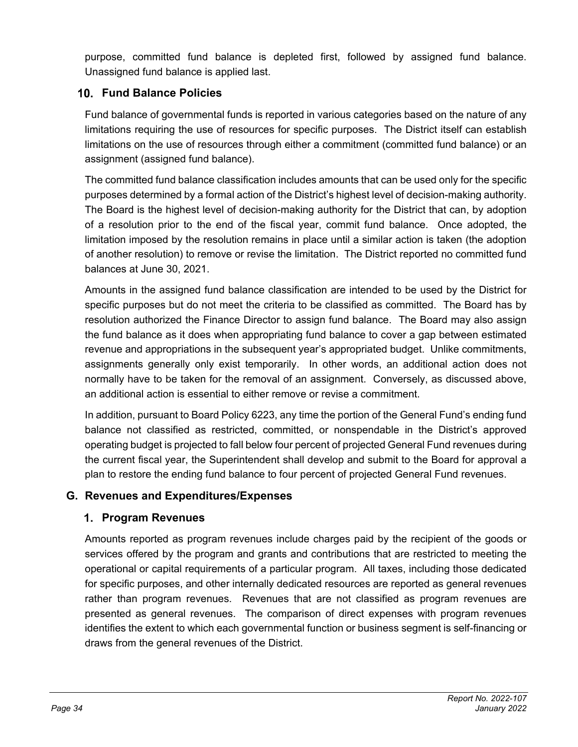purpose, committed fund balance is depleted first, followed by assigned fund balance. Unassigned fund balance is applied last.

### 10. Fund Balance Policies

Fund balance of governmental funds is reported in various categories based on the nature of any limitations requiring the use of resources for specific purposes. The District itself can establish limitations on the use of resources through either a commitment (committed fund balance) or an assignment (assigned fund balance).

The committed fund balance classification includes amounts that can be used only for the specific purposes determined by a formal action of the District's highest level of decision-making authority. The Board is the highest level of decision-making authority for the District that can, by adoption of a resolution prior to the end of the fiscal year, commit fund balance. Once adopted, the limitation imposed by the resolution remains in place until a similar action is taken (the adoption of another resolution) to remove or revise the limitation. The District reported no committed fund balances at June 30, 2021.

Amounts in the assigned fund balance classification are intended to be used by the District for specific purposes but do not meet the criteria to be classified as committed. The Board has by resolution authorized the Finance Director to assign fund balance. The Board may also assign the fund balance as it does when appropriating fund balance to cover a gap between estimated revenue and appropriations in the subsequent year's appropriated budget. Unlike commitments, assignments generally only exist temporarily. In other words, an additional action does not normally have to be taken for the removal of an assignment. Conversely, as discussed above, an additional action is essential to either remove or revise a commitment.

In addition, pursuant to Board Policy 6223, any time the portion of the General Fund's ending fund balance not classified as restricted, committed, or nonspendable in the District's approved operating budget is projected to fall below four percent of projected General Fund revenues during the current fiscal year, the Superintendent shall develop and submit to the Board for approval a plan to restore the ending fund balance to four percent of projected General Fund revenues.

## G. Revenues and Expenditures/Expenses

### 1. Program Revenues

Amounts reported as program revenues include charges paid by the recipient of the goods or services offered by the program and grants and contributions that are restricted to meeting the operational or capital requirements of a particular program. All taxes, including those dedicated for specific purposes, and other internally dedicated resources are reported as general revenues rather than program revenues. Revenues that are not classified as program revenues are presented as general revenues. The comparison of direct expenses with program revenues identifies the extent to which each governmental function or business segment is self-financing or draws from the general revenues of the District.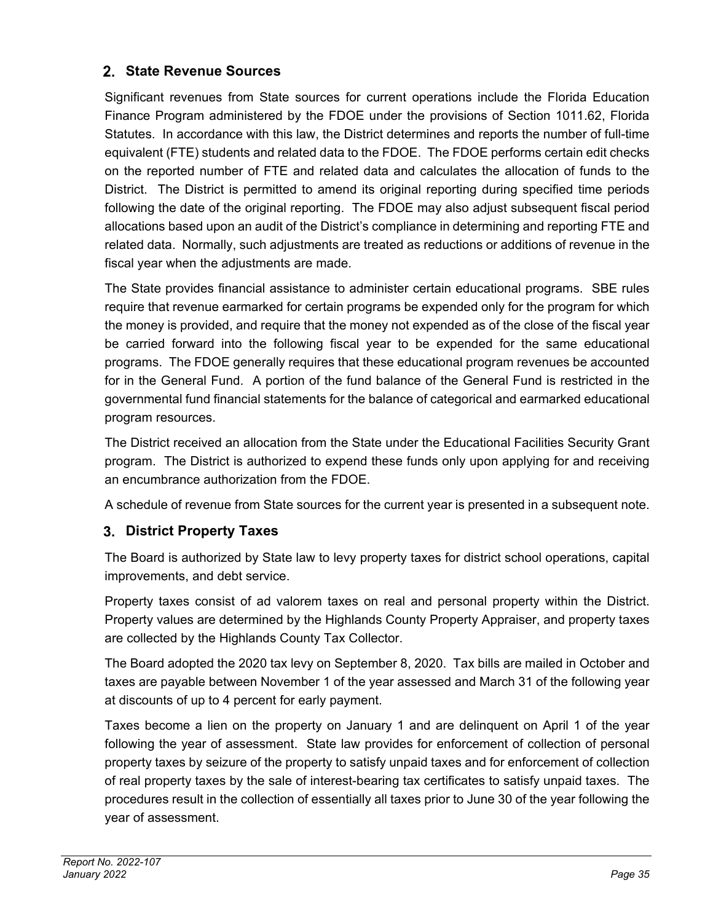## 2. State Revenue Sources

Significant revenues from State sources for current operations include the Florida Education Finance Program administered by the FDOE under the provisions of Section 1011.62, Florida Statutes. In accordance with this law, the District determines and reports the number of full-time equivalent (FTE) students and related data to the FDOE. The FDOE performs certain edit checks on the reported number of FTE and related data and calculates the allocation of funds to the District. The District is permitted to amend its original reporting during specified time periods following the date of the original reporting. The FDOE may also adjust subsequent fiscal period allocations based upon an audit of the District's compliance in determining and reporting FTE and related data. Normally, such adjustments are treated as reductions or additions of revenue in the fiscal year when the adjustments are made.

The State provides financial assistance to administer certain educational programs. SBE rules require that revenue earmarked for certain programs be expended only for the program for which the money is provided, and require that the money not expended as of the close of the fiscal year be carried forward into the following fiscal year to be expended for the same educational programs. The FDOE generally requires that these educational program revenues be accounted for in the General Fund. A portion of the fund balance of the General Fund is restricted in the governmental fund financial statements for the balance of categorical and earmarked educational program resources.

The District received an allocation from the State under the Educational Facilities Security Grant program. The District is authorized to expend these funds only upon applying for and receiving an encumbrance authorization from the FDOE.

A schedule of revenue from State sources for the current year is presented in a subsequent note.

## 3. District Property Taxes

The Board is authorized by State law to levy property taxes for district school operations, capital improvements, and debt service.

Property taxes consist of ad valorem taxes on real and personal property within the District. Property values are determined by the Highlands County Property Appraiser, and property taxes are collected by the Highlands County Tax Collector.

The Board adopted the 2020 tax levy on September 8, 2020. Tax bills are mailed in October and taxes are payable between November 1 of the year assessed and March 31 of the following year at discounts of up to 4 percent for early payment.

Taxes become a lien on the property on January 1 and are delinquent on April 1 of the year following the year of assessment. State law provides for enforcement of collection of personal property taxes by seizure of the property to satisfy unpaid taxes and for enforcement of collection of real property taxes by the sale of interest-bearing tax certificates to satisfy unpaid taxes. The procedures result in the collection of essentially all taxes prior to June 30 of the year following the year of assessment.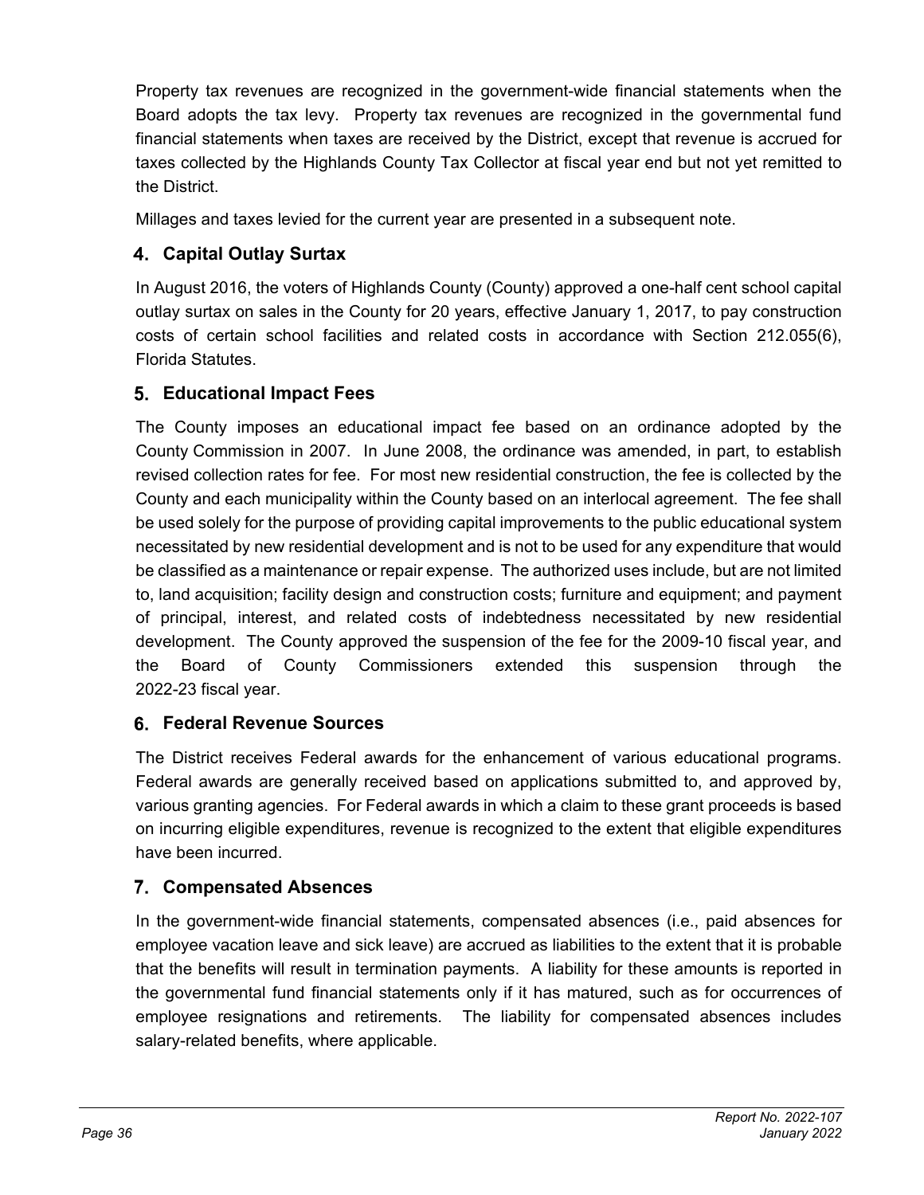Property tax revenues are recognized in the government-wide financial statements when the Board adopts the tax levy. Property tax revenues are recognized in the governmental fund financial statements when taxes are received by the District, except that revenue is accrued for taxes collected by the Highlands County Tax Collector at fiscal year end but not yet remitted to the District.

Millages and taxes levied for the current year are presented in a subsequent note.

### 4. Capital Outlay Surtax

In August 2016, the voters of Highlands County (County) approved a one-half cent school capital outlay surtax on sales in the County for 20 years, effective January 1, 2017, to pay construction costs of certain school facilities and related costs in accordance with Section 212.055(6), Florida Statutes.

### 5. Educational Impact Fees

The County imposes an educational impact fee based on an ordinance adopted by the County Commission in 2007. In June 2008, the ordinance was amended, in part, to establish revised collection rates for fee. For most new residential construction, the fee is collected by the County and each municipality within the County based on an interlocal agreement. The fee shall be used solely for the purpose of providing capital improvements to the public educational system necessitated by new residential development and is not to be used for any expenditure that would be classified as a maintenance or repair expense. The authorized uses include, but are not limited to, land acquisition; facility design and construction costs; furniture and equipment; and payment of principal, interest, and related costs of indebtedness necessitated by new residential development. The County approved the suspension of the fee for the 2009-10 fiscal year, and the Board of County Commissioners extended this suspension through the 2022-23 fiscal year.

### 6. Federal Revenue Sources

The District receives Federal awards for the enhancement of various educational programs. Federal awards are generally received based on applications submitted to, and approved by, various granting agencies. For Federal awards in which a claim to these grant proceeds is based on incurring eligible expenditures, revenue is recognized to the extent that eligible expenditures have been incurred.

### 7. Compensated Absences

In the government-wide financial statements, compensated absences (i.e., paid absences for employee vacation leave and sick leave) are accrued as liabilities to the extent that it is probable that the benefits will result in termination payments. A liability for these amounts is reported in the governmental fund financial statements only if it has matured, such as for occurrences of employee resignations and retirements. The liability for compensated absences includes salary-related benefits, where applicable.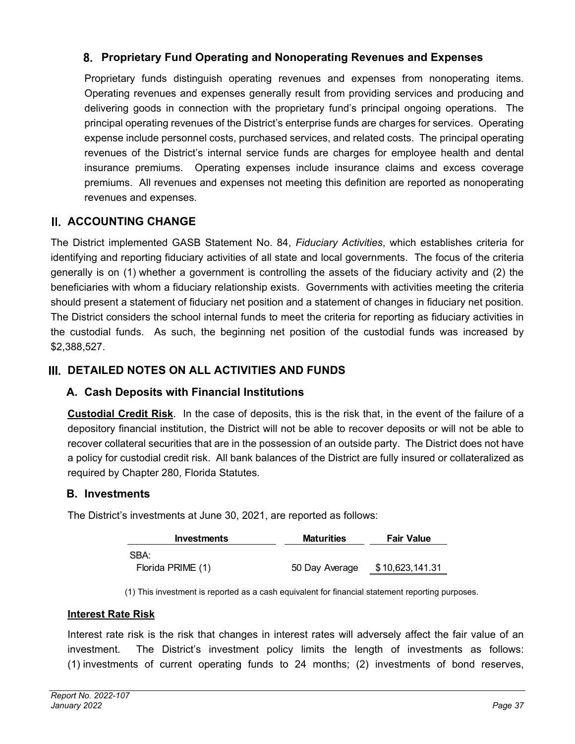### 8. Proprietary Fund Operating and Nonoperating Revenues and Expenses

Proprietary funds distinguish operating revenues and expenses from nonoperating items. Operating revenues and expenses generally result from providing services and producing and delivering goods in connection with the proprietary fund's principal ongoing operations. The principal operating revenues of the District's enterprise funds are charges for services. Operating expense include personnel costs, purchased services, and related costs. The principal operating revenues of the District's internal service funds are charges for employee health and dental insurance premiums. Operating expenses include insurance claims and excess coverage premiums. All revenues and expenses not meeting this definition are reported as nonoperating revenues and expenses.

## II. ACCOUNTING CHANGE

The District implemented GASB Statement No. 84, *Fiduciary Activities*, which establishes criteria for identifying and reporting fiduciary activities of all state and local governments. The focus of the criteria generally is on (1) whether a government is controlling the assets of the fiduciary activity and (2) the beneficiaries with whom a fiduciary relationship exists. Governments with activities meeting the criteria should present a statement of fiduciary net position and a statement of changes in fiduciary net position. The District considers the school internal funds to meet the criteria for reporting as fiduciary activities in the custodial funds. As such, the beginning net position of the custodial funds was increased by $2,388,527.

## III. DETAILED NOTES ON ALL ACTIVITIES AND FUNDS

### A. Cash Deposits with Financial Institutions

**Custodial Credit Risk**. In the case of deposits, this is the risk that, in the event of the failure of a depository financial institution, the District will not be able to recover deposits or will not be able to recover collateral securities that are in the possession of an outside party. The District does not have a policy for custodial credit risk. All bank balances of the District are fully insured or collateralized as required by Chapter 280, Florida Statutes.

### B. Investments

The District's investments at June 30, 2021, are reported as follows:

| Investments | Maturities | Fair Value |
|---|---|---|
| SBA: | | |
| Florida PRIME (1) | 50 Day Average | $ 10,623,141.31 |

(1) This investment is reported as a cash equivalent for financial statement reporting purposes.

**Interest Rate Risk**

Interest rate risk is the risk that changes in interest rates will adversely affect the fair value of an investment. The District's investment policy limits the length of investments as follows: (1) investments of current operating funds to 24 months; (2) investments of bond reserves,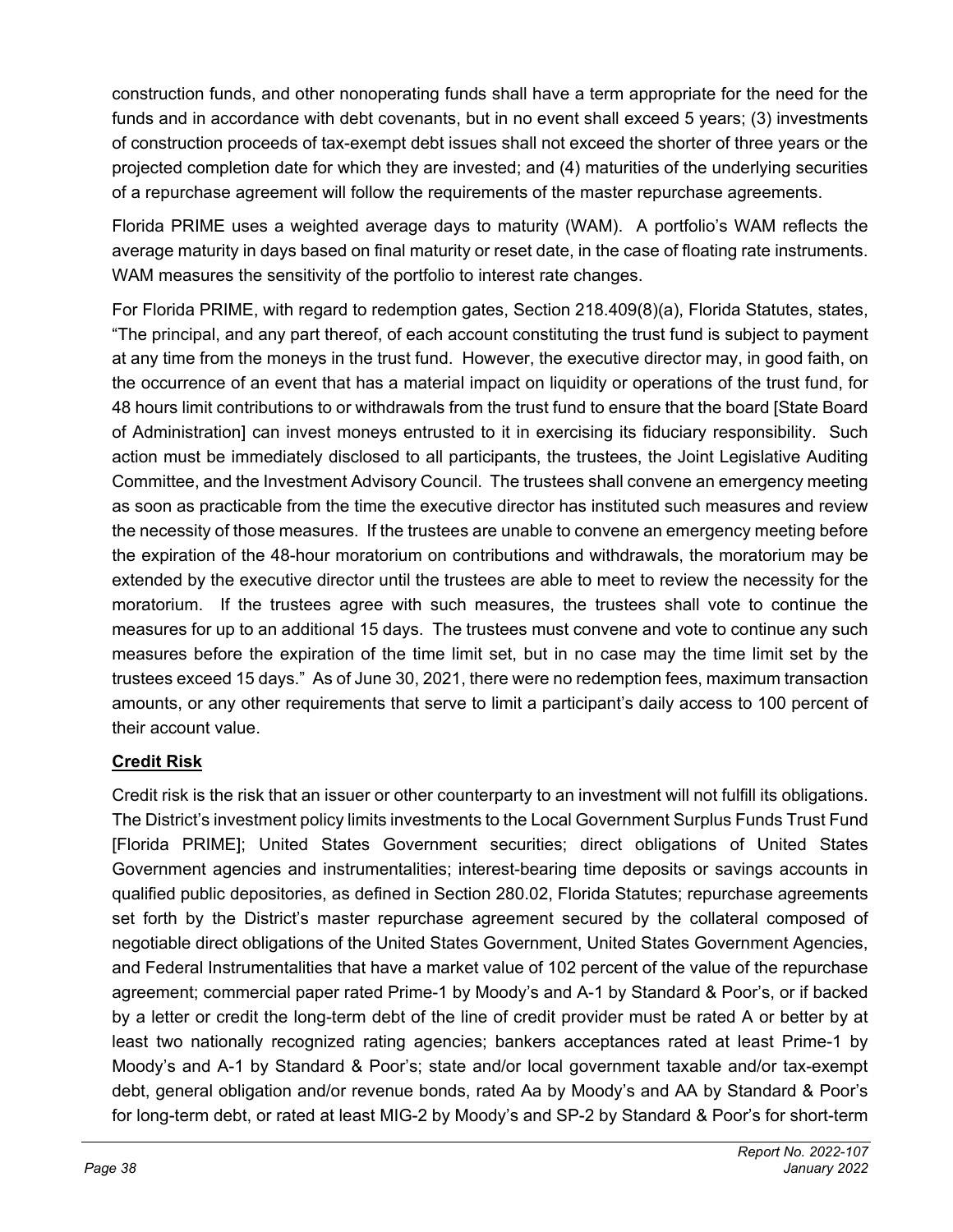construction funds, and other nonoperating funds shall have a term appropriate for the need for the funds and in accordance with debt covenants, but in no event shall exceed 5 years; (3) investments of construction proceeds of tax-exempt debt issues shall not exceed the shorter of three years or the projected completion date for which they are invested; and (4) maturities of the underlying securities of a repurchase agreement will follow the requirements of the master repurchase agreements.

Florida PRIME uses a weighted average days to maturity (WAM). A portfolio's WAM reflects the average maturity in days based on final maturity or reset date, in the case of floating rate instruments. WAM measures the sensitivity of the portfolio to interest rate changes.

For Florida PRIME, with regard to redemption gates, Section 218.409(8)(a), Florida Statutes, states, "The principal, and any part thereof, of each account constituting the trust fund is subject to payment at any time from the moneys in the trust fund. However, the executive director may, in good faith, on the occurrence of an event that has a material impact on liquidity or operations of the trust fund, for 48 hours limit contributions to or withdrawals from the trust fund to ensure that the board [State Board of Administration] can invest moneys entrusted to it in exercising its fiduciary responsibility. Such action must be immediately disclosed to all participants, the trustees, the Joint Legislative Auditing Committee, and the Investment Advisory Council. The trustees shall convene an emergency meeting as soon as practicable from the time the executive director has instituted such measures and review the necessity of those measures. If the trustees are unable to convene an emergency meeting before the expiration of the 48-hour moratorium on contributions and withdrawals, the moratorium may be extended by the executive director until the trustees are able to meet to review the necessity for the moratorium. If the trustees agree with such measures, the trustees shall vote to continue the measures for up to an additional 15 days. The trustees must convene and vote to continue any such measures before the expiration of the time limit set, but in no case may the time limit set by the trustees exceed 15 days." As of June 30, 2021, there were no redemption fees, maximum transaction amounts, or any other requirements that serve to limit a participant's daily access to 100 percent of their account value.

**Credit Risk**

Credit risk is the risk that an issuer or other counterparty to an investment will not fulfill its obligations. The District's investment policy limits investments to the Local Government Surplus Funds Trust Fund [Florida PRIME]; United States Government securities; direct obligations of United States Government agencies and instrumentalities; interest-bearing time deposits or savings accounts in qualified public depositories, as defined in Section 280.02, Florida Statutes; repurchase agreements set forth by the District's master repurchase agreement secured by the collateral composed of negotiable direct obligations of the United States Government, United States Government Agencies, and Federal Instrumentalities that have a market value of 102 percent of the value of the repurchase agreement; commercial paper rated Prime-1 by Moody's and A-1 by Standard & Poor's, or if backed by a letter or credit the long-term debt of the line of credit provider must be rated A or better by at least two nationally recognized rating agencies; bankers acceptances rated at least Prime-1 by Moody's and A-1 by Standard & Poor's; state and/or local government taxable and/or tax-exempt debt, general obligation and/or revenue bonds, rated Aa by Moody's and AA by Standard & Poor's for long-term debt, or rated at least MIG-2 by Moody's and SP-2 by Standard & Poor's for short-term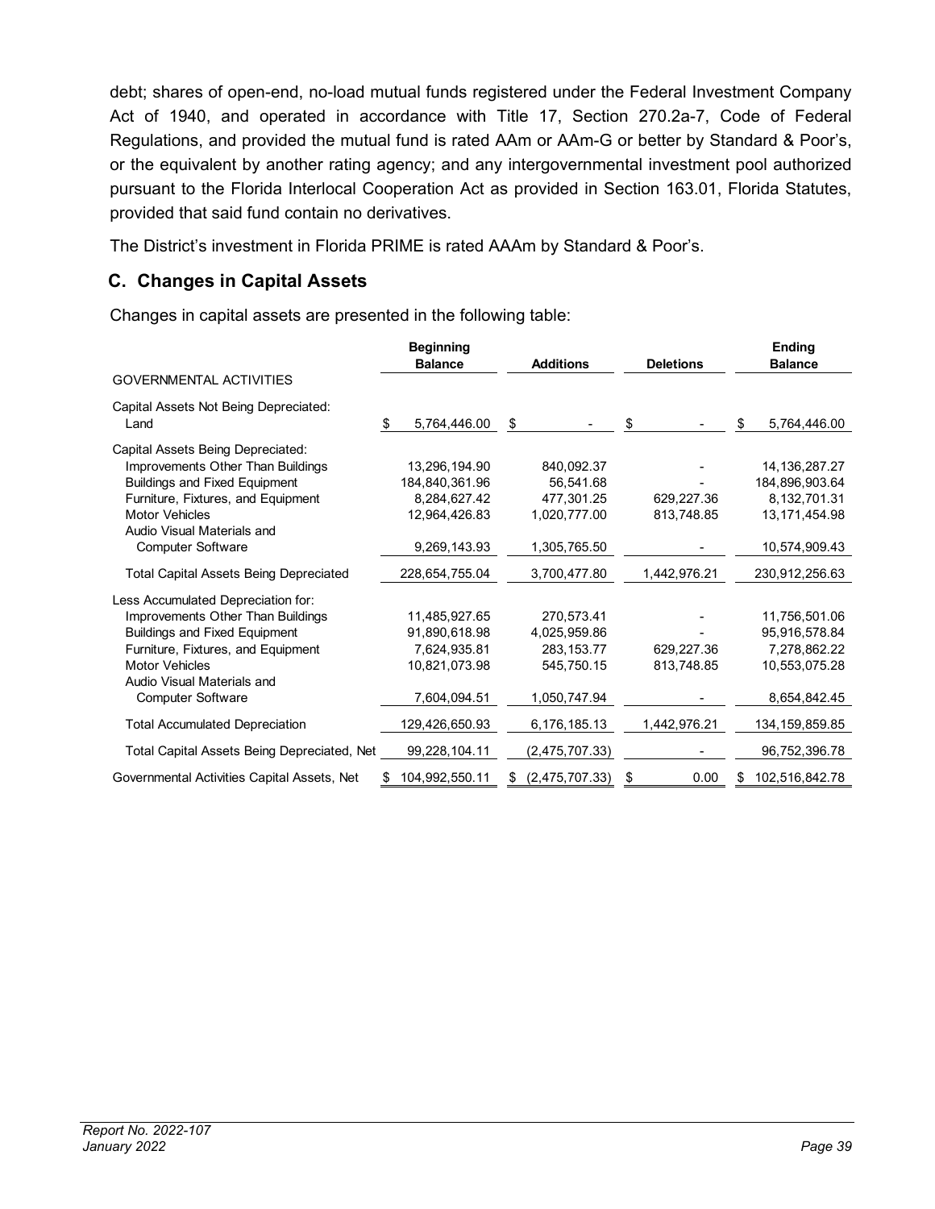debt; shares of open-end, no-load mutual funds registered under the Federal Investment Company Act of 1940, and operated in accordance with Title 17, Section 270.2a-7, Code of Federal Regulations, and provided the mutual fund is rated AAm or AAm-G or better by Standard & Poor's, or the equivalent by another rating agency; and any intergovernmental investment pool authorized pursuant to the Florida Interlocal Cooperation Act as provided in Section 163.01, Florida Statutes, provided that said fund contain no derivatives.

The District's investment in Florida PRIME is rated AAAm by Standard & Poor's.

## C. Changes in Capital Assets

Changes in capital assets are presented in the following table:

| GOVERNMENTAL ACTIVITIES | Beginning Balance | Additions | Deletions | Ending Balance |
|---|---|---|---|---|
| Capital Assets Not Being Depreciated: | | | | |
| Land | $ 5,764,446.00 | $ - | $ - | $ 5,764,446.00 |
| Capital Assets Being Depreciated: | | | | |
| Improvements Other Than Buildings | 13,296,194.90 | 840,092.37 | - | 14,136,287.27 |
| Buildings and Fixed Equipment | 184,840,361.96 | 56,541.68 | - | 184,896,903.64 |
| Furniture, Fixtures, and Equipment | 8,284,627.42 | 477,301.25 | 629,227.36 | 8,132,701.31 |
| Motor Vehicles | 12,964,426.83 | 1,020,777.00 | 813,748.85 | 13,171,454.98 |
| Audio Visual Materials and Computer Software | 9,269,143.93 | 1,305,765.50 | - | 10,574,909.43 |
| Total Capital Assets Being Depreciated | 228,654,755.04 | 3,700,477.80 | 1,442,976.21 | 230,912,256.63 |
| Less Accumulated Depreciation for: | | | | |
| Improvements Other Than Buildings | 11,485,927.65 | 270,573.41 | - | 11,756,501.06 |
| Buildings and Fixed Equipment | 91,890,618.98 | 4,025,959.86 | - | 95,916,578.84 |
| Furniture, Fixtures, and Equipment | 7,624,935.81 | 283,153.77 | 629,227.36 | 7,278,862.22 |
| Motor Vehicles | 10,821,073.98 | 545,750.15 | 813,748.85 | 10,553,075.28 |
| Audio Visual Materials and Computer Software | 7,604,094.51 | 1,050,747.94 | - | 8,654,842.45 |
| Total Accumulated Depreciation | 129,426,650.93 | 6,176,185.13 | 1,442,976.21 | 134,159,859.85 |
| Total Capital Assets Being Depreciated, Net | 99,228,104.11 | (2,475,707.33) | - | 96,752,396.78 |
| Governmental Activities Capital Assets, Net | $ 104,992,550.11 | $ (2,475,707.33) | $ 0.00 | $ 102,516,842.78 |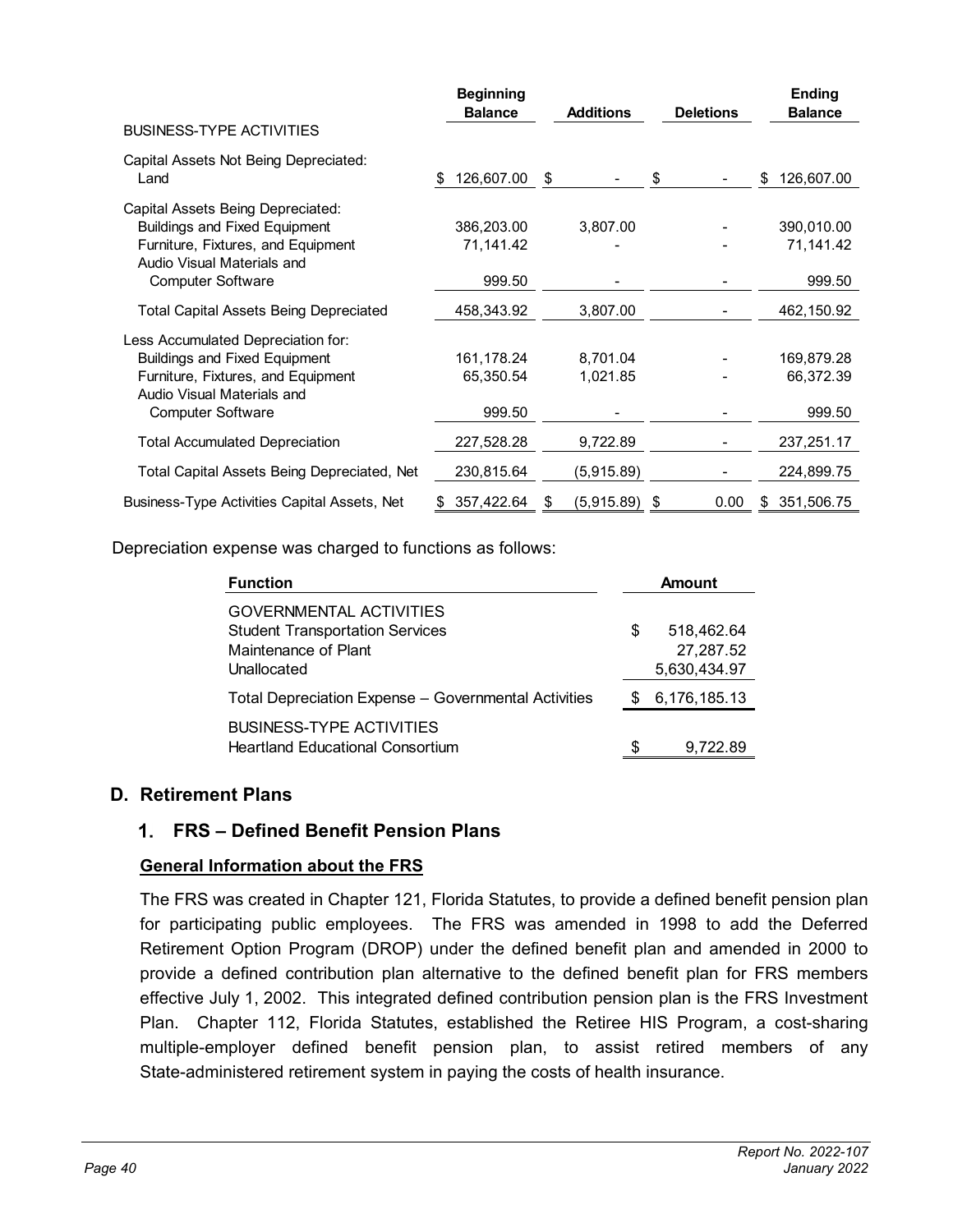| BUSINESS-TYPE ACTIVITIES | Beginning Balance | Additions | Deletions | Ending Balance |
|---|---|---|---|---|
| Capital Assets Not Being Depreciated: | | | | |
| Land | $ 126,607.00 | $ - | $ - | $ 126,607.00 |
| Capital Assets Being Depreciated: | | | | |
| Buildings and Fixed Equipment | 386,203.00 | 3,807.00 | - | 390,010.00 |
| Furniture, Fixtures, and Equipment | 71,141.42 | - | - | 71,141.42 |
| Audio Visual Materials and Computer Software | 999.50 | - | - | 999.50 |
| Total Capital Assets Being Depreciated | 458,343.92 | 3,807.00 | - | 462,150.92 |
| Less Accumulated Depreciation for: | | | | |
| Buildings and Fixed Equipment | 161,178.24 | 8,701.04 | - | 169,879.28 |
| Furniture, Fixtures, and Equipment | 65,350.54 | 1,021.85 | - | 66,372.39 |
| Audio Visual Materials and Computer Software | 999.50 | - | - | 999.50 |
| Total Accumulated Depreciation | 227,528.28 | 9,722.89 | - | 237,251.17 |
| Total Capital Assets Being Depreciated, Net | 230,815.64 | (5,915.89) | - | 224,899.75 |
| Business-Type Activities Capital Assets, Net | $ 357,422.64 | $ (5,915.89) | $ 0.00 | $ 351,506.75 |

Depreciation expense was charged to functions as follows:

| Function | Amount |
|---|---|
| GOVERNMENTAL ACTIVITIES | |
| Student Transportation Services | $ 518,462.64 |
| Maintenance of Plant | 27,287.52 |
| Unallocated | 5,630,434.97 |
| Total Depreciation Expense – Governmental Activities | $ 6,176,185.13 |
| BUSINESS-TYPE ACTIVITIES | |
| Heartland Educational Consortium | $ 9,722.89 |

## D. Retirement Plans

### 1. FRS – Defined Benefit Pension Plans

**General Information about the FRS**

The FRS was created in Chapter 121, Florida Statutes, to provide a defined benefit pension plan for participating public employees. The FRS was amended in 1998 to add the Deferred Retirement Option Program (DROP) under the defined benefit plan and amended in 2000 to provide a defined contribution plan alternative to the defined benefit plan for FRS members effective July 1, 2002. This integrated defined contribution pension plan is the FRS Investment Plan. Chapter 112, Florida Statutes, established the Retiree HIS Program, a cost-sharing multiple-employer defined benefit pension plan, to assist retired members of any State-administered retirement system in paying the costs of health insurance.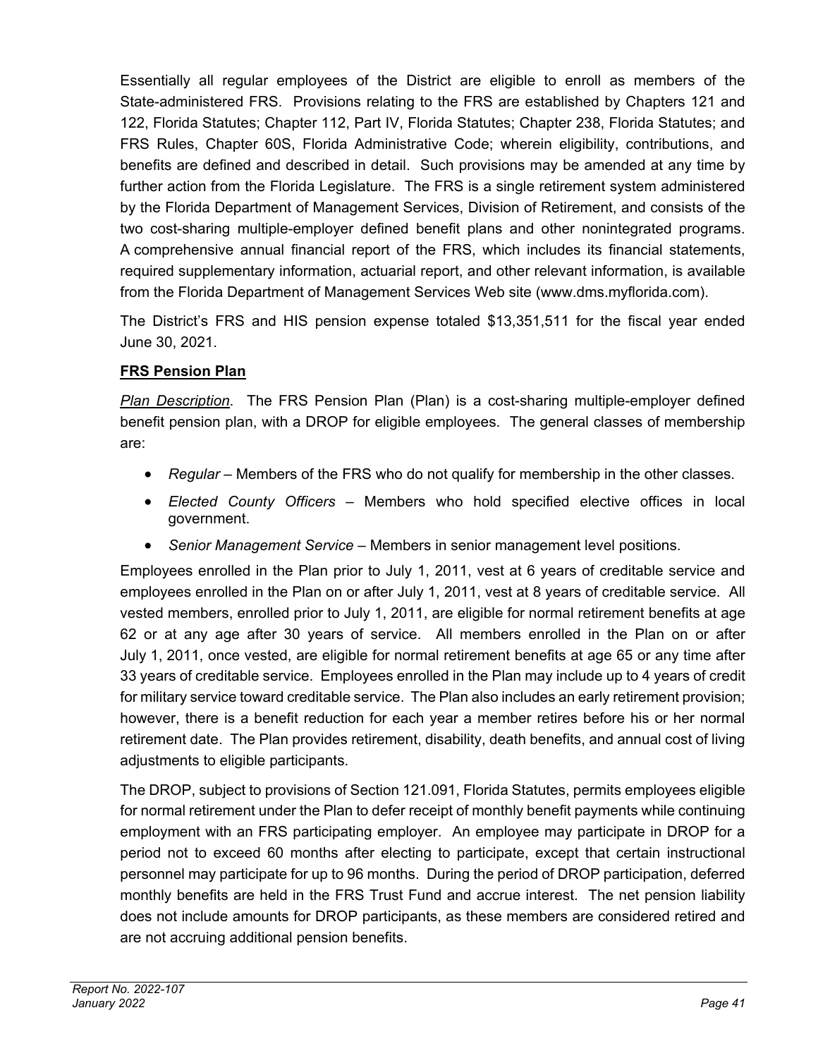Essentially all regular employees of the District are eligible to enroll as members of the State-administered FRS. Provisions relating to the FRS are established by Chapters 121 and 122, Florida Statutes; Chapter 112, Part IV, Florida Statutes; Chapter 238, Florida Statutes; and FRS Rules, Chapter 60S, Florida Administrative Code; wherein eligibility, contributions, and benefits are defined and described in detail. Such provisions may be amended at any time by further action from the Florida Legislature. The FRS is a single retirement system administered by the Florida Department of Management Services, Division of Retirement, and consists of the two cost-sharing multiple-employer defined benefit plans and other nonintegrated programs. A comprehensive annual financial report of the FRS, which includes its financial statements, required supplementary information, actuarial report, and other relevant information, is available from the Florida Department of Management Services Web site (www.dms.myflorida.com).

The District's FRS and HIS pension expense totaled $13,351,511 for the fiscal year ended June 30, 2021.

**FRS Pension Plan**

*Plan Description*. The FRS Pension Plan (Plan) is a cost-sharing multiple-employer defined benefit pension plan, with a DROP for eligible employees. The general classes of membership are:

- *Regular* – Members of the FRS who do not qualify for membership in the other classes.
- *Elected County Officers* – Members who hold specified elective offices in local government.
- *Senior Management Service* – Members in senior management level positions.

Employees enrolled in the Plan prior to July 1, 2011, vest at 6 years of creditable service and employees enrolled in the Plan on or after July 1, 2011, vest at 8 years of creditable service. All vested members, enrolled prior to July 1, 2011, are eligible for normal retirement benefits at age 62 or at any age after 30 years of service. All members enrolled in the Plan on or after July 1, 2011, once vested, are eligible for normal retirement benefits at age 65 or any time after 33 years of creditable service. Employees enrolled in the Plan may include up to 4 years of credit for military service toward creditable service. The Plan also includes an early retirement provision; however, there is a benefit reduction for each year a member retires before his or her normal retirement date. The Plan provides retirement, disability, death benefits, and annual cost of living adjustments to eligible participants.

The DROP, subject to provisions of Section 121.091, Florida Statutes, permits employees eligible for normal retirement under the Plan to defer receipt of monthly benefit payments while continuing employment with an FRS participating employer. An employee may participate in DROP for a period not to exceed 60 months after electing to participate, except that certain instructional personnel may participate for up to 96 months. During the period of DROP participation, deferred monthly benefits are held in the FRS Trust Fund and accrue interest. The net pension liability does not include amounts for DROP participants, as these members are considered retired and are not accruing additional pension benefits.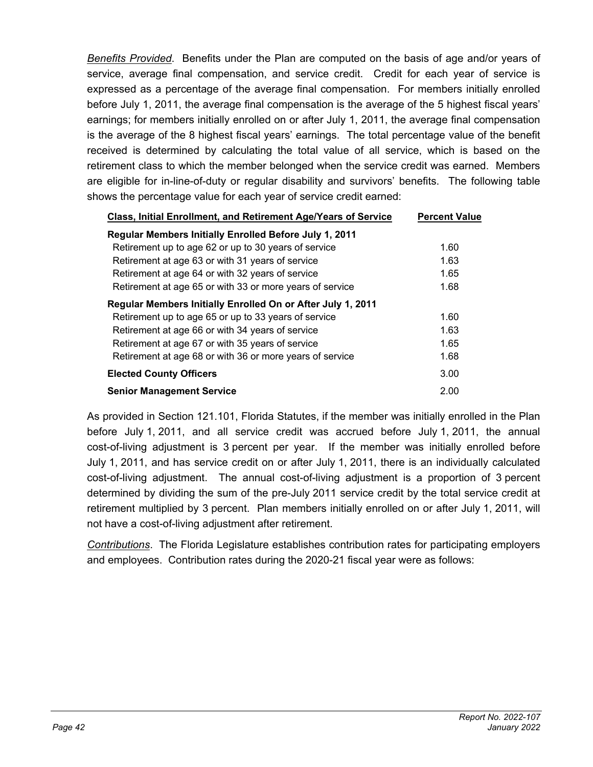*Benefits Provided*. Benefits under the Plan are computed on the basis of age and/or years of service, average final compensation, and service credit. Credit for each year of service is expressed as a percentage of the average final compensation. For members initially enrolled before July 1, 2011, the average final compensation is the average of the 5 highest fiscal years' earnings; for members initially enrolled on or after July 1, 2011, the average final compensation is the average of the 8 highest fiscal years' earnings. The total percentage value of the benefit received is determined by calculating the total value of all service, which is based on the retirement class to which the member belonged when the service credit was earned. Members are eligible for in-line-of-duty or regular disability and survivors' benefits. The following table shows the percentage value for each year of service credit earned:

| Class, Initial Enrollment, and Retirement Age/Years of Service | Percent Value |
|---|---|
| **Regular Members Initially Enrolled Before July 1, 2011** | |
| Retirement up to age 62 or up to 30 years of service | 1.60 |
| Retirement at age 63 or with 31 years of service | 1.63 |
| Retirement at age 64 or with 32 years of service | 1.65 |
| Retirement at age 65 or with 33 or more years of service | 1.68 |
| **Regular Members Initially Enrolled On or After July 1, 2011** | |
| Retirement up to age 65 or up to 33 years of service | 1.60 |
| Retirement at age 66 or with 34 years of service | 1.63 |
| Retirement at age 67 or with 35 years of service | 1.65 |
| Retirement at age 68 or with 36 or more years of service | 1.68 |
| **Elected County Officers** | 3.00 |
| **Senior Management Service** | 2.00 |

As provided in Section 121.101, Florida Statutes, if the member was initially enrolled in the Plan before July 1, 2011, and all service credit was accrued before July 1, 2011, the annual cost-of-living adjustment is 3 percent per year. If the member was initially enrolled before July 1, 2011, and has service credit on or after July 1, 2011, there is an individually calculated cost-of-living adjustment. The annual cost-of-living adjustment is a proportion of 3 percent determined by dividing the sum of the pre-July 2011 service credit by the total service credit at retirement multiplied by 3 percent. Plan members initially enrolled on or after July 1, 2011, will not have a cost-of-living adjustment after retirement.

*Contributions*. The Florida Legislature establishes contribution rates for participating employers and employees. Contribution rates during the 2020-21 fiscal year were as follows: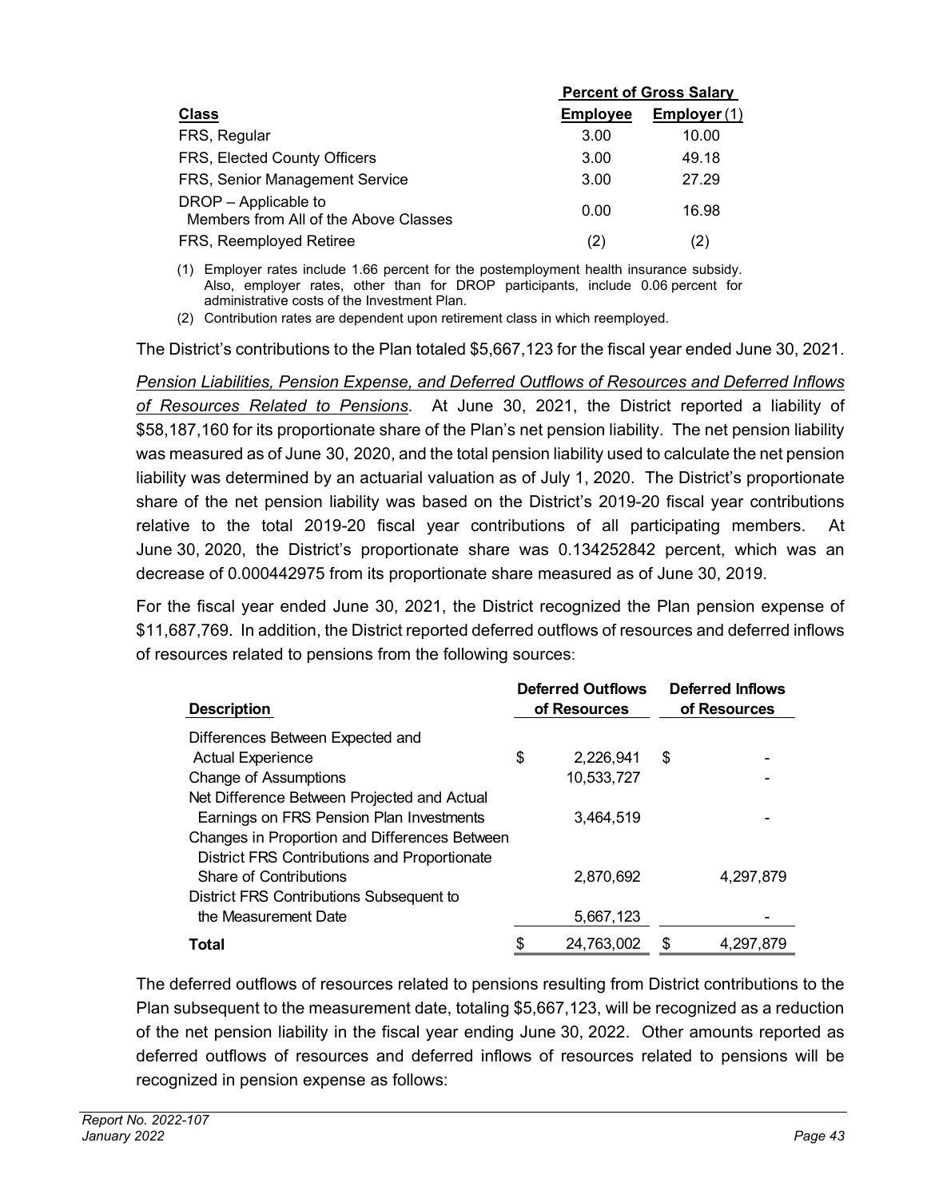| Class | Percent of Gross Salary | |
|---|---|---|
| | Employee | Employer (1) |
| FRS, Regular | 3.00 | 10.00 |
| FRS, Elected County Officers | 3.00 | 49.18 |
| FRS, Senior Management Service | 3.00 | 27.29 |
| DROP – Applicable to Members from All of the Above Classes | 0.00 | 16.98 |
| FRS, Reemployed Retiree | (2) | (2) |

(1) Employer rates include 1.66 percent for the postemployment health insurance subsidy. Also, employer rates, other than for DROP participants, include 0.06 percent for administrative costs of the Investment Plan.

(2) Contribution rates are dependent upon retirement class in which reemployed.

The District's contributions to the Plan totaled $5,667,123 for the fiscal year ended June 30, 2021.

*Pension Liabilities, Pension Expense, and Deferred Outflows of Resources and Deferred Inflows of Resources Related to Pensions*. At June 30, 2021, the District reported a liability of $58,187,160 for its proportionate share of the Plan's net pension liability. The net pension liability was measured as of June 30, 2020, and the total pension liability used to calculate the net pension liability was determined by an actuarial valuation as of July 1, 2020. The District's proportionate share of the net pension liability was based on the District's 2019-20 fiscal year contributions relative to the total 2019-20 fiscal year contributions of all participating members. At June 30, 2020, the District's proportionate share was 0.134252842 percent, which was an decrease of 0.000442975 from its proportionate share measured as of June 30, 2019.

For the fiscal year ended June 30, 2021, the District recognized the Plan pension expense of $11,687,769. In addition, the District reported deferred outflows of resources and deferred inflows of resources related to pensions from the following sources:

| Description | Deferred Outflows of Resources | Deferred Inflows of Resources |
|---|---|---|
| Differences Between Expected and Actual Experience | $ 2,226,941 | $ - |
| Change of Assumptions | 10,533,727 | - |
| Net Difference Between Projected and Actual Earnings on FRS Pension Plan Investments | 3,464,519 | - |
| Changes in Proportion and Differences Between District FRS Contributions and Proportionate Share of Contributions | 2,870,692 | 4,297,879 |
| District FRS Contributions Subsequent to the Measurement Date | 5,667,123 | - |
| **Total** | $ 24,763,002 | $ 4,297,879 |

The deferred outflows of resources related to pensions resulting from District contributions to the Plan subsequent to the measurement date, totaling $5,667,123, will be recognized as a reduction of the net pension liability in the fiscal year ending June 30, 2022. Other amounts reported as deferred outflows of resources and deferred inflows of resources related to pensions will be recognized in pension expense as follows: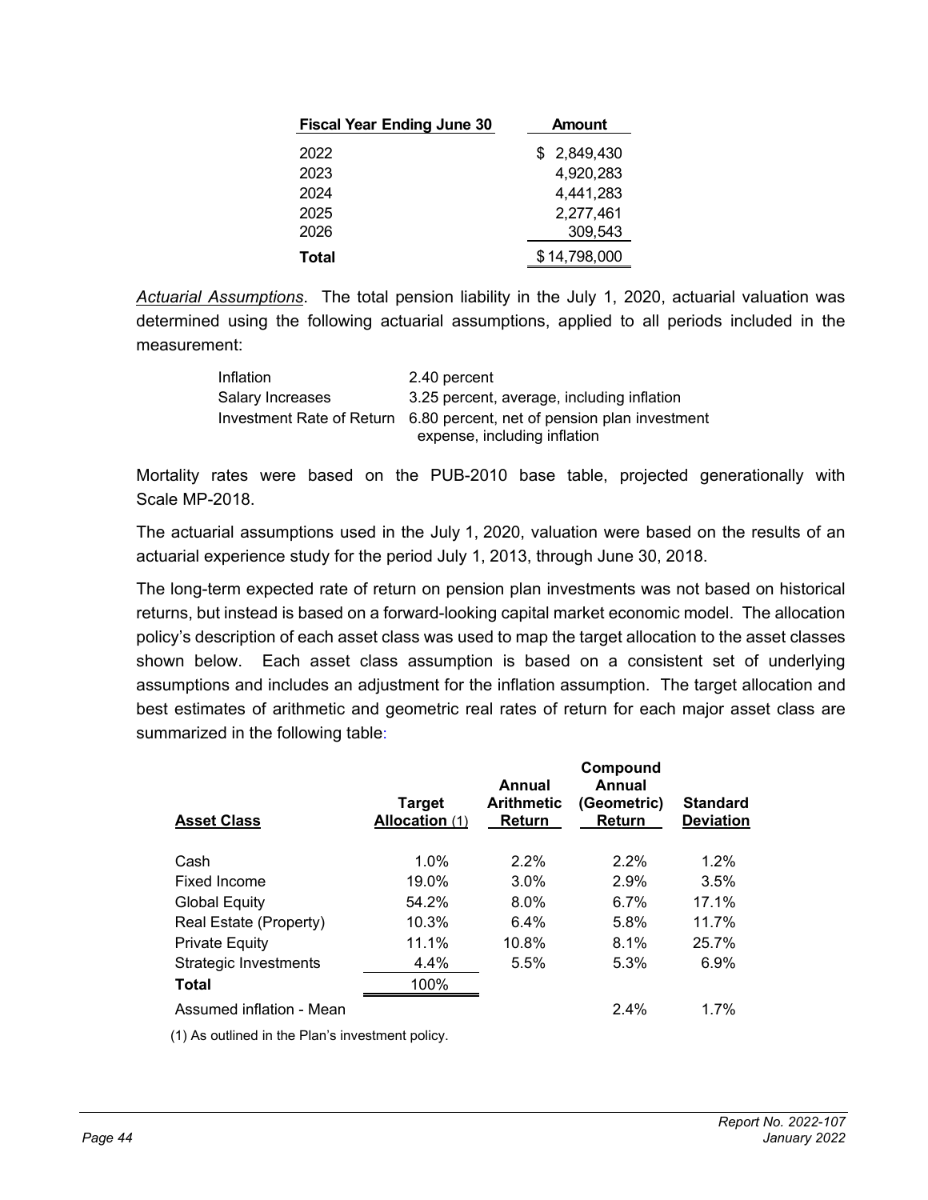| Fiscal Year Ending June 30 | Amount |
|---|---|
| 2022 | $ 2,849,430 |
| 2023 | 4,920,283 |
| 2024 | 4,441,283 |
| 2025 | 2,277,461 |
| 2026 | 309,543 |
| **Total** | $ 14,798,000 |

*Actuarial Assumptions*. The total pension liability in the July 1, 2020, actuarial valuation was determined using the following actuarial assumptions, applied to all periods included in the measurement:

| | |
|---|---|
| Inflation | 2.40 percent |
| Salary Increases | 3.25 percent, average, including inflation |
| Investment Rate of Return | 6.80 percent, net of pension plan investment expense, including inflation |

Mortality rates were based on the PUB-2010 base table, projected generationally with Scale MP-2018.

The actuarial assumptions used in the July 1, 2020, valuation were based on the results of an actuarial experience study for the period July 1, 2013, through June 30, 2018.

The long-term expected rate of return on pension plan investments was not based on historical returns, but instead is based on a forward-looking capital market economic model. The allocation policy's description of each asset class was used to map the target allocation to the asset classes shown below. Each asset class assumption is based on a consistent set of underlying assumptions and includes an adjustment for the inflation assumption. The target allocation and best estimates of arithmetic and geometric real rates of return for each major asset class are summarized in the following table:

| Asset Class | Target Allocation (1) | Annual Arithmetic Return | Compound Annual (Geometric) Return | Standard Deviation |
|---|---|---|---|---|
| Cash | 1.0% | 2.2% | 2.2% | 1.2% |
| Fixed Income | 19.0% | 3.0% | 2.9% | 3.5% |
| Global Equity | 54.2% | 8.0% | 6.7% | 17.1% |
| Real Estate (Property) | 10.3% | 6.4% | 5.8% | 11.7% |
| Private Equity | 11.1% | 10.8% | 8.1% | 25.7% |
| Strategic Investments | 4.4% | 5.5% | 5.3% | 6.9% |
| **Total** | 100% | | | |
| Assumed inflation - Mean | | | 2.4% | 1.7% |

(1) As outlined in the Plan's investment policy.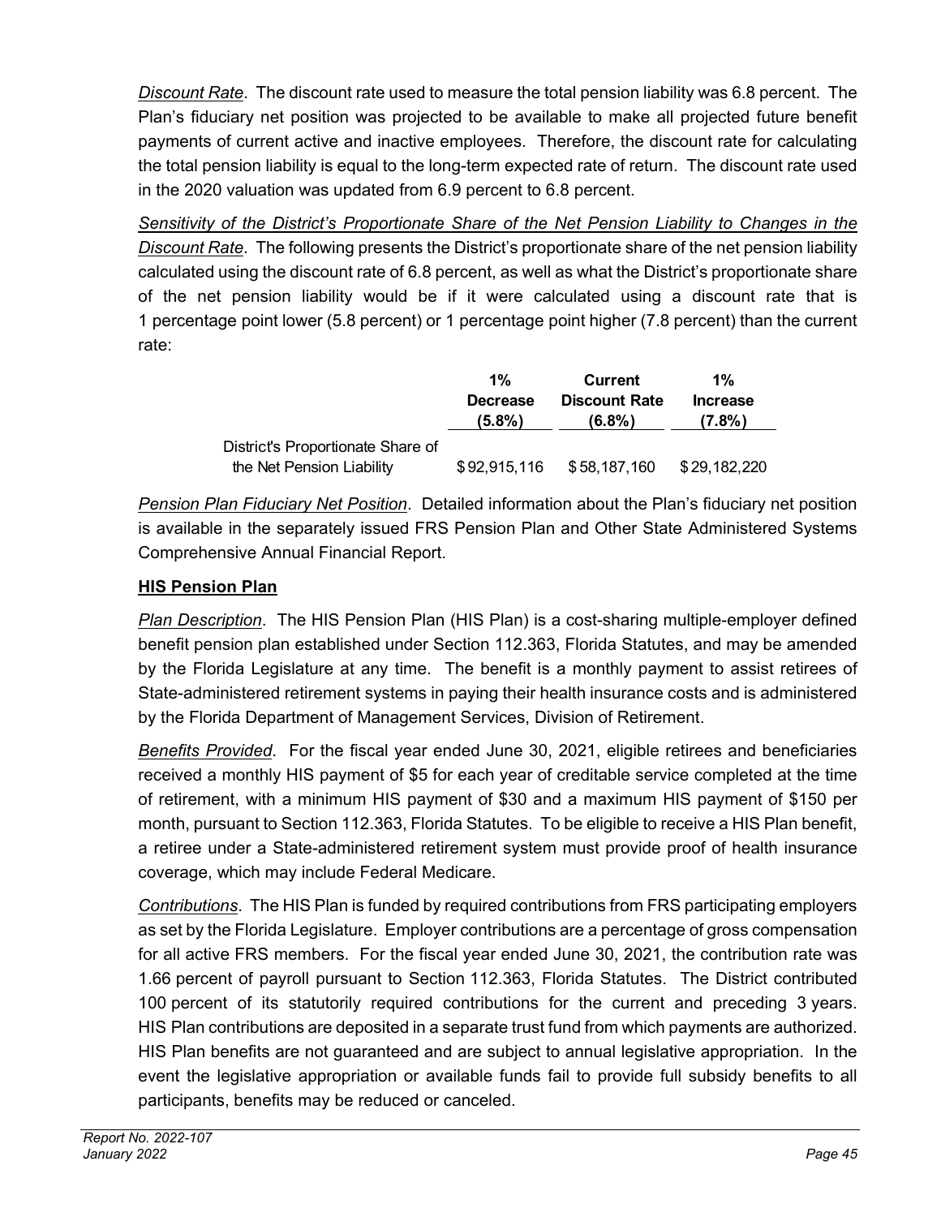*Discount Rate*. The discount rate used to measure the total pension liability was 6.8 percent. The Plan's fiduciary net position was projected to be available to make all projected future benefit payments of current active and inactive employees. Therefore, the discount rate for calculating the total pension liability is equal to the long-term expected rate of return. The discount rate used in the 2020 valuation was updated from 6.9 percent to 6.8 percent.

*Sensitivity of the District's Proportionate Share of the Net Pension Liability to Changes in the Discount Rate*. The following presents the District's proportionate share of the net pension liability calculated using the discount rate of 6.8 percent, as well as what the District's proportionate share of the net pension liability would be if it were calculated using a discount rate that is 1 percentage point lower (5.8 percent) or 1 percentage point higher (7.8 percent) than the current rate:

| | 1% Decrease (5.8%) | Current Discount Rate (6.8%) | 1% Increase (7.8%) |
|---|---|---|---|
| District's Proportionate Share of the Net Pension Liability | $ 92,915,116 | $ 58,187,160 | $ 29,182,220 |

*Pension Plan Fiduciary Net Position*. Detailed information about the Plan's fiduciary net position is available in the separately issued FRS Pension Plan and Other State Administered Systems Comprehensive Annual Financial Report.

## HIS Pension Plan

*Plan Description*. The HIS Pension Plan (HIS Plan) is a cost-sharing multiple-employer defined benefit pension plan established under Section 112.363, Florida Statutes, and may be amended by the Florida Legislature at any time. The benefit is a monthly payment to assist retirees of State-administered retirement systems in paying their health insurance costs and is administered by the Florida Department of Management Services, Division of Retirement.

*Benefits Provided*. For the fiscal year ended June 30, 2021, eligible retirees and beneficiaries received a monthly HIS payment of $5 for each year of creditable service completed at the time of retirement, with a minimum HIS payment of $30 and a maximum HIS payment of $150 per month, pursuant to Section 112.363, Florida Statutes. To be eligible to receive a HIS Plan benefit, a retiree under a State-administered retirement system must provide proof of health insurance coverage, which may include Federal Medicare.

*Contributions*. The HIS Plan is funded by required contributions from FRS participating employers as set by the Florida Legislature. Employer contributions are a percentage of gross compensation for all active FRS members. For the fiscal year ended June 30, 2021, the contribution rate was 1.66 percent of payroll pursuant to Section 112.363, Florida Statutes. The District contributed 100 percent of its statutorily required contributions for the current and preceding 3 years. HIS Plan contributions are deposited in a separate trust fund from which payments are authorized. HIS Plan benefits are not guaranteed and are subject to annual legislative appropriation. In the event the legislative appropriation or available funds fail to provide full subsidy benefits to all participants, benefits may be reduced or canceled.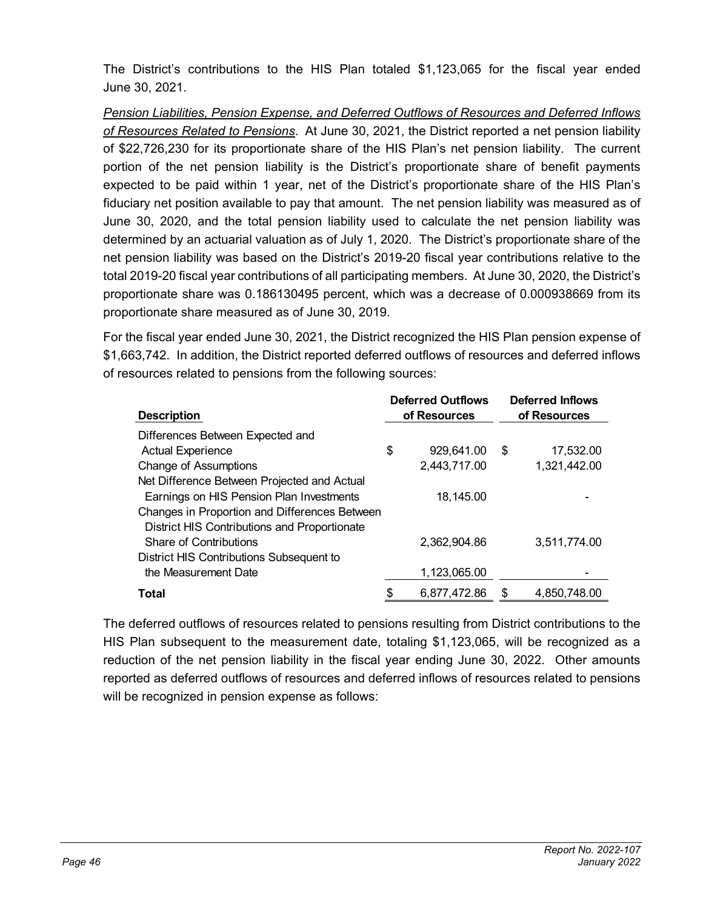The District's contributions to the HIS Plan totaled $1,123,065 for the fiscal year ended June 30, 2021.

*Pension Liabilities, Pension Expense, and Deferred Outflows of Resources and Deferred Inflows of Resources Related to Pensions*. At June 30, 2021, the District reported a net pension liability of $22,726,230 for its proportionate share of the HIS Plan's net pension liability. The current portion of the net pension liability is the District's proportionate share of benefit payments expected to be paid within 1 year, net of the District's proportionate share of the HIS Plan's fiduciary net position available to pay that amount. The net pension liability was measured as of June 30, 2020, and the total pension liability used to calculate the net pension liability was determined by an actuarial valuation as of July 1, 2020. The District's proportionate share of the net pension liability was based on the District's 2019-20 fiscal year contributions relative to the total 2019-20 fiscal year contributions of all participating members. At June 30, 2020, the District's proportionate share was 0.186130495 percent, which was a decrease of 0.000938669 from its proportionate share measured as of June 30, 2019.

For the fiscal year ended June 30, 2021, the District recognized the HIS Plan pension expense of $1,663,742. In addition, the District reported deferred outflows of resources and deferred inflows of resources related to pensions from the following sources:

| Description | Deferred Outflows of Resources | Deferred Inflows of Resources |
|---|---|---|
| Differences Between Expected and Actual Experience | $ 929,641.00 | $ 17,532.00 |
| Change of Assumptions | 2,443,717.00 | 1,321,442.00 |
| Net Difference Between Projected and Actual Earnings on HIS Pension Plan Investments | 18,145.00 | - |
| Changes in Proportion and Differences Between District HIS Contributions and Proportionate Share of Contributions | 2,362,904.86 | 3,511,774.00 |
| District HIS Contributions Subsequent to the Measurement Date | 1,123,065.00 | - |
| **Total** | $ 6,877,472.86 | $ 4,850,748.00 |

The deferred outflows of resources related to pensions resulting from District contributions to the HIS Plan subsequent to the measurement date, totaling $1,123,065, will be recognized as a reduction of the net pension liability in the fiscal year ending June 30, 2022. Other amounts reported as deferred outflows of resources and deferred inflows of resources related to pensions will be recognized in pension expense as follows: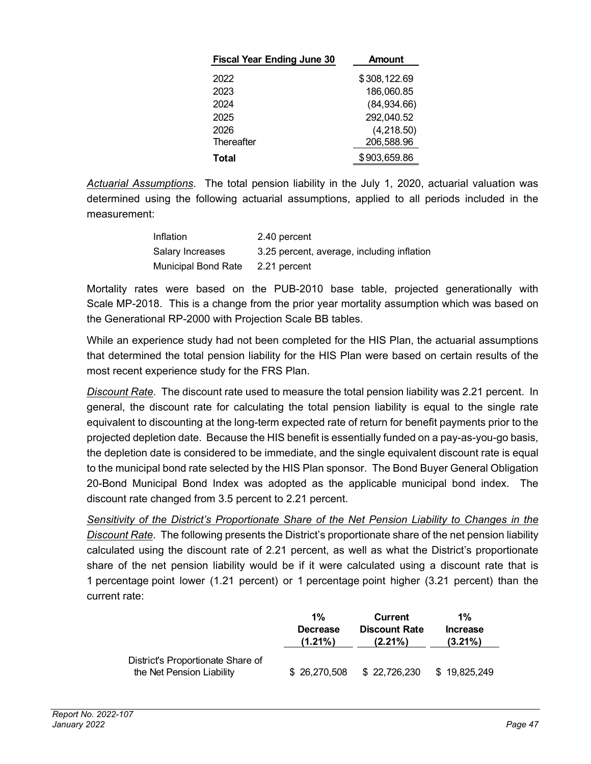| Fiscal Year Ending June 30 | Amount |
|---|---|
| 2022 | $ 308,122.69 |
| 2023 | 186,060.85 |
| 2024 | (84,934.66) |
| 2025 | 292,040.52 |
| 2026 | (4,218.50) |
| Thereafter | 206,588.96 |
| **Total** | $ 903,659.86 |

*Actuarial Assumptions*. The total pension liability in the July 1, 2020, actuarial valuation was determined using the following actuarial assumptions, applied to all periods included in the measurement:

| | |
|---|---|
| Inflation | 2.40 percent |
| Salary Increases | 3.25 percent, average, including inflation |
| Municipal Bond Rate | 2.21 percent |

Mortality rates were based on the PUB-2010 base table, projected generationally with Scale MP-2018. This is a change from the prior year mortality assumption which was based on the Generational RP-2000 with Projection Scale BB tables.

While an experience study had not been completed for the HIS Plan, the actuarial assumptions that determined the total pension liability for the HIS Plan were based on certain results of the most recent experience study for the FRS Plan.

*Discount Rate*. The discount rate used to measure the total pension liability was 2.21 percent. In general, the discount rate for calculating the total pension liability is equal to the single rate equivalent to discounting at the long-term expected rate of return for benefit payments prior to the projected depletion date. Because the HIS benefit is essentially funded on a pay-as-you-go basis, the depletion date is considered to be immediate, and the single equivalent discount rate is equal to the municipal bond rate selected by the HIS Plan sponsor. The Bond Buyer General Obligation 20-Bond Municipal Bond Index was adopted as the applicable municipal bond index. The discount rate changed from 3.5 percent to 2.21 percent.

*Sensitivity of the District's Proportionate Share of the Net Pension Liability to Changes in the Discount Rate*. The following presents the District's proportionate share of the net pension liability calculated using the discount rate of 2.21 percent, as well as what the District's proportionate share of the net pension liability would be if it were calculated using a discount rate that is 1 percentage point lower (1.21 percent) or 1 percentage point higher (3.21 percent) than the current rate:

| | 1% Decrease (1.21%) | Current Discount Rate (2.21%) | 1% Increase (3.21%) |
|---|---|---|---|
| District's Proportionate Share of the Net Pension Liability | $ 26,270,508 | $ 22,726,230 | $ 19,825,249 |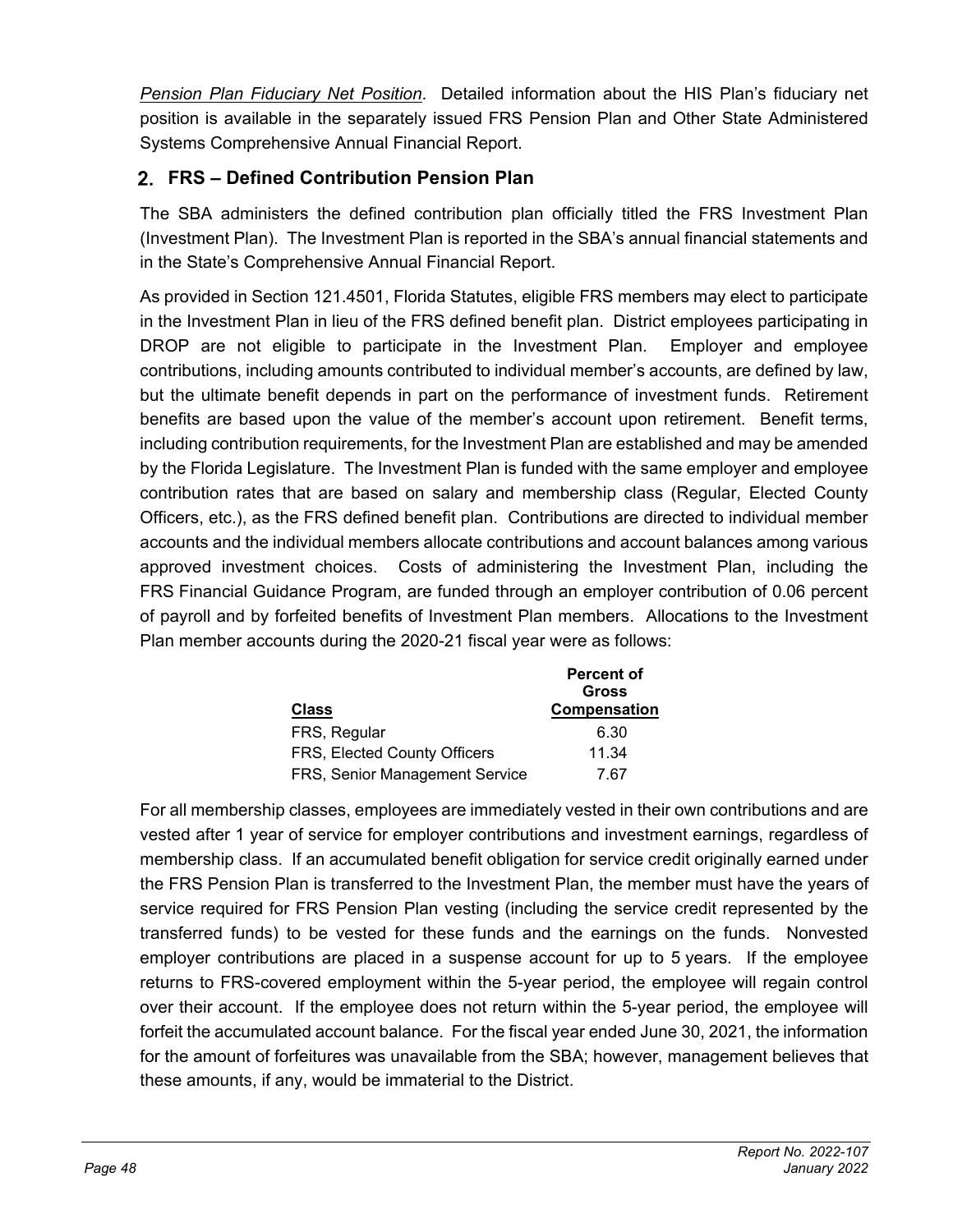*Pension Plan Fiduciary Net Position*. Detailed information about the HIS Plan's fiduciary net position is available in the separately issued FRS Pension Plan and Other State Administered Systems Comprehensive Annual Financial Report.

## 2. FRS – Defined Contribution Pension Plan

The SBA administers the defined contribution plan officially titled the FRS Investment Plan (Investment Plan). The Investment Plan is reported in the SBA's annual financial statements and in the State's Comprehensive Annual Financial Report.

As provided in Section 121.4501, Florida Statutes, eligible FRS members may elect to participate in the Investment Plan in lieu of the FRS defined benefit plan. District employees participating in DROP are not eligible to participate in the Investment Plan. Employer and employee contributions, including amounts contributed to individual member's accounts, are defined by law, but the ultimate benefit depends in part on the performance of investment funds. Retirement benefits are based upon the value of the member's account upon retirement. Benefit terms, including contribution requirements, for the Investment Plan are established and may be amended by the Florida Legislature. The Investment Plan is funded with the same employer and employee contribution rates that are based on salary and membership class (Regular, Elected County Officers, etc.), as the FRS defined benefit plan. Contributions are directed to individual member accounts and the individual members allocate contributions and account balances among various approved investment choices. Costs of administering the Investment Plan, including the FRS Financial Guidance Program, are funded through an employer contribution of 0.06 percent of payroll and by forfeited benefits of Investment Plan members. Allocations to the Investment Plan member accounts during the 2020-21 fiscal year were as follows:

| Class | Percent of Gross Compensation |
|---|---|
| FRS, Regular | 6.30 |
| FRS, Elected County Officers | 11.34 |
| FRS, Senior Management Service | 7.67 |

For all membership classes, employees are immediately vested in their own contributions and are vested after 1 year of service for employer contributions and investment earnings, regardless of membership class. If an accumulated benefit obligation for service credit originally earned under the FRS Pension Plan is transferred to the Investment Plan, the member must have the years of service required for FRS Pension Plan vesting (including the service credit represented by the transferred funds) to be vested for these funds and the earnings on the funds. Nonvested employer contributions are placed in a suspense account for up to 5 years. If the employee returns to FRS-covered employment within the 5-year period, the employee will regain control over their account. If the employee does not return within the 5-year period, the employee will forfeit the accumulated account balance. For the fiscal year ended June 30, 2021, the information for the amount of forfeitures was unavailable from the SBA; however, management believes that these amounts, if any, would be immaterial to the District.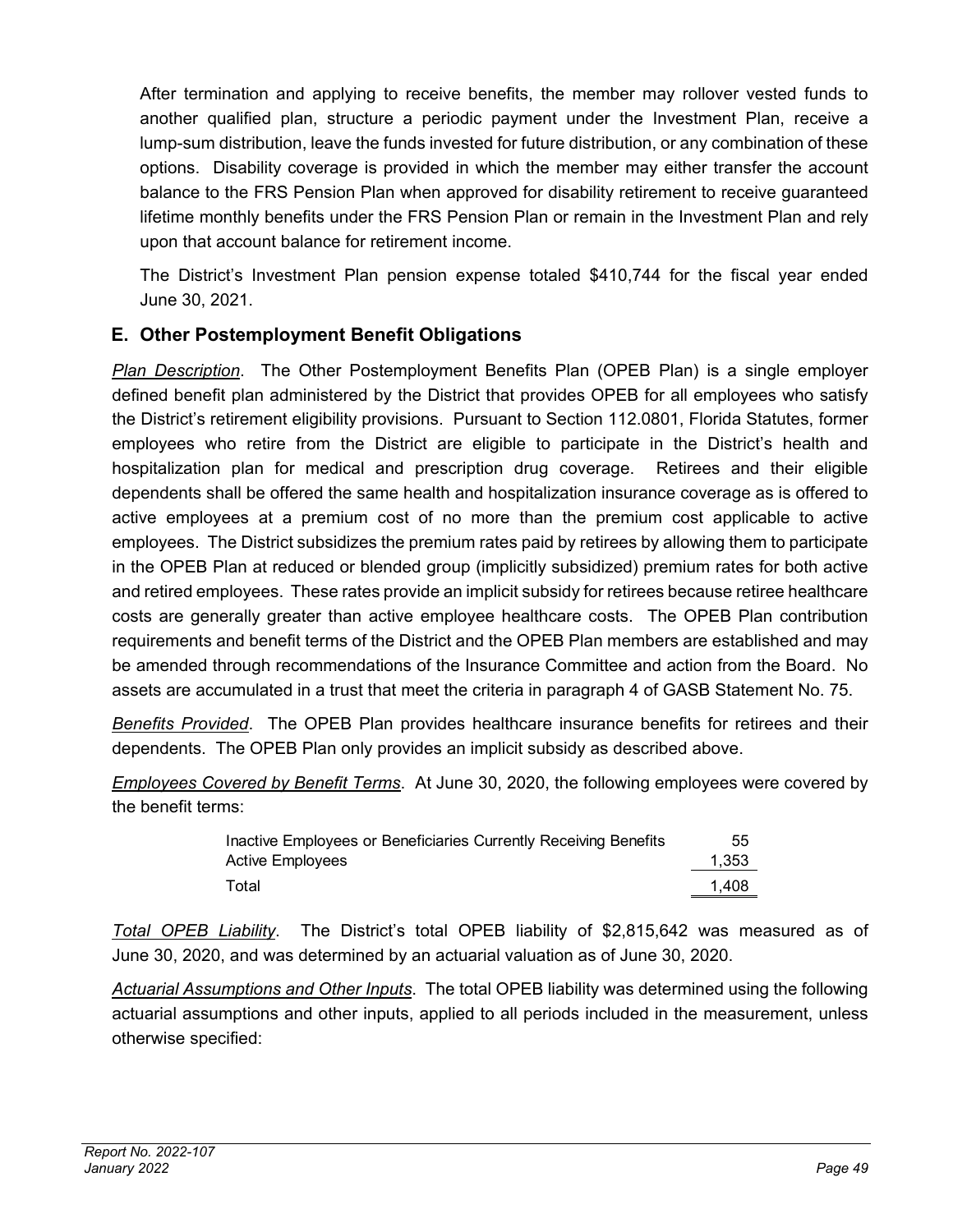After termination and applying to receive benefits, the member may rollover vested funds to another qualified plan, structure a periodic payment under the Investment Plan, receive a lump-sum distribution, leave the funds invested for future distribution, or any combination of these options. Disability coverage is provided in which the member may either transfer the account balance to the FRS Pension Plan when approved for disability retirement to receive guaranteed lifetime monthly benefits under the FRS Pension Plan or remain in the Investment Plan and rely upon that account balance for retirement income.

The District's Investment Plan pension expense totaled $410,744 for the fiscal year ended June 30, 2021.

## E. Other Postemployment Benefit Obligations

*Plan Description*. The Other Postemployment Benefits Plan (OPEB Plan) is a single employer defined benefit plan administered by the District that provides OPEB for all employees who satisfy the District's retirement eligibility provisions. Pursuant to Section 112.0801, Florida Statutes, former employees who retire from the District are eligible to participate in the District's health and hospitalization plan for medical and prescription drug coverage. Retirees and their eligible dependents shall be offered the same health and hospitalization insurance coverage as is offered to active employees at a premium cost of no more than the premium cost applicable to active employees. The District subsidizes the premium rates paid by retirees by allowing them to participate in the OPEB Plan at reduced or blended group (implicitly subsidized) premium rates for both active and retired employees. These rates provide an implicit subsidy for retirees because retiree healthcare costs are generally greater than active employee healthcare costs. The OPEB Plan contribution requirements and benefit terms of the District and the OPEB Plan members are established and may be amended through recommendations of the Insurance Committee and action from the Board. No assets are accumulated in a trust that meet the criteria in paragraph 4 of GASB Statement No. 75.

*Benefits Provided*. The OPEB Plan provides healthcare insurance benefits for retirees and their dependents. The OPEB Plan only provides an implicit subsidy as described above.

*Employees Covered by Benefit Terms*. At June 30, 2020, the following employees were covered by the benefit terms:

| | |
|---|---|
| Inactive Employees or Beneficiaries Currently Receiving Benefits | 55 |
| Active Employees | 1,353 |
| Total | 1,408 |

*Total OPEB Liability*. The District's total OPEB liability of $2,815,642 was measured as of June 30, 2020, and was determined by an actuarial valuation as of June 30, 2020.

*Actuarial Assumptions and Other Inputs*. The total OPEB liability was determined using the following actuarial assumptions and other inputs, applied to all periods included in the measurement, unless otherwise specified: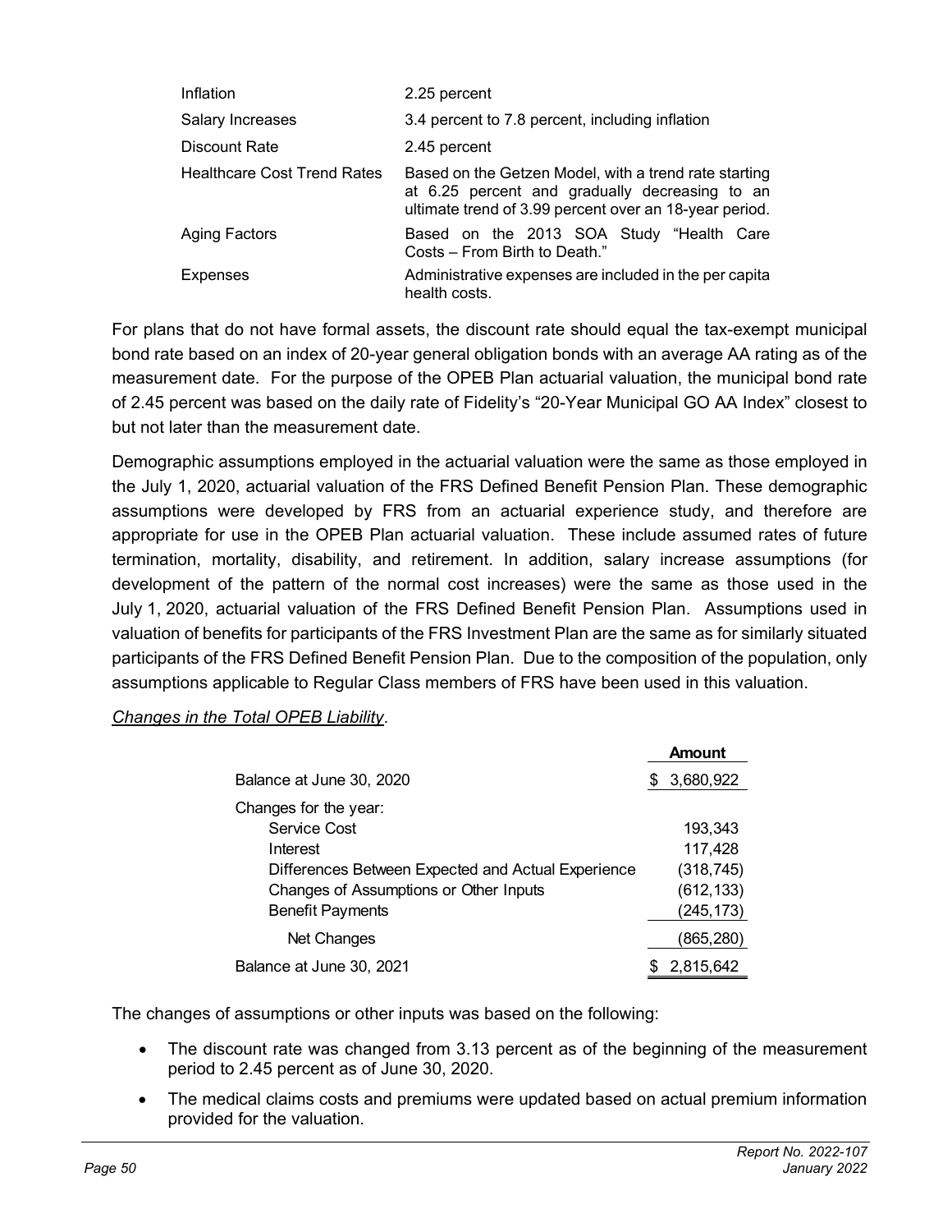| | |
|---|---|
| Inflation | 2.25 percent |
| Salary Increases | 3.4 percent to 7.8 percent, including inflation |
| Discount Rate | 2.45 percent |
| Healthcare Cost Trend Rates | Based on the Getzen Model, with a trend rate starting at 6.25 percent and gradually decreasing to an ultimate trend of 3.99 percent over an 18-year period. |
| Aging Factors | Based on the 2013 SOA Study "Health Care Costs – From Birth to Death." |
| Expenses | Administrative expenses are included in the per capita health costs. |

For plans that do not have formal assets, the discount rate should equal the tax-exempt municipal bond rate based on an index of 20-year general obligation bonds with an average AA rating as of the measurement date. For the purpose of the OPEB Plan actuarial valuation, the municipal bond rate of 2.45 percent was based on the daily rate of Fidelity's "20-Year Municipal GO AA Index" closest to but not later than the measurement date.

Demographic assumptions employed in the actuarial valuation were the same as those employed in the July 1, 2020, actuarial valuation of the FRS Defined Benefit Pension Plan. These demographic assumptions were developed by FRS from an actuarial experience study, and therefore are appropriate for use in the OPEB Plan actuarial valuation. These include assumed rates of future termination, mortality, disability, and retirement. In addition, salary increase assumptions (for development of the pattern of the normal cost increases) were the same as those used in the July 1, 2020, actuarial valuation of the FRS Defined Benefit Pension Plan. Assumptions used in valuation of benefits for participants of the FRS Investment Plan are the same as for similarly situated participants of the FRS Defined Benefit Pension Plan. Due to the composition of the population, only assumptions applicable to Regular Class members of FRS have been used in this valuation.

*Changes in the Total OPEB Liability*.

| | Amount |
|---|---|
| Balance at June 30, 2020 | $ 3,680,922 |
| Changes for the year: | |
| Service Cost | 193,343 |
| Interest | 117,428 |
| Differences Between Expected and Actual Experience | (318,745) |
| Changes of Assumptions or Other Inputs | (612,133) |
| Benefit Payments | (245,173) |
| Net Changes | (865,280) |
| Balance at June 30, 2021 | $ 2,815,642 |

The changes of assumptions or other inputs was based on the following:

- The discount rate was changed from 3.13 percent as of the beginning of the measurement period to 2.45 percent as of June 30, 2020.
- The medical claims costs and premiums were updated based on actual premium information provided for the valuation.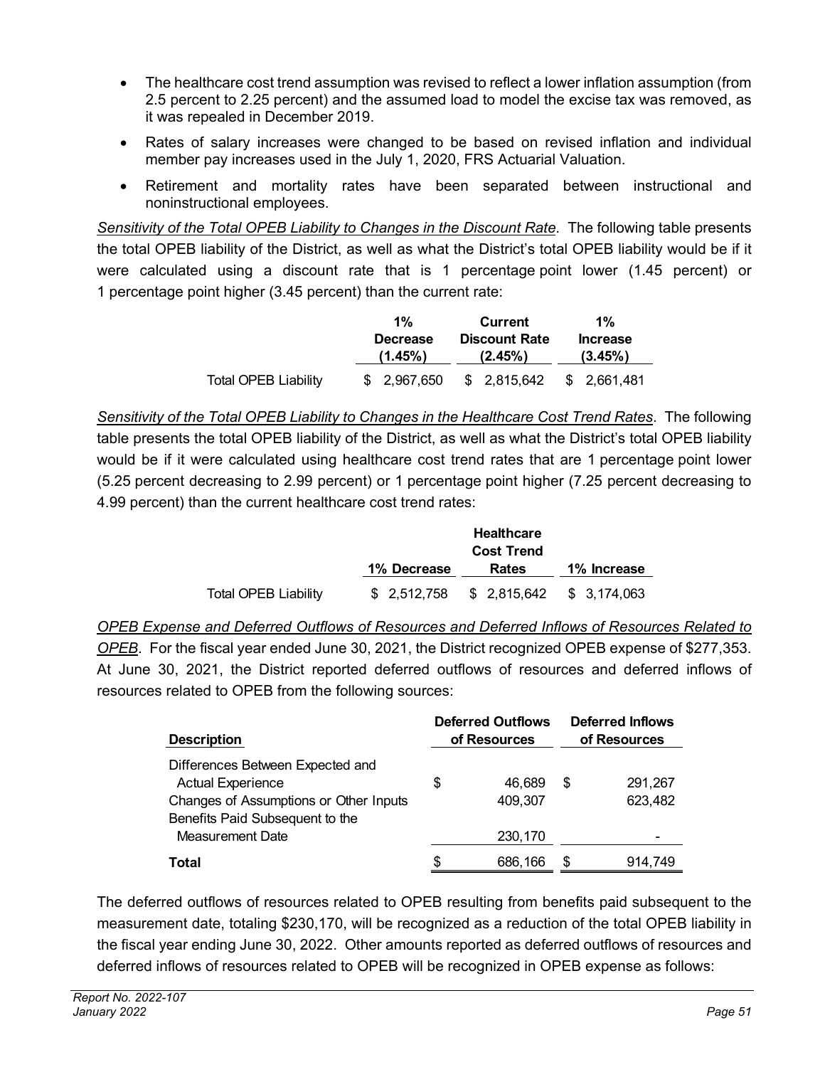- The healthcare cost trend assumption was revised to reflect a lower inflation assumption (from 2.5 percent to 2.25 percent) and the assumed load to model the excise tax was removed, as it was repealed in December 2019.
- Rates of salary increases were changed to be based on revised inflation and individual member pay increases used in the July 1, 2020, FRS Actuarial Valuation.
- Retirement and mortality rates have been separated between instructional and noninstructional employees.

*Sensitivity of the Total OPEB Liability to Changes in the Discount Rate*. The following table presents the total OPEB liability of the District, as well as what the District's total OPEB liability would be if it were calculated using a discount rate that is 1 percentage point lower (1.45 percent) or 1 percentage point higher (3.45 percent) than the current rate:

| | 1% Decrease (1.45%) | Current Discount Rate (2.45%) | 1% Increase (3.45%) |
|---|---|---|---|
| Total OPEB Liability | $ 2,967,650 | $ 2,815,642 | $ 2,661,481 |

*Sensitivity of the Total OPEB Liability to Changes in the Healthcare Cost Trend Rates*. The following table presents the total OPEB liability of the District, as well as what the District's total OPEB liability would be if it were calculated using healthcare cost trend rates that are 1 percentage point lower (5.25 percent decreasing to 2.99 percent) or 1 percentage point higher (7.25 percent decreasing to 4.99 percent) than the current healthcare cost trend rates:

| | 1% Decrease | Healthcare Cost Trend Rates | 1% Increase |
|---|---|---|---|
| Total OPEB Liability | $ 2,512,758 | $ 2,815,642 | $ 3,174,063 |

*OPEB Expense and Deferred Outflows of Resources and Deferred Inflows of Resources Related to OPEB*. For the fiscal year ended June 30, 2021, the District recognized OPEB expense of $277,353. At June 30, 2021, the District reported deferred outflows of resources and deferred inflows of resources related to OPEB from the following sources:

| Description | Deferred Outflows of Resources | Deferred Inflows of Resources |
|---|---|---|
| Differences Between Expected and Actual Experience | $ 46,689 | $ 291,267 |
| Changes of Assumptions or Other Inputs | 409,307 | 623,482 |
| Benefits Paid Subsequent to the Measurement Date | 230,170 | - |
| **Total** | $ 686,166 | $ 914,749 |

The deferred outflows of resources related to OPEB resulting from benefits paid subsequent to the measurement date, totaling $230,170, will be recognized as a reduction of the total OPEB liability in the fiscal year ending June 30, 2022. Other amounts reported as deferred outflows of resources and deferred inflows of resources related to OPEB will be recognized in OPEB expense as follows: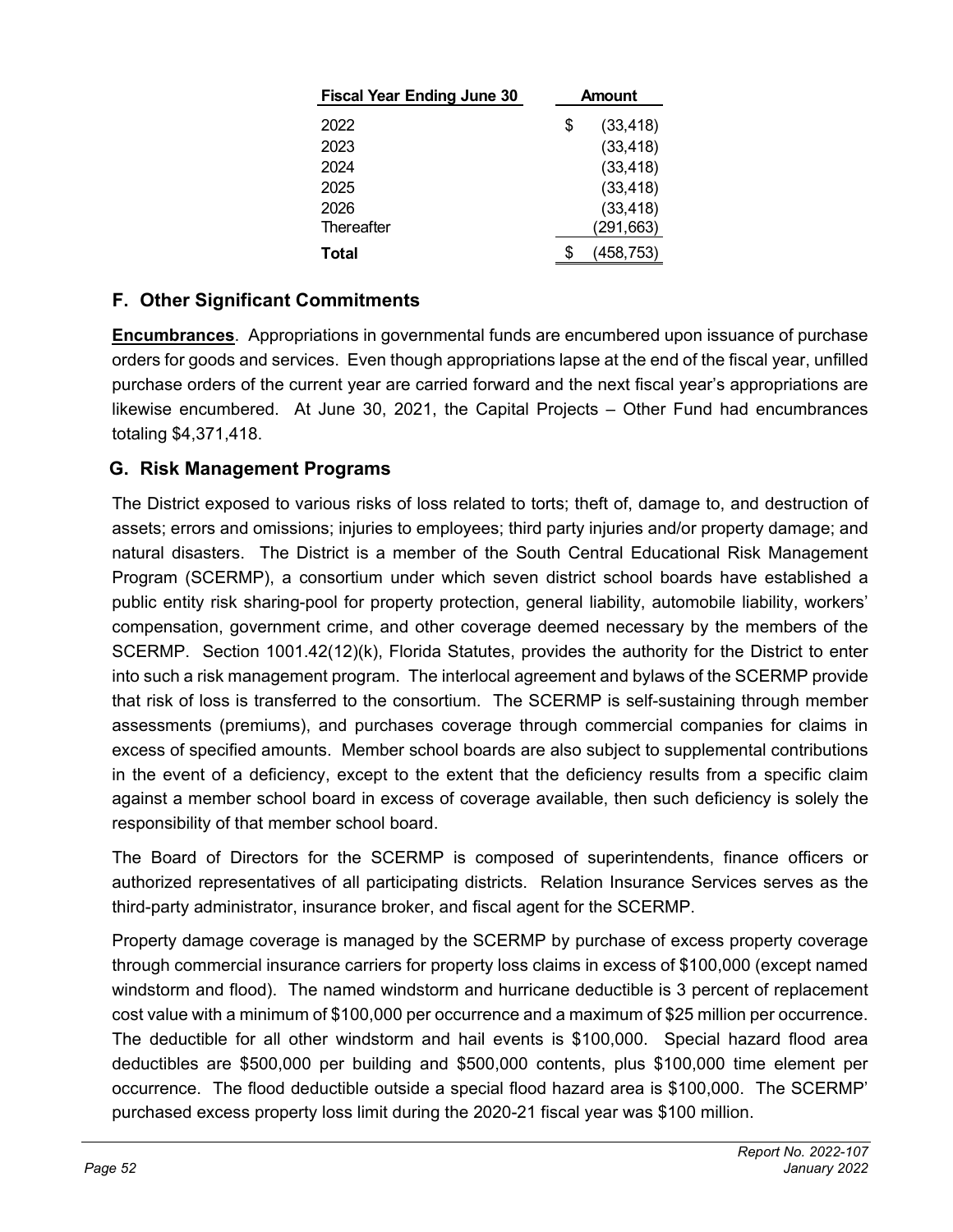| Fiscal Year Ending June 30 | Amount |
|---|---|
| 2022 | $ (33,418) |
| 2023 | (33,418) |
| 2024 | (33,418) |
| 2025 | (33,418) |
| 2026 | (33,418) |
| Thereafter | (291,663) |
| **Total** | $ (458,753) |

## F. Other Significant Commitments

**Encumbrances**. Appropriations in governmental funds are encumbered upon issuance of purchase orders for goods and services. Even though appropriations lapse at the end of the fiscal year, unfilled purchase orders of the current year are carried forward and the next fiscal year's appropriations are likewise encumbered. At June 30, 2021, the Capital Projects – Other Fund had encumbrances totaling $4,371,418.

## G. Risk Management Programs

The District exposed to various risks of loss related to torts; theft of, damage to, and destruction of assets; errors and omissions; injuries to employees; third party injuries and/or property damage; and natural disasters. The District is a member of the South Central Educational Risk Management Program (SCERMP), a consortium under which seven district school boards have established a public entity risk sharing-pool for property protection, general liability, automobile liability, workers' compensation, government crime, and other coverage deemed necessary by the members of the SCERMP. Section 1001.42(12)(k), Florida Statutes, provides the authority for the District to enter into such a risk management program. The interlocal agreement and bylaws of the SCERMP provide that risk of loss is transferred to the consortium. The SCERMP is self-sustaining through member assessments (premiums), and purchases coverage through commercial companies for claims in excess of specified amounts. Member school boards are also subject to supplemental contributions in the event of a deficiency, except to the extent that the deficiency results from a specific claim against a member school board in excess of coverage available, then such deficiency is solely the responsibility of that member school board.

The Board of Directors for the SCERMP is composed of superintendents, finance officers or authorized representatives of all participating districts. Relation Insurance Services serves as the third-party administrator, insurance broker, and fiscal agent for the SCERMP.

Property damage coverage is managed by the SCERMP by purchase of excess property coverage through commercial insurance carriers for property loss claims in excess of $100,000 (except named windstorm and flood). The named windstorm and hurricane deductible is 3 percent of replacement cost value with a minimum of $100,000 per occurrence and a maximum of $25 million per occurrence. The deductible for all other windstorm and hail events is $100,000. Special hazard flood area deductibles are $500,000 per building and $500,000 contents, plus $100,000 time element per occurrence. The flood deductible outside a special flood hazard area is $100,000. The SCERMP' purchased excess property loss limit during the 2020-21 fiscal year was $100 million.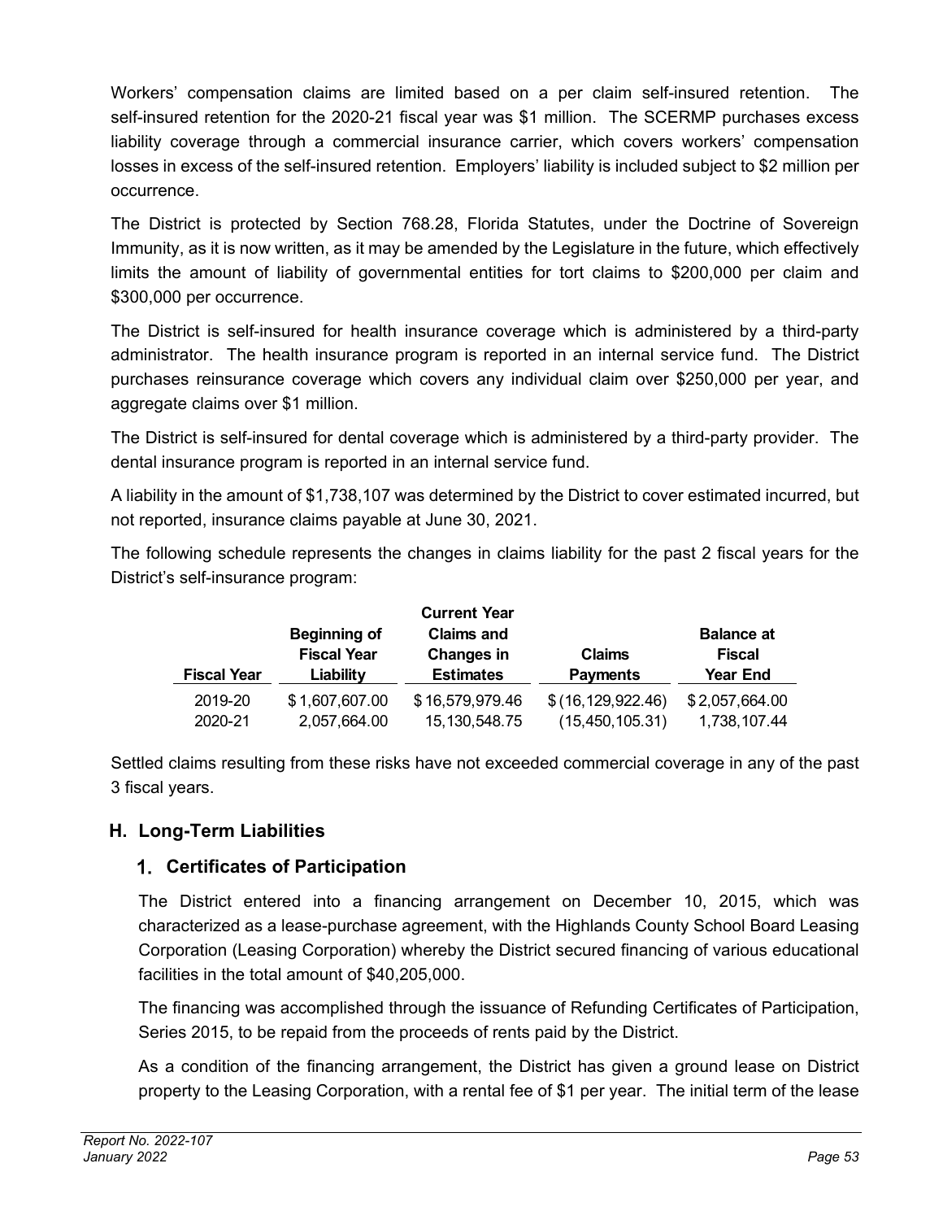Workers' compensation claims are limited based on a per claim self-insured retention. The self-insured retention for the 2020-21 fiscal year was $1 million. The SCERMP purchases excess liability coverage through a commercial insurance carrier, which covers workers' compensation losses in excess of the self-insured retention. Employers' liability is included subject to $2 million per occurrence.

The District is protected by Section 768.28, Florida Statutes, under the Doctrine of Sovereign Immunity, as it is now written, as it may be amended by the Legislature in the future, which effectively limits the amount of liability of governmental entities for tort claims to $200,000 per claim and $300,000 per occurrence.

The District is self-insured for health insurance coverage which is administered by a third-party administrator. The health insurance program is reported in an internal service fund. The District purchases reinsurance coverage which covers any individual claim over $250,000 per year, and aggregate claims over $1 million.

The District is self-insured for dental coverage which is administered by a third-party provider. The dental insurance program is reported in an internal service fund.

A liability in the amount of $1,738,107 was determined by the District to cover estimated incurred, but not reported, insurance claims payable at June 30, 2021.

The following schedule represents the changes in claims liability for the past 2 fiscal years for the District's self-insurance program:

| Fiscal Year | Beginning of Fiscal Year Liability | Current Year Claims and Changes in Estimates | Claims Payments | Balance at Fiscal Year End |
|---|---|---|---|---|
| 2019-20 | $ 1,607,607.00 | $ 16,579,979.46 | $ (16,129,922.46) | $ 2,057,664.00 |
| 2020-21 | 2,057,664.00 | 15,130,548.75 | (15,450,105.31) | 1,738,107.44 |

Settled claims resulting from these risks have not exceeded commercial coverage in any of the past 3 fiscal years.

## H. Long-Term Liabilities

### 1. Certificates of Participation

The District entered into a financing arrangement on December 10, 2015, which was characterized as a lease-purchase agreement, with the Highlands County School Board Leasing Corporation (Leasing Corporation) whereby the District secured financing of various educational facilities in the total amount of $40,205,000.

The financing was accomplished through the issuance of Refunding Certificates of Participation, Series 2015, to be repaid from the proceeds of rents paid by the District.

As a condition of the financing arrangement, the District has given a ground lease on District property to the Leasing Corporation, with a rental fee of $1 per year. The initial term of the lease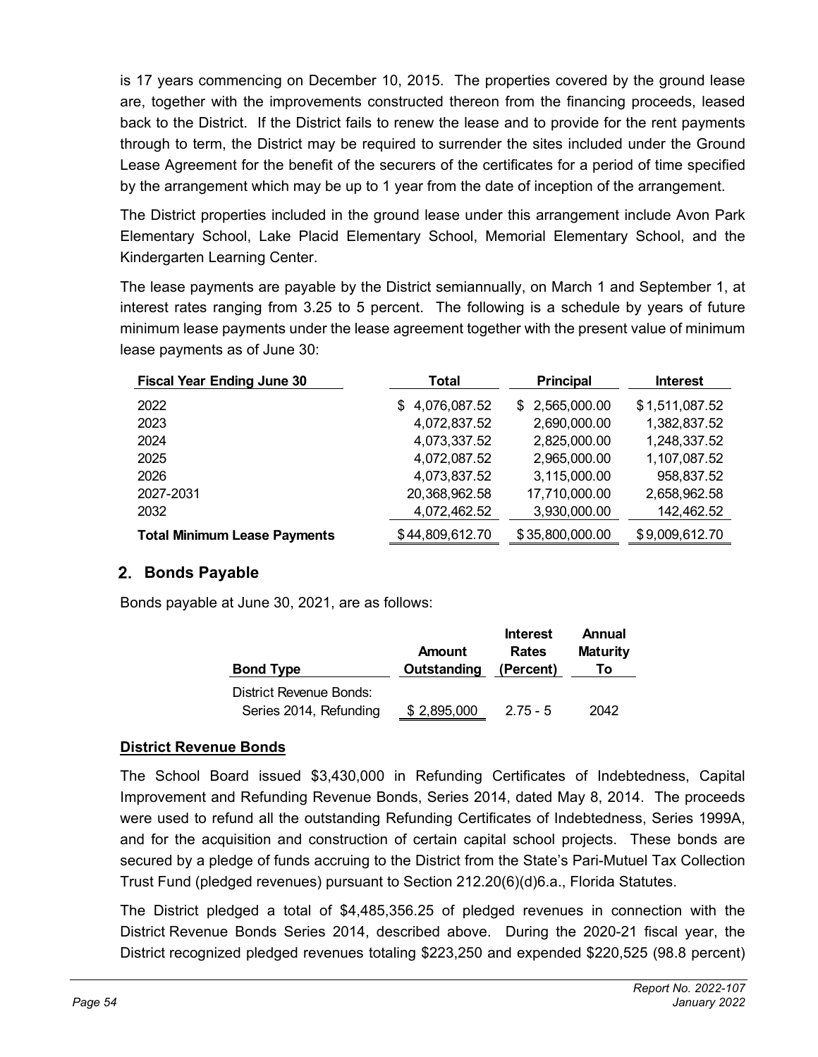is 17 years commencing on December 10, 2015. The properties covered by the ground lease are, together with the improvements constructed thereon from the financing proceeds, leased back to the District. If the District fails to renew the lease and to provide for the rent payments through to term, the District may be required to surrender the sites included under the Ground Lease Agreement for the benefit of the securers of the certificates for a period of time specified by the arrangement which may be up to 1 year from the date of inception of the arrangement.

The District properties included in the ground lease under this arrangement include Avon Park Elementary School, Lake Placid Elementary School, Memorial Elementary School, and the Kindergarten Learning Center.

The lease payments are payable by the District semiannually, on March 1 and September 1, at interest rates ranging from 3.25 to 5 percent. The following is a schedule by years of future minimum lease payments under the lease agreement together with the present value of minimum lease payments as of June 30:

| Fiscal Year Ending June 30 | Total | Principal | Interest |
|---|---|---|---|
| 2022 | $ 4,076,087.52 | $ 2,565,000.00 | $ 1,511,087.52 |
| 2023 | 4,072,837.52 | 2,690,000.00 | 1,382,837.52 |
| 2024 | 4,073,337.52 | 2,825,000.00 | 1,248,337.52 |
| 2025 | 4,072,087.52 | 2,965,000.00 | 1,107,087.52 |
| 2026 | 4,073,837.52 | 3,115,000.00 | 958,837.52 |
| 2027-2031 | 20,368,962.58 | 17,710,000.00 | 2,658,962.58 |
| 2032 | 4,072,462.52 | 3,930,000.00 | 142,462.52 |
| **Total Minimum Lease Payments** | $ 44,809,612.70 | $ 35,800,000.00 | $ 9,009,612.70 |

## 2. Bonds Payable

Bonds payable at June 30, 2021, are as follows:

| Bond Type | Amount Outstanding | Interest Rates (Percent) | Annual Maturity To |
|---|---|---|---|
| District Revenue Bonds: | | | |
| Series 2014, Refunding | $ 2,895,000 | 2.75 - 5 | 2042 |

**District Revenue Bonds**

The School Board issued $3,430,000 in Refunding Certificates of Indebtedness, Capital Improvement and Refunding Revenue Bonds, Series 2014, dated May 8, 2014. The proceeds were used to refund all the outstanding Refunding Certificates of Indebtedness, Series 1999A, and for the acquisition and construction of certain capital school projects. These bonds are secured by a pledge of funds accruing to the District from the State's Pari-Mutuel Tax Collection Trust Fund (pledged revenues) pursuant to Section 212.20(6)(d)6.a., Florida Statutes.

The District pledged a total of $4,485,356.25 of pledged revenues in connection with the District Revenue Bonds Series 2014, described above. During the 2020-21 fiscal year, the District recognized pledged revenues totaling $223,250 and expended $220,525 (98.8 percent)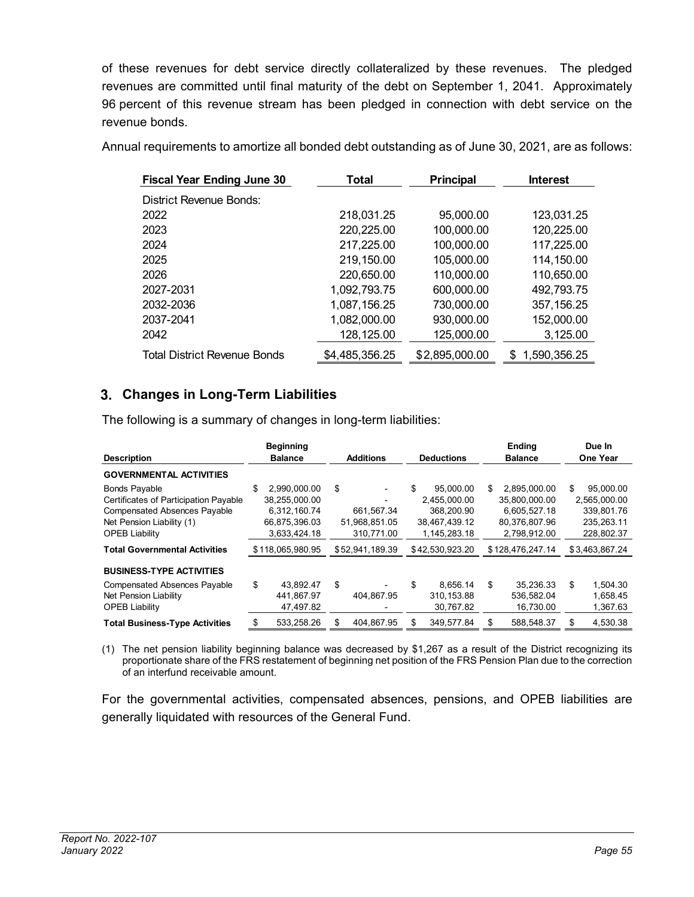of these revenues for debt service directly collateralized by these revenues. The pledged revenues are committed until final maturity of the debt on September 1, 2041. Approximately 96 percent of this revenue stream has been pledged in connection with debt service on the revenue bonds.

Annual requirements to amortize all bonded debt outstanding as of June 30, 2021, are as follows:

| Fiscal Year Ending June 30 | Total | Principal | Interest |
|---|---|---|---|
| District Revenue Bonds: | | | |
| 2022 | 218,031.25 | 95,000.00 | 123,031.25 |
| 2023 | 220,225.00 | 100,000.00 | 120,225.00 |
| 2024 | 217,225.00 | 100,000.00 | 117,225.00 |
| 2025 | 219,150.00 | 105,000.00 | 114,150.00 |
| 2026 | 220,650.00 | 110,000.00 | 110,650.00 |
| 2027-2031 | 1,092,793.75 | 600,000.00 | 492,793.75 |
| 2032-2036 | 1,087,156.25 | 730,000.00 | 357,156.25 |
| 2037-2041 | 1,082,000.00 | 930,000.00 | 152,000.00 |
| 2042 | 128,125.00 | 125,000.00 | 3,125.00 |
| Total District Revenue Bonds | $4,485,356.25 | $2,895,000.00 | $ 1,590,356.25 |

## 3. Changes in Long-Term Liabilities

The following is a summary of changes in long-term liabilities:

| Description | Beginning Balance | Additions | Deductions | Ending Balance | Due In One Year |
|---|---|---|---|---|---|
| **GOVERNMENTAL ACTIVITIES** | | | | | |
| Bonds Payable | $ 2,990,000.00 | $ - | $ 95,000.00 | $ 2,895,000.00 | $ 95,000.00 |
| Certificates of Participation Payable | 38,255,000.00 | - | 2,455,000.00 | 35,800,000.00 | 2,565,000.00 |
| Compensated Absences Payable | 6,312,160.74 | 661,567.34 | 368,200.90 | 6,605,527.18 | 339,801.76 |
| Net Pension Liability (1) | 66,875,396.03 | 51,968,851.05 | 38,467,439.12 | 80,376,807.96 | 235,263.11 |
| OPEB Liability | 3,633,424.18 | 310,771.00 | 1,145,283.18 | 2,798,912.00 | 228,802.37 |
| **Total Governmental Activities** | $118,065,980.95 | $52,941,189.39 | $42,530,923.20 | $128,476,247.14 | $3,463,867.24 |
| **BUSINESS-TYPE ACTIVITIES** | | | | | |
| Compensated Absences Payable | $ 43,892.47 | $ - | $ 8,656.14 | $ 35,236.33 | $ 1,504.30 |
| Net Pension Liability | 441,867.97 | 404,867.95 | 310,153.88 | 536,582.04 | 1,658.45 |
| OPEB Liability | 47,497.82 | - | 30,767.82 | 16,730.00 | 1,367.63 |
| **Total Business-Type Activities** | $ 533,258.26 | $ 404,867.95 | $ 349,577.84 | $ 588,548.37 | $ 4,530.38 |

(1) The net pension liability beginning balance was decreased by $1,267 as a result of the District recognizing its proportionate share of the FRS restatement of beginning net position of the FRS Pension Plan due to the correction of an interfund receivable amount.

For the governmental activities, compensated absences, pensions, and OPEB liabilities are generally liquidated with resources of the General Fund.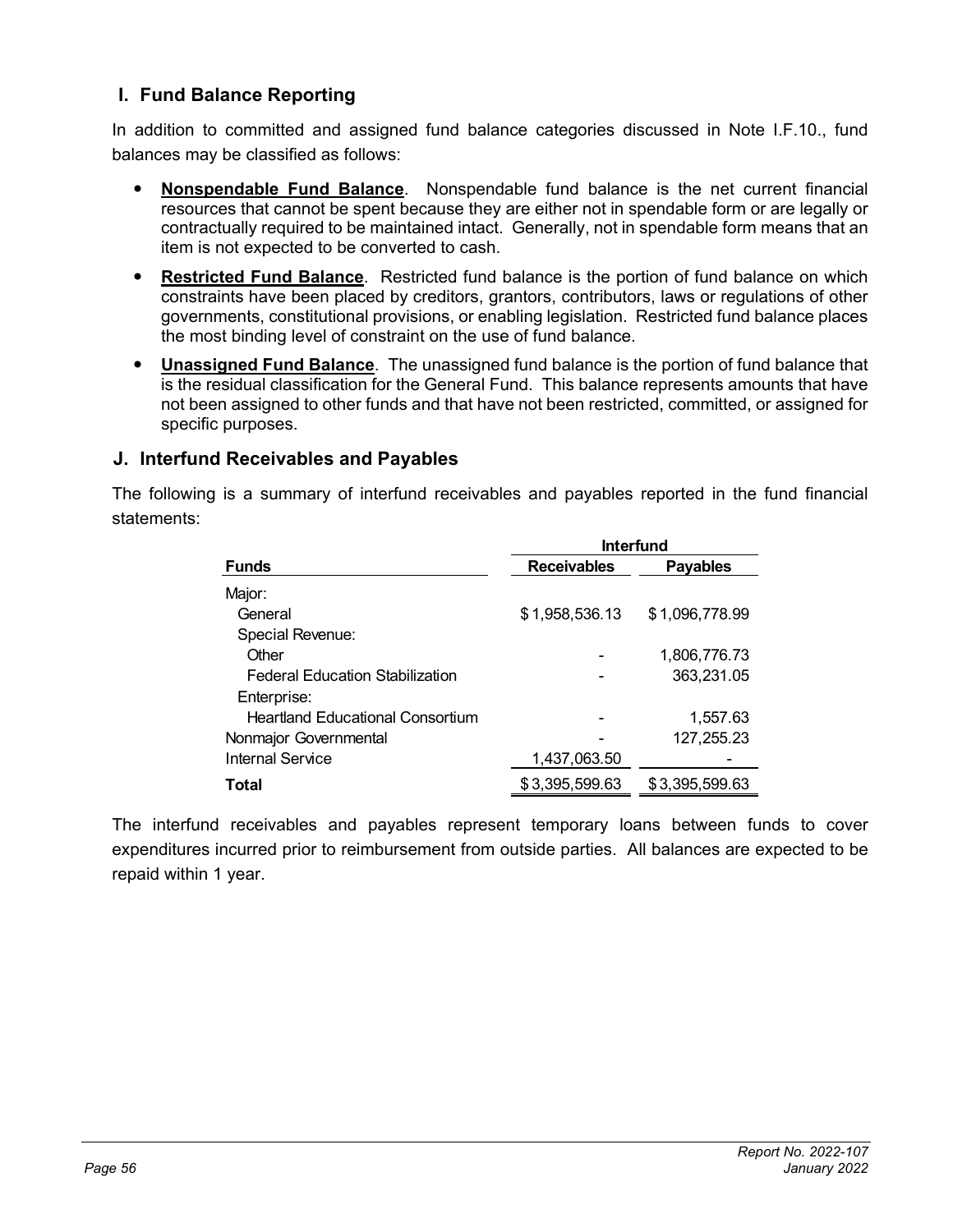## I. Fund Balance Reporting

In addition to committed and assigned fund balance categories discussed in Note I.F.10., fund balances may be classified as follows:

- **Nonspendable Fund Balance**. Nonspendable fund balance is the net current financial resources that cannot be spent because they are either not in spendable form or are legally or contractually required to be maintained intact. Generally, not in spendable form means that an item is not expected to be converted to cash.
- **Restricted Fund Balance**. Restricted fund balance is the portion of fund balance on which constraints have been placed by creditors, grantors, contributors, laws or regulations of other governments, constitutional provisions, or enabling legislation. Restricted fund balance places the most binding level of constraint on the use of fund balance.
- **Unassigned Fund Balance**. The unassigned fund balance is the portion of fund balance that is the residual classification for the General Fund. This balance represents amounts that have not been assigned to other funds and that have not been restricted, committed, or assigned for specific purposes.

## J. Interfund Receivables and Payables

The following is a summary of interfund receivables and payables reported in the fund financial statements:

| | Interfund | |
|---|---|---|
| **Funds** | **Receivables** | **Payables** |
| Major: | | |
| General | $ 1,958,536.13 | $ 1,096,778.99 |
| Special Revenue: | | |
| Other | - | 1,806,776.73 |
| Federal Education Stabilization | - | 363,231.05 |
| Enterprise: | | |
| Heartland Educational Consortium | - | 1,557.63 |
| Nonmajor Governmental | - | 127,255.23 |
| Internal Service | 1,437,063.50 | - |
| **Total** | $ 3,395,599.63 | $ 3,395,599.63 |

The interfund receivables and payables represent temporary loans between funds to cover expenditures incurred prior to reimbursement from outside parties. All balances are expected to be repaid within 1 year.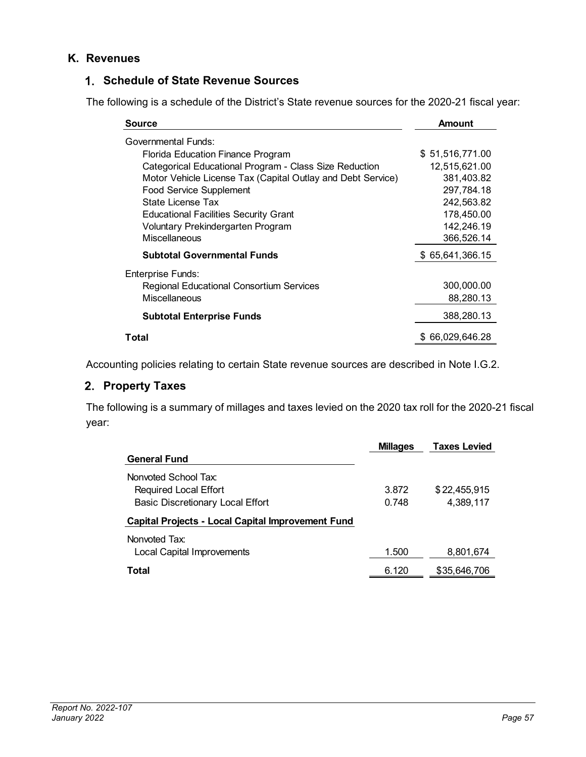## K. Revenues

### 1. Schedule of State Revenue Sources

The following is a schedule of the District's State revenue sources for the 2020-21 fiscal year:

| Source | Amount |
|---|---|
| Governmental Funds: | |
| Florida Education Finance Program | $ 51,516,771.00 |
| Categorical Educational Program - Class Size Reduction | 12,515,621.00 |
| Motor Vehicle License Tax (Capital Outlay and Debt Service) | 381,403.82 |
| Food Service Supplement | 297,784.18 |
| State License Tax | 242,563.82 |
| Educational Facilities Security Grant | 178,450.00 |
| Voluntary Prekindergarten Program | 142,246.19 |
| Miscellaneous | 366,526.14 |
| **Subtotal Governmental Funds** | $ 65,641,366.15 |
| Enterprise Funds: | |
| Regional Educational Consortium Services | 300,000.00 |
| Miscellaneous | 88,280.13 |
| **Subtotal Enterprise Funds** | 388,280.13 |
| **Total** | $ 66,029,646.28 |

Accounting policies relating to certain State revenue sources are described in Note I.G.2.

### 2. Property Taxes

The following is a summary of millages and taxes levied on the 2020 tax roll for the 2020-21 fiscal year:

| | Millages | Taxes Levied |
|---|---|---|
| **General Fund** | | |
| Nonvoted School Tax: | | |
| Required Local Effort | 3.872 | $ 22,455,915 |
| Basic Discretionary Local Effort | 0.748 | 4,389,117 |
| **Capital Projects - Local Capital Improvement Fund** | | |
| Nonvoted Tax: | | |
| Local Capital Improvements | 1.500 | 8,801,674 |
| **Total** | 6.120 | $35,646,706 |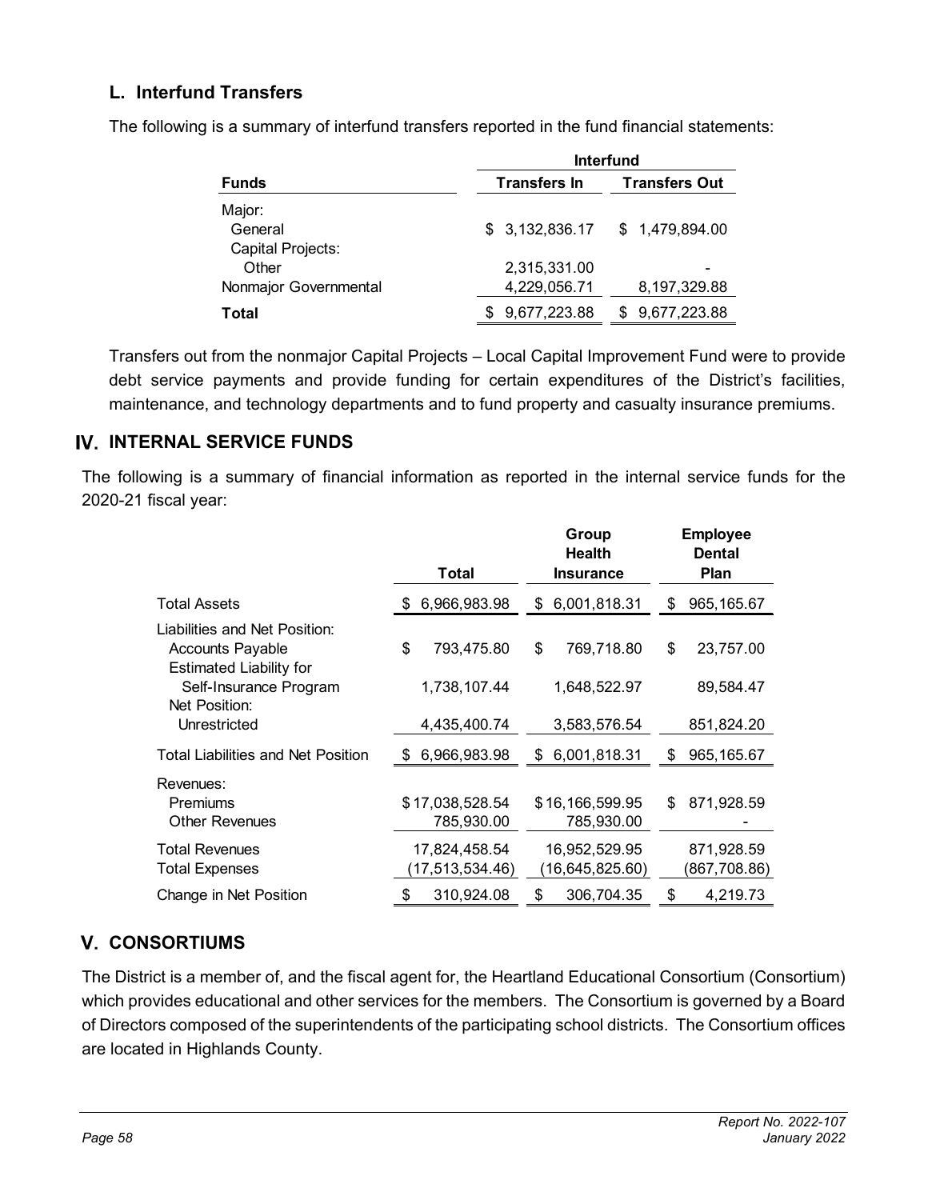## L. Interfund Transfers

The following is a summary of interfund transfers reported in the fund financial statements:

| Funds | Interfund | |
|---|---|---|
| | Transfers In | Transfers Out |
| Major: | | |
| General | $ 3,132,836.17 | $ 1,479,894.00 |
| Capital Projects: | | |
| Other | 2,315,331.00 | - |
| Nonmajor Governmental | 4,229,056.71 | 8,197,329.88 |
| **Total** | $ 9,677,223.88 | $ 9,677,223.88 |

Transfers out from the nonmajor Capital Projects – Local Capital Improvement Fund were to provide debt service payments and provide funding for certain expenditures of the District's facilities, maintenance, and technology departments and to fund property and casualty insurance premiums.

# IV. INTERNAL SERVICE FUNDS

The following is a summary of financial information as reported in the internal service funds for the 2020-21 fiscal year:

| | Total | Group Health Insurance | Employee Dental Plan |
|---|---|---|---|
| Total Assets | $ 6,966,983.98 | $ 6,001,818.31 | $ 965,165.67 |
| Liabilities and Net Position: | | | |
| Accounts Payable | $ 793,475.80 | $ 769,718.80 | $ 23,757.00 |
| Estimated Liability for Self-Insurance Program | 1,738,107.44 | 1,648,522.97 | 89,584.47 |
| Net Position: | | | |
| Unrestricted | 4,435,400.74 | 3,583,576.54 | 851,824.20 |
| Total Liabilities and Net Position | $ 6,966,983.98 | $ 6,001,818.31 | $ 965,165.67 |
| Revenues: | | | |
| Premiums | $ 17,038,528.54 | $ 16,166,599.95 | $ 871,928.59 |
| Other Revenues | 785,930.00 | 785,930.00 | - |
| Total Revenues | 17,824,458.54 | 16,952,529.95 | 871,928.59 |
| Total Expenses | (17,513,534.46) | (16,645,825.60) | (867,708.86) |
| Change in Net Position | $ 310,924.08 | $ 306,704.35 | $ 4,219.73 |

# V. CONSORTIUMS

The District is a member of, and the fiscal agent for, the Heartland Educational Consortium (Consortium) which provides educational and other services for the members. The Consortium is governed by a Board of Directors composed of the superintendents of the participating school districts. The Consortium offices are located in Highlands County.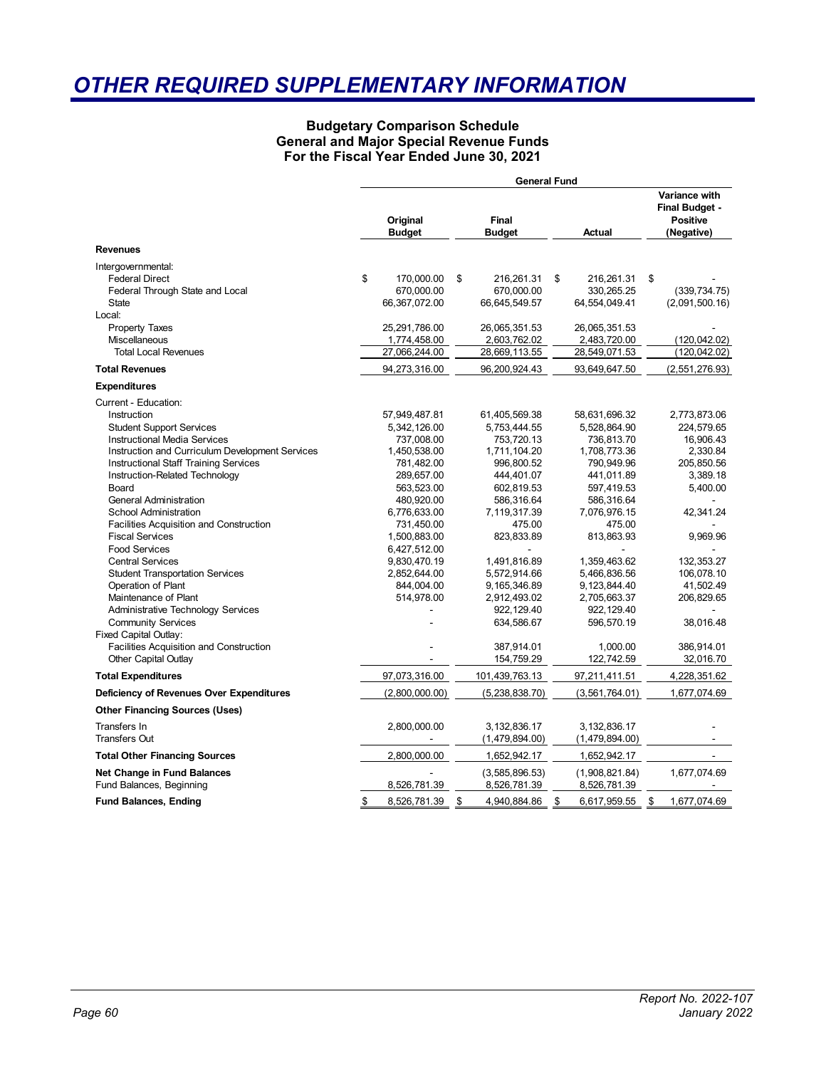# OTHER REQUIRED SUPPLEMENTARY INFORMATION

### Budgetary Comparison Schedule
### General and Major Special Revenue Funds
### For the Fiscal Year Ended June 30, 2021

| | General Fund | | | |
|---|---|---|---|---|
| | Original Budget | Final Budget | Actual | Variance with Final Budget - Positive (Negative) |
| **Revenues** | | | | |
| Intergovernmental: | | | | |
| Federal Direct | $ 170,000.00 | $ 216,261.31 | $ 216,261.31 | $ - |
| Federal Through State and Local | 670,000.00 | 670,000.00 | 330,265.25 | (339,734.75) |
| State | 66,367,072.00 | 66,645,549.57 | 64,554,049.41 | (2,091,500.16) |
| Local: | | | | |
| Property Taxes | 25,291,786.00 | 26,065,351.53 | 26,065,351.53 | - |
| Miscellaneous | 1,774,458.00 | 2,603,762.02 | 2,483,720.00 | (120,042.02) |
| Total Local Revenues | 27,066,244.00 | 28,669,113.55 | 28,549,071.53 | (120,042.02) |
| **Total Revenues** | 94,273,316.00 | 96,200,924.43 | 93,649,647.50 | (2,551,276.93) |
| **Expenditures** | | | | |
| Current - Education: | | | | |
| Instruction | 57,949,487.81 | 61,405,569.38 | 58,631,696.32 | 2,773,873.06 |
| Student Support Services | 5,342,126.00 | 5,753,444.55 | 5,528,864.90 | 224,579.65 |
| Instructional Media Services | 737,008.00 | 753,720.13 | 736,813.70 | 16,906.43 |
| Instruction and Curriculum Development Services | 1,450,538.00 | 1,711,104.20 | 1,708,773.36 | 2,330.84 |
| Instructional Staff Training Services | 781,482.00 | 996,800.52 | 790,949.96 | 205,850.56 |
| Instruction-Related Technology | 289,657.00 | 444,401.07 | 441,011.89 | 3,389.18 |
| Board | 563,523.00 | 602,819.53 | 597,419.53 | 5,400.00 |
| General Administration | 480,920.00 | 586,316.64 | 586,316.64 | - |
| School Administration | 6,776,633.00 | 7,119,317.39 | 7,076,976.15 | 42,341.24 |
| Facilities Acquisition and Construction | 731,450.00 | 475.00 | 475.00 | - |
| Fiscal Services | 1,500,883.00 | 823,833.89 | 813,863.93 | 9,969.96 |
| Food Services | 6,427,512.00 | - | - | - |
| Central Services | 9,830,470.19 | 1,491,816.89 | 1,359,463.62 | 132,353.27 |
| Student Transportation Services | 2,852,644.00 | 5,572,914.66 | 5,466,836.56 | 106,078.10 |
| Operation of Plant | 844,004.00 | 9,165,346.89 | 9,123,844.40 | 41,502.49 |
| Maintenance of Plant | 514,978.00 | 2,912,493.02 | 2,705,663.37 | 206,829.65 |
| Administrative Technology Services | - | 922,129.40 | 922,129.40 | - |
| Community Services | - | 634,586.67 | 596,570.19 | 38,016.48 |
| Fixed Capital Outlay: | | | | |
| Facilities Acquisition and Construction | - | 387,914.01 | 1,000.00 | 386,914.01 |
| Other Capital Outlay | - | 154,759.29 | 122,742.59 | 32,016.70 |
| **Total Expenditures** | 97,073,316.00 | 101,439,763.13 | 97,211,411.51 | 4,228,351.62 |
| **Deficiency of Revenues Over Expenditures** | (2,800,000.00) | (5,238,838.70) | (3,561,764.01) | 1,677,074.69 |
| **Other Financing Sources (Uses)** | | | | |
| Transfers In | 2,800,000.00 | 3,132,836.17 | 3,132,836.17 | - |
| Transfers Out | - | (1,479,894.00) | (1,479,894.00) | - |
| **Total Other Financing Sources** | 2,800,000.00 | 1,652,942.17 | 1,652,942.17 | - |
| **Net Change in Fund Balances** | - | (3,585,896.53) | (1,908,821.84) | 1,677,074.69 |
| Fund Balances, Beginning | 8,526,781.39 | 8,526,781.39 | 8,526,781.39 | - |
| **Fund Balances, Ending** | $ 8,526,781.39 | $ 4,940,884.86 | $ 6,617,959.55 | $ 1,677,074.69 |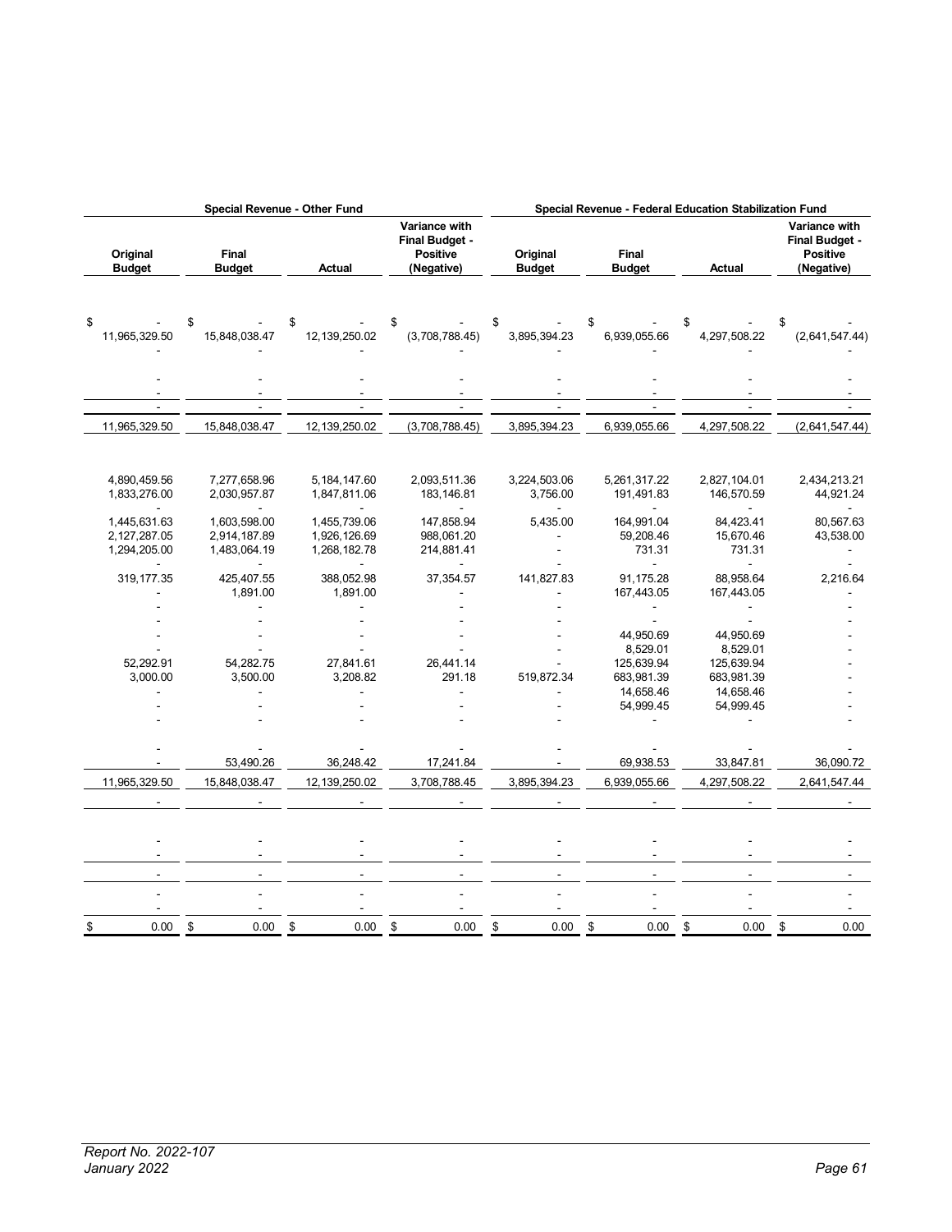| Special Revenue - Other Fund | | | | Special Revenue - Federal Education Stabilization Fund | | | |
|---|---|---|---|---|---|---|---|
| Original Budget | Final Budget | Actual | Variance with Final Budget - Positive (Negative) | Original Budget | Final Budget | Actual | Variance with Final Budget - Positive (Negative) |
| $ - | $ - | $ - | $ - | $ - | $ - | $ - | $ - |
| 11,965,329.50 | 15,848,038.47 | 12,139,250.02 | (3,708,788.45) | 3,895,394.23 | 6,939,055.66 | 4,297,508.22 | (2,641,547.44) |
| - | - | - | - | - | - | - | - |
| - | - | - | - | - | - | - | - |
| - | - | - | - | - | - | - | - |
| - | - | - | - | - | - | - | - |
| 11,965,329.50 | 15,848,038.47 | 12,139,250.02 | (3,708,788.45) | 3,895,394.23 | 6,939,055.66 | 4,297,508.22 | (2,641,547.44) |
| 4,890,459.56 | 7,277,658.96 | 5,184,147.60 | 2,093,511.36 | 3,224,503.06 | 5,261,317.22 | 2,827,104.01 | 2,434,213.21 |
| 1,833,276.00 | 2,030,957.87 | 1,847,811.06 | 183,146.81 | 3,756.00 | 191,491.83 | 146,570.59 | 44,921.24 |
| - | - | - | - | - | - | - | - |
| 1,445,631.63 | 1,603,598.00 | 1,455,739.06 | 147,858.94 | 5,435.00 | 164,991.04 | 84,423.41 | 80,567.63 |
| 2,127,287.05 | 2,914,187.89 | 1,926,126.69 | 988,061.20 | - | 59,208.46 | 15,670.46 | 43,538.00 |
| 1,294,205.00 | 1,483,064.19 | 1,268,182.78 | 214,881.41 | - | 731.31 | 731.31 | - |
| - | - | - | - | - | - | - | - |
| 319,177.35 | 425,407.55 | 388,052.98 | 37,354.57 | 141,827.83 | 91,175.28 | 88,958.64 | 2,216.64 |
| - | 1,891.00 | 1,891.00 | - | - | 167,443.05 | 167,443.05 | - |
| - | - | - | - | - | - | - | - |
| - | - | - | - | - | - | - | - |
| - | - | - | - | - | 44,950.69 | 44,950.69 | - |
| - | - | - | - | - | 8,529.01 | 8,529.01 | - |
| 52,292.91 | 54,282.75 | 27,841.61 | 26,441.14 | - | 125,639.94 | 125,639.94 | - |
| 3,000.00 | 3,500.00 | 3,208.82 | 291.18 | 519,872.34 | 683,981.39 | 683,981.39 | - |
| - | - | - | - | - | 14,658.46 | 14,658.46 | - |
| - | - | - | - | - | 54,999.45 | 54,999.45 | - |
| - | - | - | - | - | - | - | - |
| - | - | - | - | - | - | - | - |
| - | 53,490.26 | 36,248.42 | 17,241.84 | - | 69,938.53 | 33,847.81 | 36,090.72 |
| 11,965,329.50 | 15,848,038.47 | 12,139,250.02 | 3,708,788.45 | 3,895,394.23 | 6,939,055.66 | 4,297,508.22 | 2,641,547.44 |
| - | - | - | - | - | - | - | - |
| - | - | - | - | - | - | - | - |
| - | - | - | - | - | - | - | - |
| - | - | - | - | - | - | - | - |
| - | - | - | - | - | - | - | - |
| - | - | - | - | - | - | - | - |
| $ 0.00 | $ 0.00 | $ 0.00 | $ 0.00 | $ 0.00 | $ 0.00 | $ 0.00 | $ 0.00 |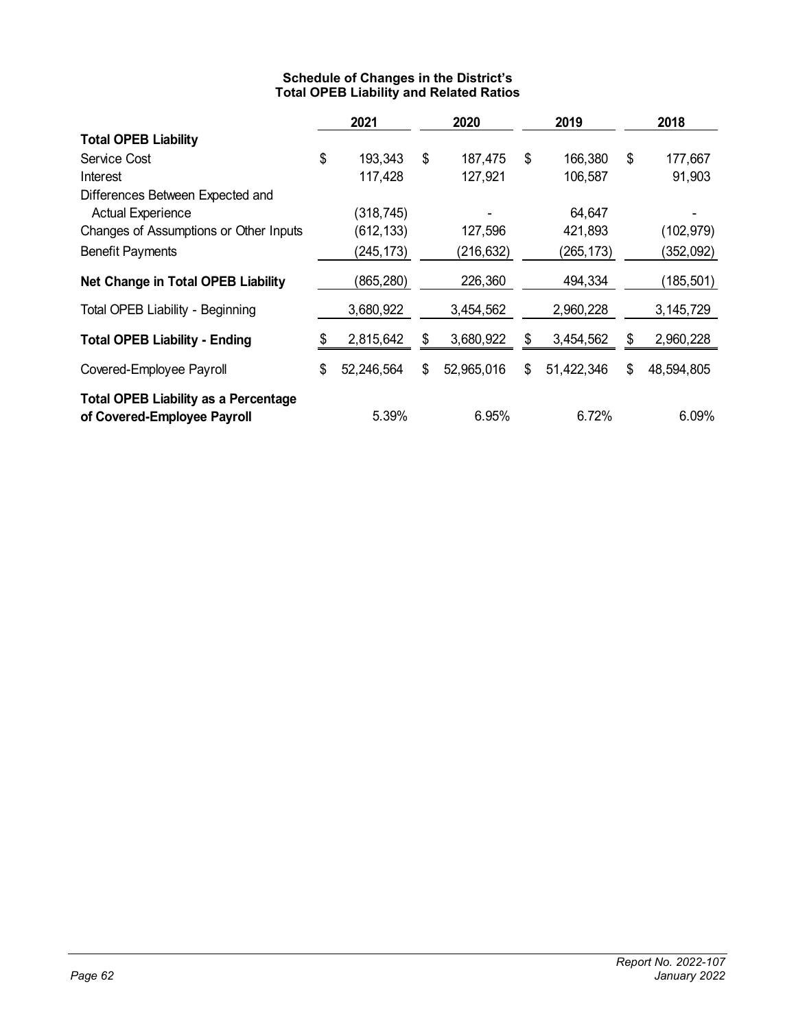**Schedule of Changes in the District's Total OPEB Liability and Related Ratios**

| | 2021 | 2020 | 2019 | 2018 |
|---|---|---|---|---|
| **Total OPEB Liability** | | | | |
| Service Cost | $ 193,343 | $ 187,475 | $ 166,380 | $ 177,667 |
| Interest | 117,428 | 127,921 | 106,587 | 91,903 |
| Differences Between Expected and Actual Experience | (318,745) | - | 64,647 | - |
| Changes of Assumptions or Other Inputs | (612,133) | 127,596 | 421,893 | (102,979) |
| Benefit Payments | (245,173) | (216,632) | (265,173) | (352,092) |
| **Net Change in Total OPEB Liability** | (865,280) | 226,360 | 494,334 | (185,501) |
| Total OPEB Liability - Beginning | 3,680,922 | 3,454,562 | 2,960,228 | 3,145,729 |
| **Total OPEB Liability - Ending** | $ 2,815,642 | $ 3,680,922 | $ 3,454,562 | $ 2,960,228 |
| Covered-Employee Payroll | $ 52,246,564 | $ 52,965,016 | $ 51,422,346 | $ 48,594,805 |
| **Total OPEB Liability as a Percentage of Covered-Employee Payroll** | 5.39% | 6.95% | 6.72% | 6.09% |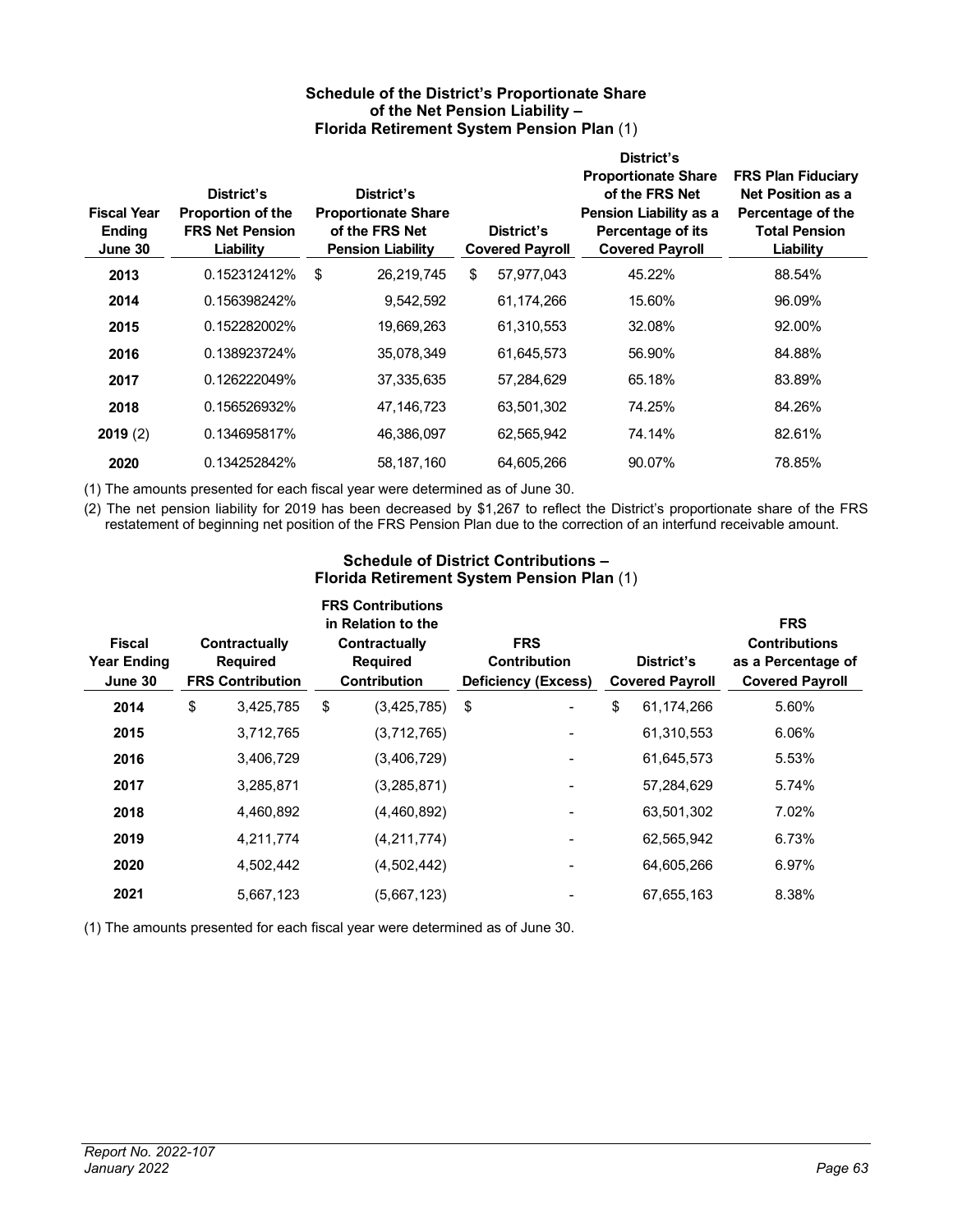### Schedule of the District's Proportionate Share of the Net Pension Liability – Florida Retirement System Pension Plan (1)

| Fiscal Year Ending June 30 | District's Proportion of the FRS Net Pension Liability | District's Proportionate Share of the FRS Net Pension Liability | District's Covered Payroll | District's Proportionate Share of the FRS Net Pension Liability as a Percentage of its Covered Payroll | FRS Plan Fiduciary Net Position as a Percentage of the Total Pension Liability |
|---|---|---|---|---|---|
| **2013** | 0.152312412% | $ 26,219,745 | $ 57,977,043 | 45.22% | 88.54% |
| **2014** | 0.156398242% | 9,542,592 | 61,174,266 | 15.60% | 96.09% |
| **2015** | 0.152282002% | 19,669,263 | 61,310,553 | 32.08% | 92.00% |
| **2016** | 0.138923724% | 35,078,349 | 61,645,573 | 56.90% | 84.88% |
| **2017** | 0.126222049% | 37,335,635 | 57,284,629 | 65.18% | 83.89% |
| **2018** | 0.156526932% | 47,146,723 | 63,501,302 | 74.25% | 84.26% |
| **2019** (2) | 0.134695817% | 46,386,097 | 62,565,942 | 74.14% | 82.61% |
| **2020** | 0.134252842% | 58,187,160 | 64,605,266 | 90.07% | 78.85% |

(1) The amounts presented for each fiscal year were determined as of June 30.

(2) The net pension liability for 2019 has been decreased by $1,267 to reflect the District's proportionate share of the FRS restatement of beginning net position of the FRS Pension Plan due to the correction of an interfund receivable amount.

### Schedule of District Contributions – Florida Retirement System Pension Plan (1)

| Fiscal Year Ending June 30 | Contractually Required FRS Contribution | FRS Contributions in Relation to the Contractually Required Contribution | FRS Contribution Deficiency (Excess) | District's Covered Payroll | FRS Contributions as a Percentage of Covered Payroll |
|---|---|---|---|---|---|
| **2014** | $ 3,425,785 | $ (3,425,785) | $ - | $ 61,174,266 | 5.60% |
| **2015** | 3,712,765 | (3,712,765) | - | 61,310,553 | 6.06% |
| **2016** | 3,406,729 | (3,406,729) | - | 61,645,573 | 5.53% |
| **2017** | 3,285,871 | (3,285,871) | - | 57,284,629 | 5.74% |
| **2018** | 4,460,892 | (4,460,892) | - | 63,501,302 | 7.02% |
| **2019** | 4,211,774 | (4,211,774) | - | 62,565,942 | 6.73% |
| **2020** | 4,502,442 | (4,502,442) | - | 64,605,266 | 6.97% |
| **2021** | 5,667,123 | (5,667,123) | - | 67,655,163 | 8.38% |

(1) The amounts presented for each fiscal year were determined as of June 30.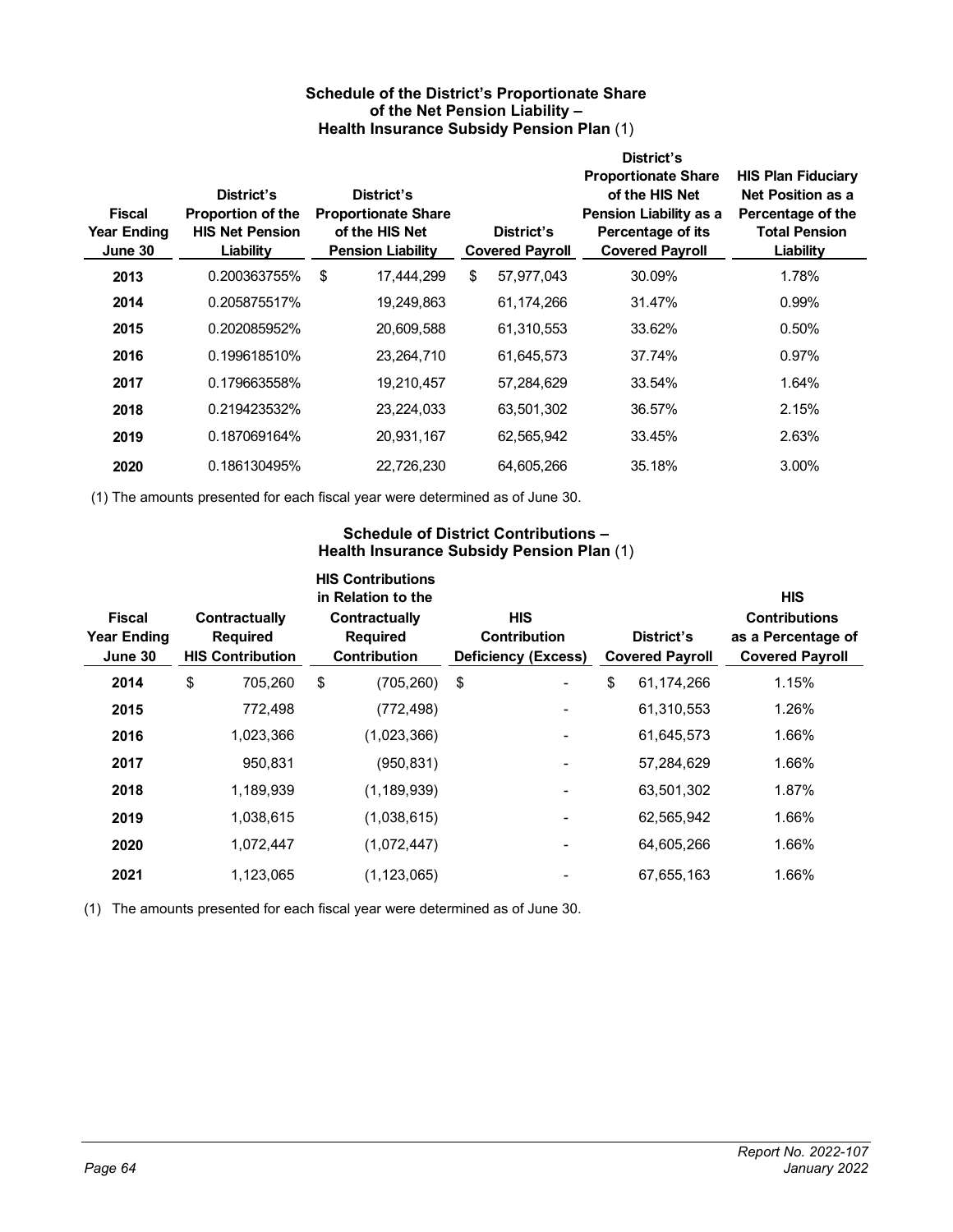### Schedule of the District's Proportionate Share of the Net Pension Liability – Health Insurance Subsidy Pension Plan (1)

| Fiscal Year Ending June 30 | District's Proportion of the HIS Net Pension Liability | District's Proportionate Share of the HIS Net Pension Liability | District's Covered Payroll | District's Proportionate Share of the HIS Net Pension Liability as a Percentage of its Covered Payroll | HIS Plan Fiduciary Net Position as a Percentage of the Total Pension Liability |
|---|---|---|---|---|---|
| **2013** | 0.200363755% | $ 17,444,299 | $ 57,977,043 | 30.09% | 1.78% |
| **2014** | 0.205875517% | 19,249,863 | 61,174,266 | 31.47% | 0.99% |
| **2015** | 0.202085952% | 20,609,588 | 61,310,553 | 33.62% | 0.50% |
| **2016** | 0.199618510% | 23,264,710 | 61,645,573 | 37.74% | 0.97% |
| **2017** | 0.179663558% | 19,210,457 | 57,284,629 | 33.54% | 1.64% |
| **2018** | 0.219423532% | 23,224,033 | 63,501,302 | 36.57% | 2.15% |
| **2019** | 0.187069164% | 20,931,167 | 62,565,942 | 33.45% | 2.63% |
| **2020** | 0.186130495% | 22,726,230 | 64,605,266 | 35.18% | 3.00% |

(1) The amounts presented for each fiscal year were determined as of June 30.

### Schedule of District Contributions – Health Insurance Subsidy Pension Plan (1)

| Fiscal Year Ending June 30 | Contractually Required HIS Contribution | HIS Contributions in Relation to the Contractually Required Contribution | HIS Contribution Deficiency (Excess) | District's Covered Payroll | HIS Contributions as a Percentage of Covered Payroll |
|---|---|---|---|---|---|
| **2014** | $ 705,260 | $ (705,260) | $ - | $ 61,174,266 | 1.15% |
| **2015** | 772,498 | (772,498) | - | 61,310,553 | 1.26% |
| **2016** | 1,023,366 | (1,023,366) | - | 61,645,573 | 1.66% |
| **2017** | 950,831 | (950,831) | - | 57,284,629 | 1.66% |
| **2018** | 1,189,939 | (1,189,939) | - | 63,501,302 | 1.87% |
| **2019** | 1,038,615 | (1,038,615) | - | 62,565,942 | 1.66% |
| **2020** | 1,072,447 | (1,072,447) | - | 64,605,266 | 1.66% |
| **2021** | 1,123,065 | (1,123,065) | - | 67,655,163 | 1.66% |

(1) The amounts presented for each fiscal year were determined as of June 30.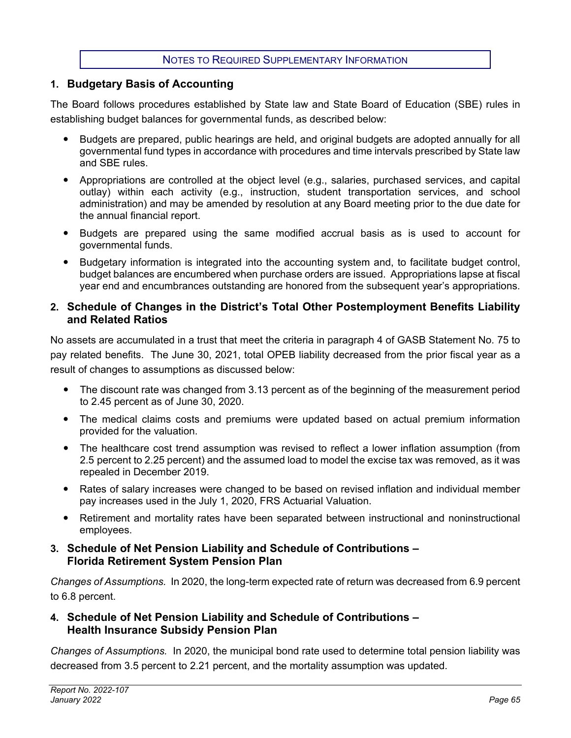# NOTES TO REQUIRED SUPPLEMENTARY INFORMATION

## 1. Budgetary Basis of Accounting

The Board follows procedures established by State law and State Board of Education (SBE) rules in establishing budget balances for governmental funds, as described below:

- Budgets are prepared, public hearings are held, and original budgets are adopted annually for all governmental fund types in accordance with procedures and time intervals prescribed by State law and SBE rules.
- Appropriations are controlled at the object level (e.g., salaries, purchased services, and capital outlay) within each activity (e.g., instruction, student transportation services, and school administration) and may be amended by resolution at any Board meeting prior to the due date for the annual financial report.
- Budgets are prepared using the same modified accrual basis as is used to account for governmental funds.
- Budgetary information is integrated into the accounting system and, to facilitate budget control, budget balances are encumbered when purchase orders are issued. Appropriations lapse at fiscal year end and encumbrances outstanding are honored from the subsequent year's appropriations.

## 2. Schedule of Changes in the District's Total Other Postemployment Benefits Liability and Related Ratios

No assets are accumulated in a trust that meet the criteria in paragraph 4 of GASB Statement No. 75 to pay related benefits. The June 30, 2021, total OPEB liability decreased from the prior fiscal year as a result of changes to assumptions as discussed below:

- The discount rate was changed from 3.13 percent as of the beginning of the measurement period to 2.45 percent as of June 30, 2020.
- The medical claims costs and premiums were updated based on actual premium information provided for the valuation.
- The healthcare cost trend assumption was revised to reflect a lower inflation assumption (from 2.5 percent to 2.25 percent) and the assumed load to model the excise tax was removed, as it was repealed in December 2019.
- Rates of salary increases were changed to be based on revised inflation and individual member pay increases used in the July 1, 2020, FRS Actuarial Valuation.
- Retirement and mortality rates have been separated between instructional and noninstructional employees.

## 3. Schedule of Net Pension Liability and Schedule of Contributions – Florida Retirement System Pension Plan

*Changes of Assumptions.* In 2020, the long-term expected rate of return was decreased from 6.9 percent to 6.8 percent.

## 4. Schedule of Net Pension Liability and Schedule of Contributions – Health Insurance Subsidy Pension Plan

*Changes of Assumptions.* In 2020, the municipal bond rate used to determine total pension liability was decreased from 3.5 percent to 2.21 percent, and the mortality assumption was updated.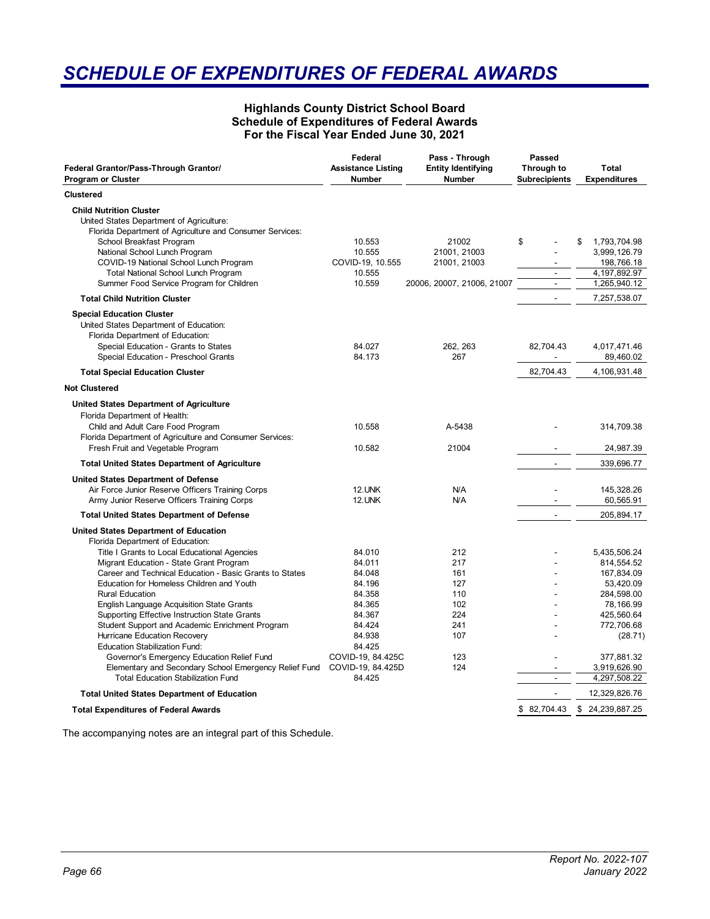# SCHEDULE OF EXPENDITURES OF FEDERAL AWARDS

**Highlands County District School Board**
**Schedule of Expenditures of Federal Awards**
**For the Fiscal Year Ended June 30, 2021**

| Federal Grantor/Pass-Through Grantor/ Program or Cluster | Federal Assistance Listing Number | Pass - Through Entity Identifying Number | Passed Through to Subrecipients | Total Expenditures |
|---|---|---|---|---|
| **Clustered** | | | | |
| **Child Nutrition Cluster** | | | | |
| United States Department of Agriculture: | | | | |
| Florida Department of Agriculture and Consumer Services: | | | | |
| School Breakfast Program | 10.553 | 21002 | $ - | $ 1,793,704.98 |
| National School Lunch Program | 10.555 | 21001, 21003 | - | 3,999,126.79 |
| COVID-19 National School Lunch Program | COVID-19, 10.555 | 21001, 21003 | - | 198,766.18 |
| Total National School Lunch Program | 10.555 | | - | 4,197,892.97 |
| Summer Food Service Program for Children | 10.559 | 20006, 20007, 21006, 21007 | - | 1,265,940.12 |
| **Total Child Nutrition Cluster** | | | - | 7,257,538.07 |
| **Special Education Cluster** | | | | |
| United States Department of Education: | | | | |
| Florida Department of Education: | | | | |
| Special Education - Grants to States | 84.027 | 262, 263 | 82,704.43 | 4,017,471.46 |
| Special Education - Preschool Grants | 84.173 | 267 | - | 89,460.02 |
| **Total Special Education Cluster** | | | 82,704.43 | 4,106,931.48 |
| **Not Clustered** | | | | |
| **United States Department of Agriculture** | | | | |
| Florida Department of Health: | | | | |
| Child and Adult Care Food Program | 10.558 | A-5438 | - | 314,709.38 |
| Florida Department of Agriculture and Consumer Services: | | | | |
| Fresh Fruit and Vegetable Program | 10.582 | 21004 | - | 24,987.39 |
| **Total United States Department of Agriculture** | | | - | 339,696.77 |
| **United States Department of Defense** | | | | |
| Air Force Junior Reserve Officers Training Corps | 12.UNK | N/A | - | 145,328.26 |
| Army Junior Reserve Officers Training Corps | 12.UNK | N/A | - | 60,565.91 |
| **Total United States Department of Defense** | | | - | 205,894.17 |
| **United States Department of Education** | | | | |
| Florida Department of Education: | | | | |
| Title I Grants to Local Educational Agencies | 84.010 | 212 | - | 5,435,506.24 |
| Migrant Education - State Grant Program | 84.011 | 217 | - | 814,554.52 |
| Career and Technical Education - Basic Grants to States | 84.048 | 161 | - | 167,834.09 |
| Education for Homeless Children and Youth | 84.196 | 127 | - | 53,420.09 |
| Rural Education | 84.358 | 110 | - | 284,598.00 |
| English Language Acquisition State Grants | 84.365 | 102 | - | 78,166.99 |
| Supporting Effective Instruction State Grants | 84.367 | 224 | - | 425,560.64 |
| Student Support and Academic Enrichment Program | 84.424 | 241 | - | 772,706.68 |
| Hurricane Education Recovery | 84.938 | 107 | - | (28.71) |
| Education Stabilization Fund: | 84.425 | | | |
| Governor's Emergency Education Relief Fund | COVID-19, 84.425C | 123 | - | 377,881.32 |
| Elementary and Secondary School Emergency Relief Fund | COVID-19, 84.425D | 124 | - | 3,919,626.90 |
| Total Education Stabilization Fund | 84.425 | | - | 4,297,508.22 |
| **Total United States Department of Education** | | | - | 12,329,826.76 |
| **Total Expenditures of Federal Awards** | | | $ 82,704.43 | $ 24,239,887.25 |

The accompanying notes are an integral part of this Schedule.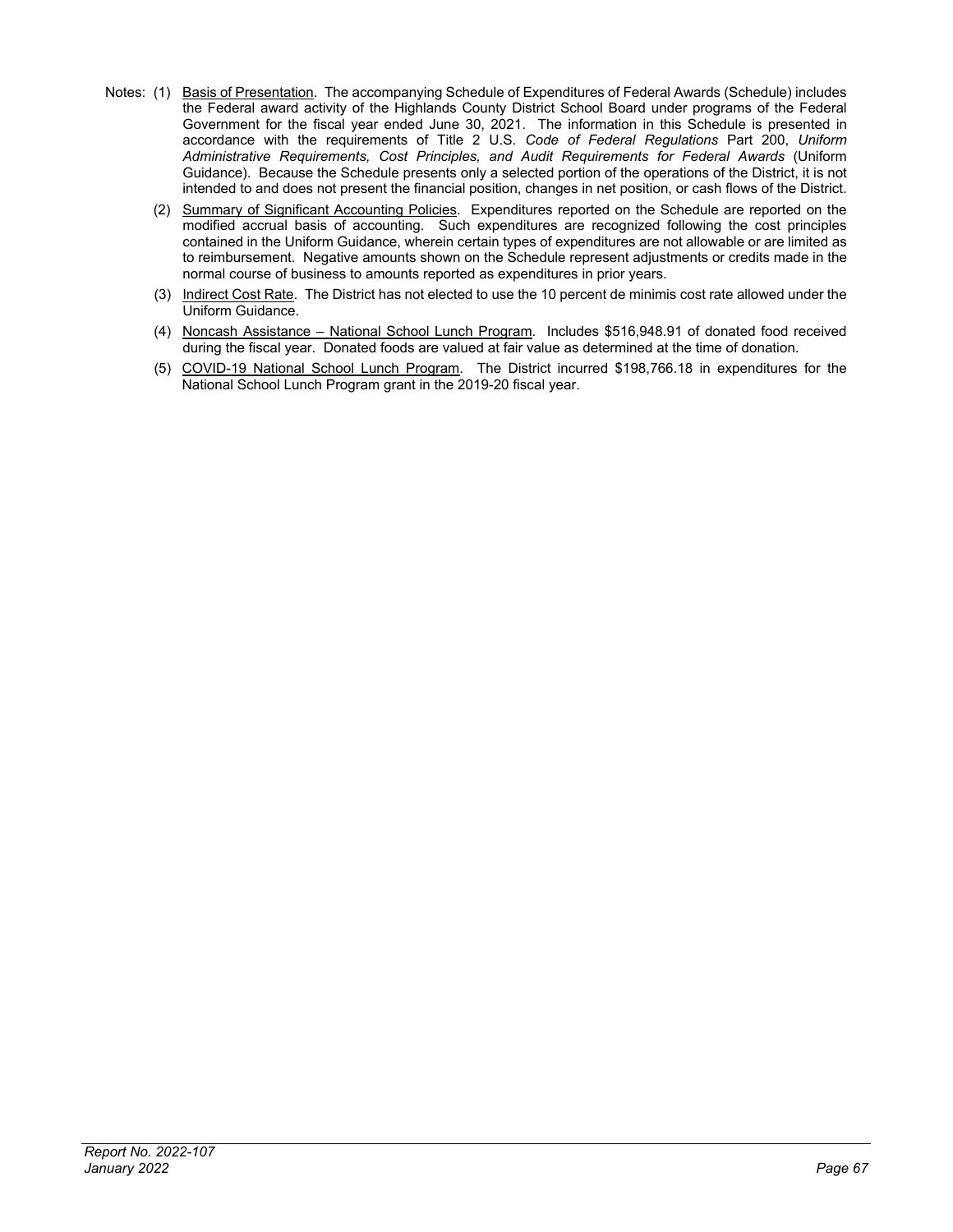Notes: (1) Basis of Presentation. The accompanying Schedule of Expenditures of Federal Awards (Schedule) includes the Federal award activity of the Highlands County District School Board under programs of the Federal Government for the fiscal year ended June 30, 2021. The information in this Schedule is presented in accordance with the requirements of Title 2 U.S. *Code of Federal Regulations* Part 200, *Uniform Administrative Requirements, Cost Principles, and Audit Requirements for Federal Awards* (Uniform Guidance). Because the Schedule presents only a selected portion of the operations of the District, it is not intended to and does not present the financial position, changes in net position, or cash flows of the District.

(2) Summary of Significant Accounting Policies. Expenditures reported on the Schedule are reported on the modified accrual basis of accounting. Such expenditures are recognized following the cost principles contained in the Uniform Guidance, wherein certain types of expenditures are not allowable or are limited as to reimbursement. Negative amounts shown on the Schedule represent adjustments or credits made in the normal course of business to amounts reported as expenditures in prior years.

(3) Indirect Cost Rate. The District has not elected to use the 10 percent de minimis cost rate allowed under the Uniform Guidance.

(4) Noncash Assistance – National School Lunch Program. Includes $516,948.91 of donated food received during the fiscal year. Donated foods are valued at fair value as determined at the time of donation.

(5) COVID-19 National School Lunch Program. The District incurred $198,766.18 in expenditures for the National School Lunch Program grant in the 2019-20 fiscal year.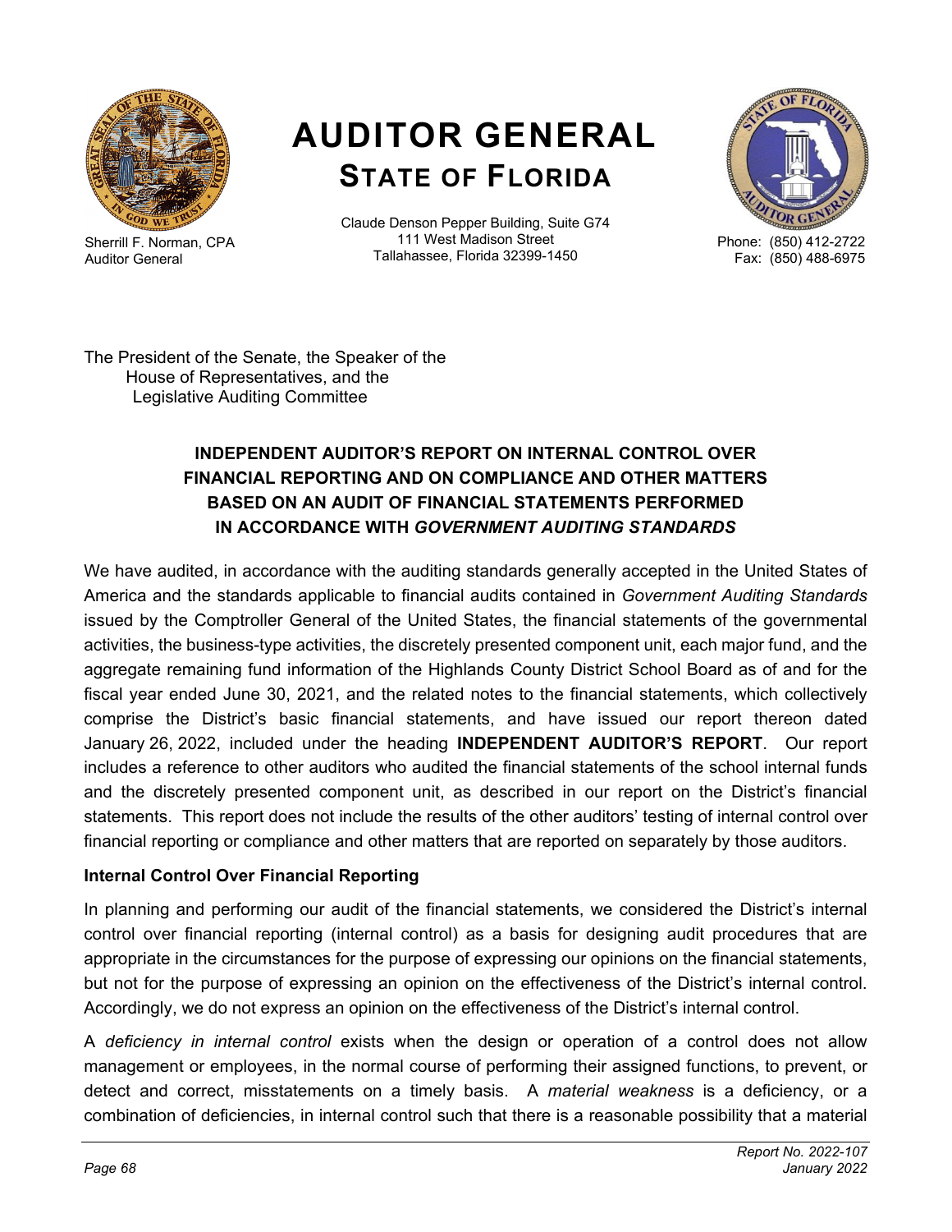# AUDITOR GENERAL
## STATE OF FLORIDA

Sherrill F. Norman, CPA
Auditor General

Claude Denson Pepper Building, Suite G74
111 West Madison Street
Tallahassee, Florida 32399-1450

Phone: (850) 412-2722
Fax: (850) 488-6975

The President of the Senate, the Speaker of the House of Representatives, and the Legislative Auditing Committee

### INDEPENDENT AUDITOR'S REPORT ON INTERNAL CONTROL OVER FINANCIAL REPORTING AND ON COMPLIANCE AND OTHER MATTERS BASED ON AN AUDIT OF FINANCIAL STATEMENTS PERFORMED IN ACCORDANCE WITH *GOVERNMENT AUDITING STANDARDS*

We have audited, in accordance with the auditing standards generally accepted in the United States of America and the standards applicable to financial audits contained in *Government Auditing Standards* issued by the Comptroller General of the United States, the financial statements of the governmental activities, the business-type activities, the discretely presented component unit, each major fund, and the aggregate remaining fund information of the Highlands County District School Board as of and for the fiscal year ended June 30, 2021, and the related notes to the financial statements, which collectively comprise the District's basic financial statements, and have issued our report thereon dated January 26, 2022, included under the heading **INDEPENDENT AUDITOR'S REPORT**. Our report includes a reference to other auditors who audited the financial statements of the school internal funds and the discretely presented component unit, as described in our report on the District's financial statements. This report does not include the results of the other auditors' testing of internal control over financial reporting or compliance and other matters that are reported on separately by those auditors.

**Internal Control Over Financial Reporting**

In planning and performing our audit of the financial statements, we considered the District's internal control over financial reporting (internal control) as a basis for designing audit procedures that are appropriate in the circumstances for the purpose of expressing our opinions on the financial statements, but not for the purpose of expressing an opinion on the effectiveness of the District's internal control. Accordingly, we do not express an opinion on the effectiveness of the District's internal control.

A *deficiency in internal control* exists when the design or operation of a control does not allow management or employees, in the normal course of performing their assigned functions, to prevent, or detect and correct, misstatements on a timely basis. A *material weakness* is a deficiency, or a combination of deficiencies, in internal control such that there is a reasonable possibility that a material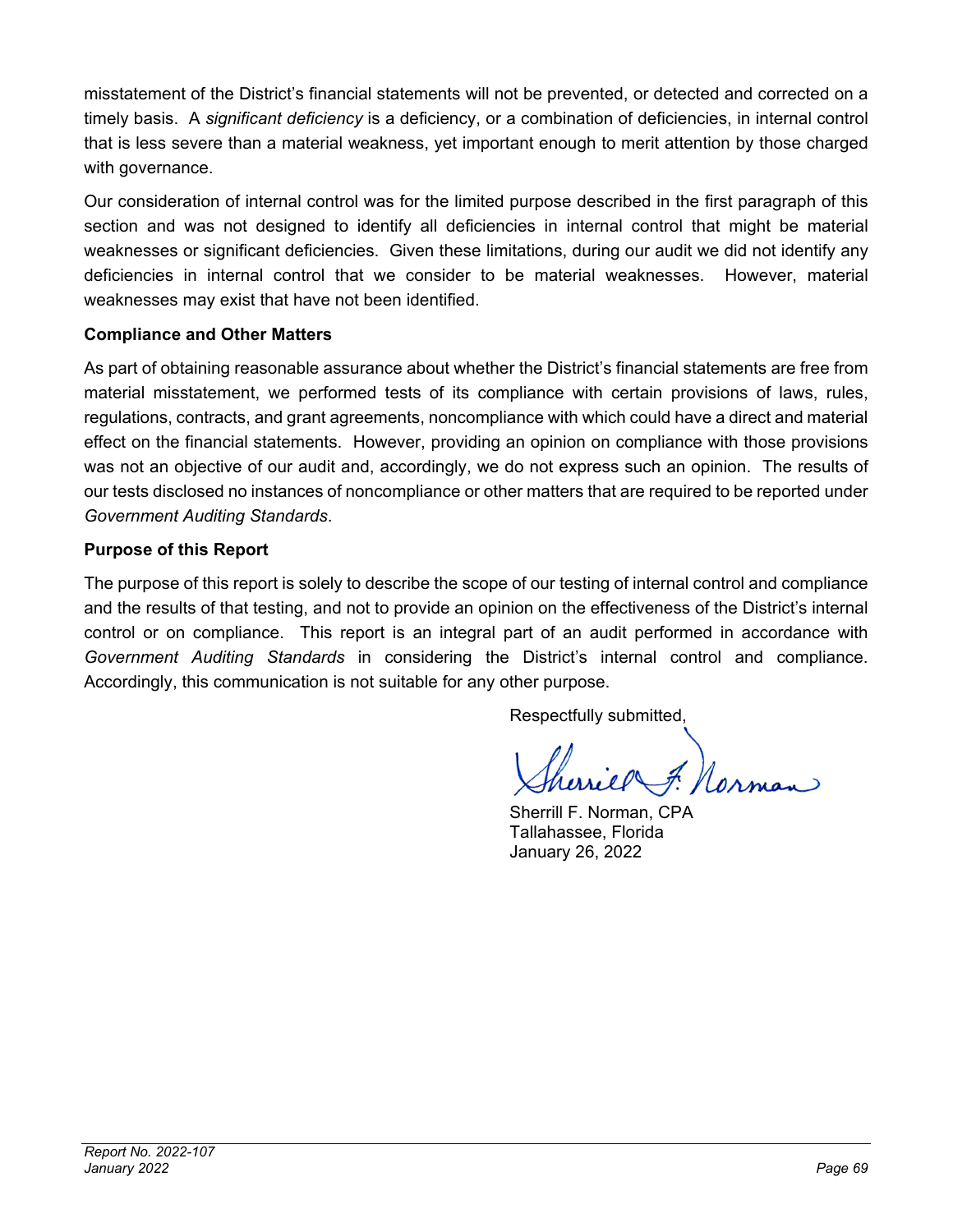misstatement of the District's financial statements will not be prevented, or detected and corrected on a timely basis. A *significant deficiency* is a deficiency, or a combination of deficiencies, in internal control that is less severe than a material weakness, yet important enough to merit attention by those charged with governance.

Our consideration of internal control was for the limited purpose described in the first paragraph of this section and was not designed to identify all deficiencies in internal control that might be material weaknesses or significant deficiencies. Given these limitations, during our audit we did not identify any deficiencies in internal control that we consider to be material weaknesses. However, material weaknesses may exist that have not been identified.

**Compliance and Other Matters**

As part of obtaining reasonable assurance about whether the District's financial statements are free from material misstatement, we performed tests of its compliance with certain provisions of laws, rules, regulations, contracts, and grant agreements, noncompliance with which could have a direct and material effect on the financial statements. However, providing an opinion on compliance with those provisions was not an objective of our audit and, accordingly, we do not express such an opinion. The results of our tests disclosed no instances of noncompliance or other matters that are required to be reported under *Government Auditing Standards*.

**Purpose of this Report**

The purpose of this report is solely to describe the scope of our testing of internal control and compliance and the results of that testing, and not to provide an opinion on the effectiveness of the District's internal control or on compliance. This report is an integral part of an audit performed in accordance with *Government Auditing Standards* in considering the District's internal control and compliance. Accordingly, this communication is not suitable for any other purpose.

Respectfully submitted,

Sherrill F. Norman, CPA
Tallahassee, Florida
January 26, 2022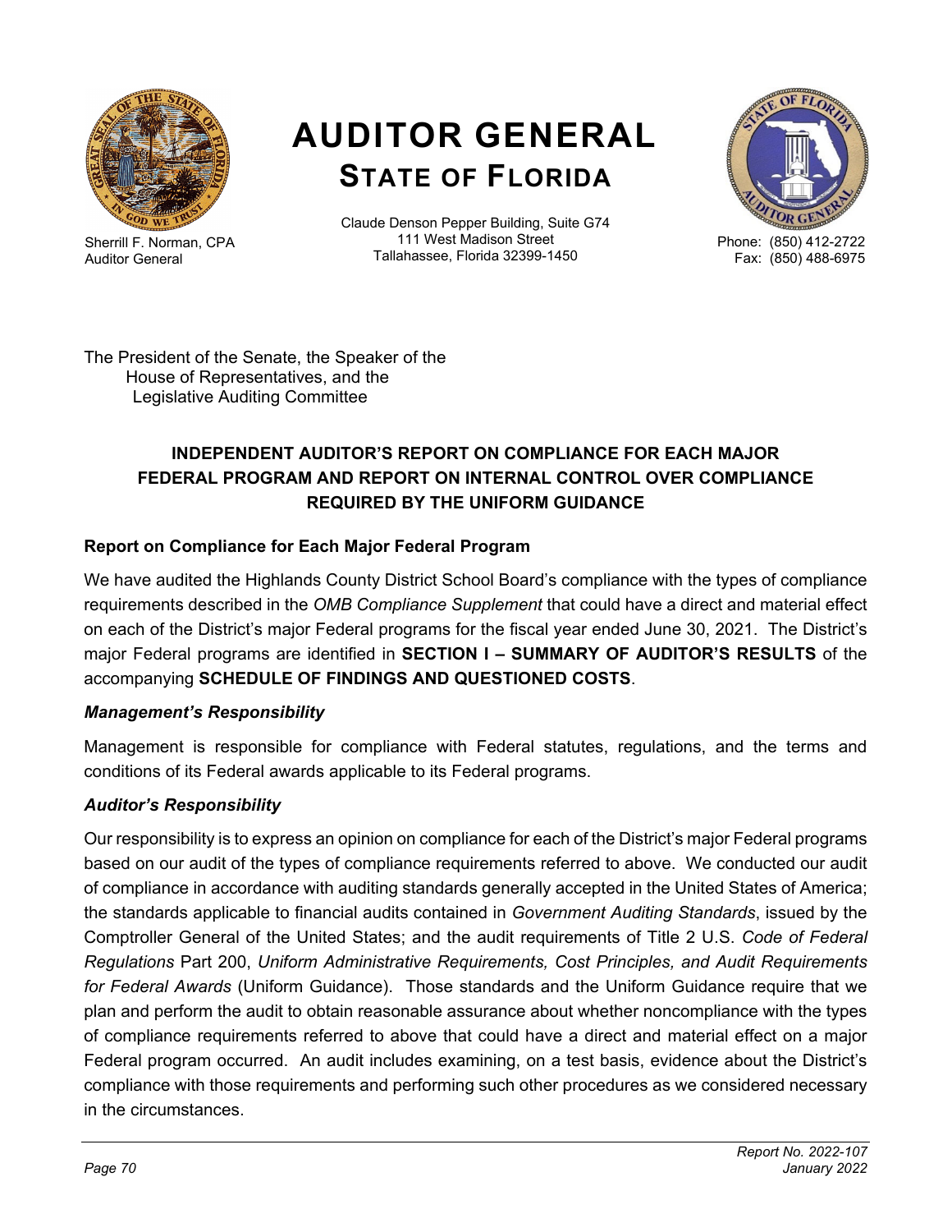# AUDITOR GENERAL
## STATE OF FLORIDA

Sherrill F. Norman, CPA
Auditor General

Claude Denson Pepper Building, Suite G74
111 West Madison Street
Tallahassee, Florida 32399-1450

Phone: (850) 412-2722
Fax: (850) 488-6975

The President of the Senate, the Speaker of the House of Representatives, and the Legislative Auditing Committee

**INDEPENDENT AUDITOR'S REPORT ON COMPLIANCE FOR EACH MAJOR FEDERAL PROGRAM AND REPORT ON INTERNAL CONTROL OVER COMPLIANCE REQUIRED BY THE UNIFORM GUIDANCE**

**Report on Compliance for Each Major Federal Program**

We have audited the Highlands County District School Board's compliance with the types of compliance requirements described in the *OMB Compliance Supplement* that could have a direct and material effect on each of the District's major Federal programs for the fiscal year ended June 30, 2021. The District's major Federal programs are identified in **SECTION I – SUMMARY OF AUDITOR'S RESULTS** of the accompanying **SCHEDULE OF FINDINGS AND QUESTIONED COSTS**.

***Management's Responsibility***

Management is responsible for compliance with Federal statutes, regulations, and the terms and conditions of its Federal awards applicable to its Federal programs.

***Auditor's Responsibility***

Our responsibility is to express an opinion on compliance for each of the District's major Federal programs based on our audit of the types of compliance requirements referred to above. We conducted our audit of compliance in accordance with auditing standards generally accepted in the United States of America; the standards applicable to financial audits contained in *Government Auditing Standards*, issued by the Comptroller General of the United States; and the audit requirements of Title 2 U.S. *Code of Federal Regulations* Part 200, *Uniform Administrative Requirements, Cost Principles, and Audit Requirements for Federal Awards* (Uniform Guidance). Those standards and the Uniform Guidance require that we plan and perform the audit to obtain reasonable assurance about whether noncompliance with the types of compliance requirements referred to above that could have a direct and material effect on a major Federal program occurred. An audit includes examining, on a test basis, evidence about the District's compliance with those requirements and performing such other procedures as we considered necessary in the circumstances.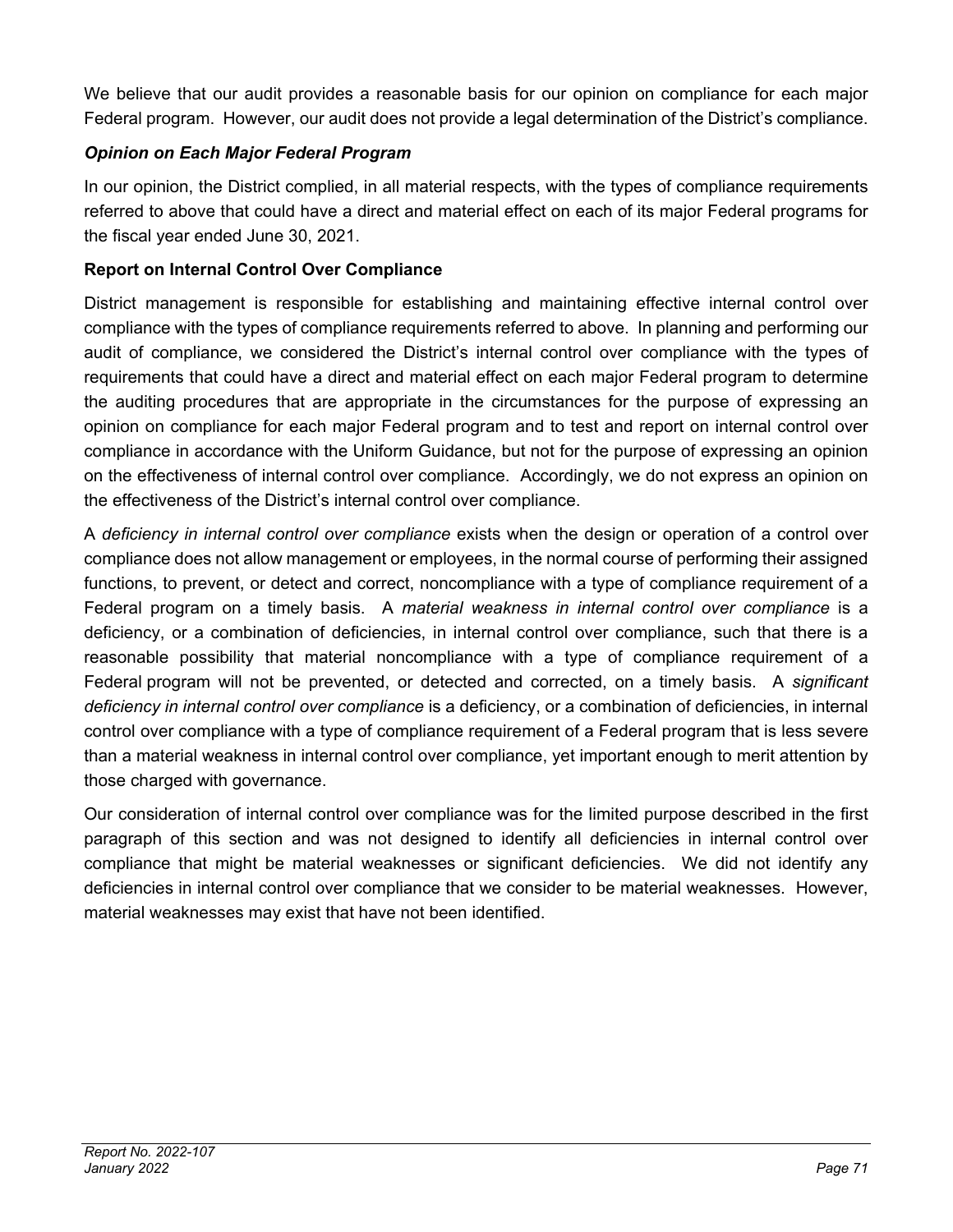We believe that our audit provides a reasonable basis for our opinion on compliance for each major Federal program. However, our audit does not provide a legal determination of the District's compliance.

### *Opinion on Each Major Federal Program*

In our opinion, the District complied, in all material respects, with the types of compliance requirements referred to above that could have a direct and material effect on each of its major Federal programs for the fiscal year ended June 30, 2021.

## Report on Internal Control Over Compliance

District management is responsible for establishing and maintaining effective internal control over compliance with the types of compliance requirements referred to above. In planning and performing our audit of compliance, we considered the District's internal control over compliance with the types of requirements that could have a direct and material effect on each major Federal program to determine the auditing procedures that are appropriate in the circumstances for the purpose of expressing an opinion on compliance for each major Federal program and to test and report on internal control over compliance in accordance with the Uniform Guidance, but not for the purpose of expressing an opinion on the effectiveness of internal control over compliance. Accordingly, we do not express an opinion on the effectiveness of the District's internal control over compliance.

A *deficiency in internal control over compliance* exists when the design or operation of a control over compliance does not allow management or employees, in the normal course of performing their assigned functions, to prevent, or detect and correct, noncompliance with a type of compliance requirement of a Federal program on a timely basis. A *material weakness in internal control over compliance* is a deficiency, or a combination of deficiencies, in internal control over compliance, such that there is a reasonable possibility that material noncompliance with a type of compliance requirement of a Federal program will not be prevented, or detected and corrected, on a timely basis. A *significant deficiency in internal control over compliance* is a deficiency, or a combination of deficiencies, in internal control over compliance with a type of compliance requirement of a Federal program that is less severe than a material weakness in internal control over compliance, yet important enough to merit attention by those charged with governance.

Our consideration of internal control over compliance was for the limited purpose described in the first paragraph of this section and was not designed to identify all deficiencies in internal control over compliance that might be material weaknesses or significant deficiencies. We did not identify any deficiencies in internal control over compliance that we consider to be material weaknesses. However, material weaknesses may exist that have not been identified.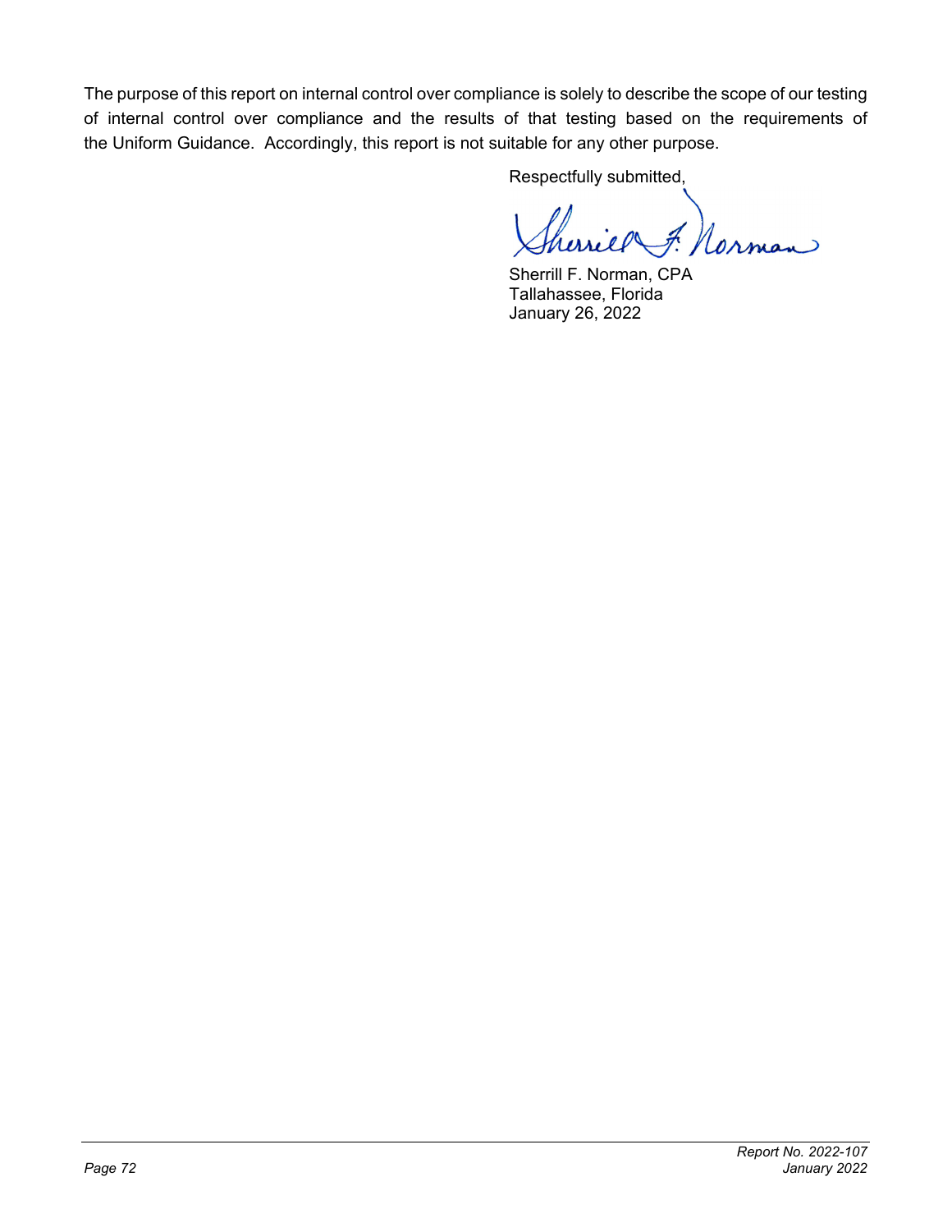The purpose of this report on internal control over compliance is solely to describe the scope of our testing of internal control over compliance and the results of that testing based on the requirements of the Uniform Guidance. Accordingly, this report is not suitable for any other purpose.

Respectfully submitted,

Sherrill F. Norman, CPA
Tallahassee, Florida
January 26, 2022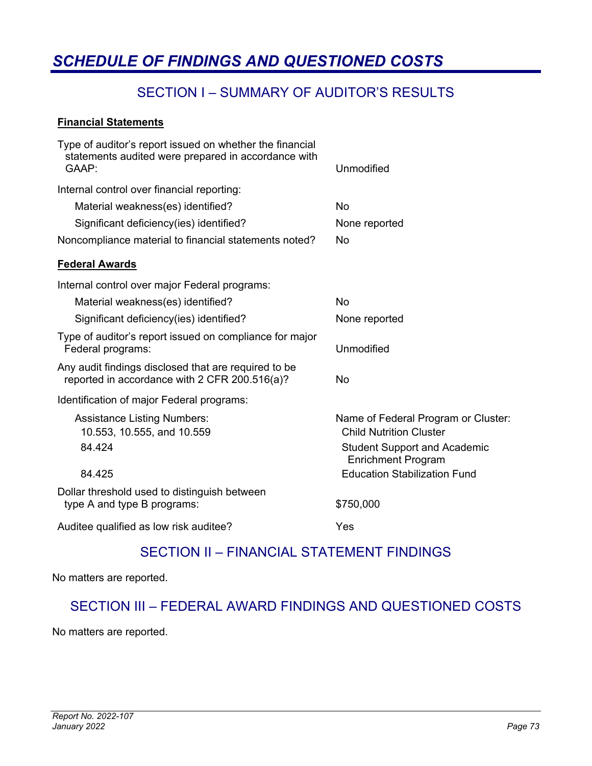# SCHEDULE OF FINDINGS AND QUESTIONED COSTS

## SECTION I – SUMMARY OF AUDITOR'S RESULTS

**Financial Statements**

| | |
|---|---|
| Type of auditor's report issued on whether the financial statements audited were prepared in accordance with GAAP: | Unmodified |
| Internal control over financial reporting: | |
| Material weakness(es) identified? | No |
| Significant deficiency(ies) identified? | None reported |
| Noncompliance material to financial statements noted? | No |

**Federal Awards**

| | |
|---|---|
| Internal control over major Federal programs: | |
| Material weakness(es) identified? | No |
| Significant deficiency(ies) identified? | None reported |
| Type of auditor's report issued on compliance for major Federal programs: | Unmodified |
| Any audit findings disclosed that are required to be reported in accordance with 2 CFR 200.516(a)? | No |
| Identification of major Federal programs: | |
| Assistance Listing Numbers: | Name of Federal Program or Cluster: |
| 10.553, 10.555, and 10.559 | Child Nutrition Cluster |
| 84.424 | Student Support and Academic Enrichment Program |
| 84.425 | Education Stabilization Fund |
| Dollar threshold used to distinguish between type A and type B programs: | $750,000 |
| Auditee qualified as low risk auditee? | Yes |

## SECTION II – FINANCIAL STATEMENT FINDINGS

No matters are reported.

## SECTION III – FEDERAL AWARD FINDINGS AND QUESTIONED COSTS

No matters are reported.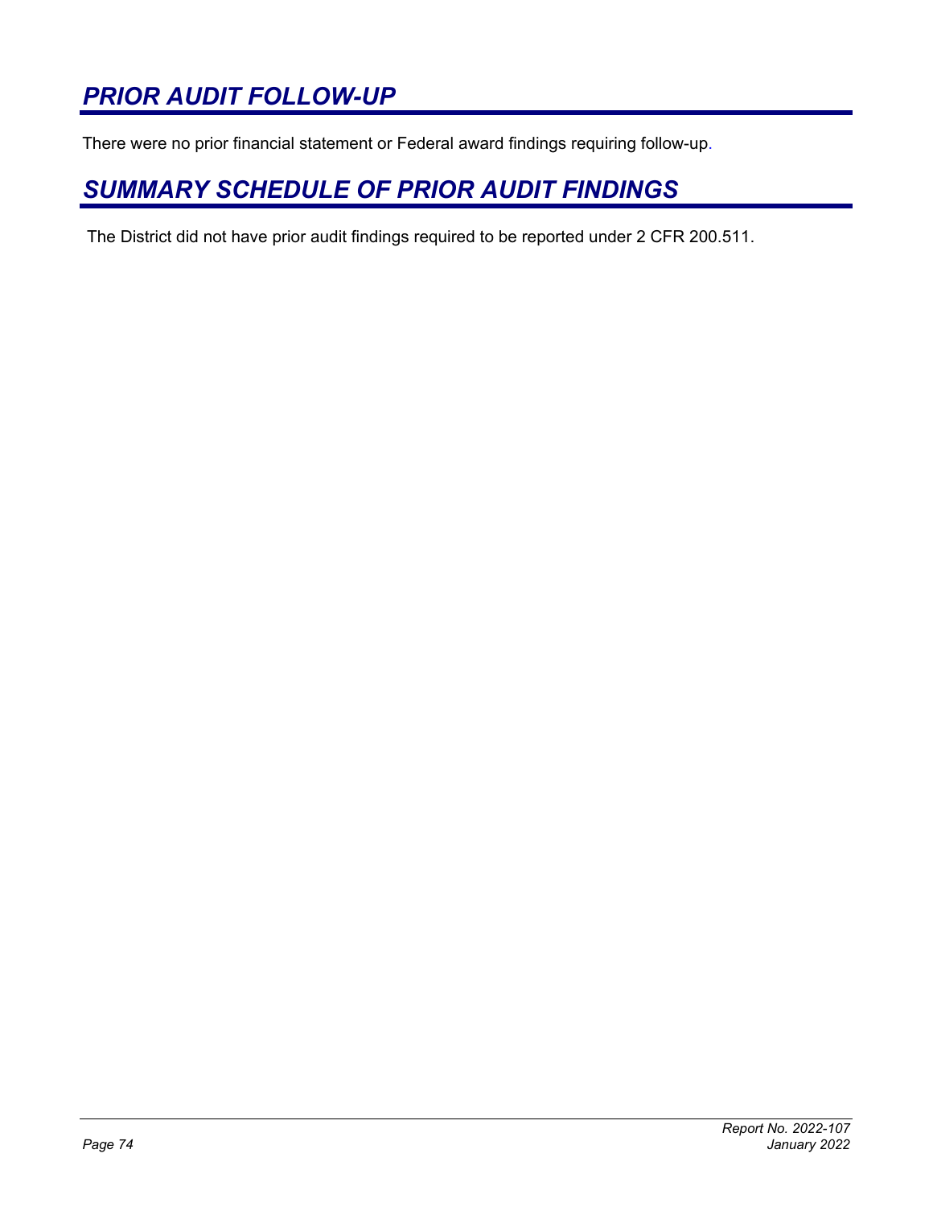## *PRIOR AUDIT FOLLOW-UP*

There were no prior financial statement or Federal award findings requiring follow-up.

## *SUMMARY SCHEDULE OF PRIOR AUDIT FINDINGS*

The District did not have prior audit findings required to be reported under 2 CFR 200.511.